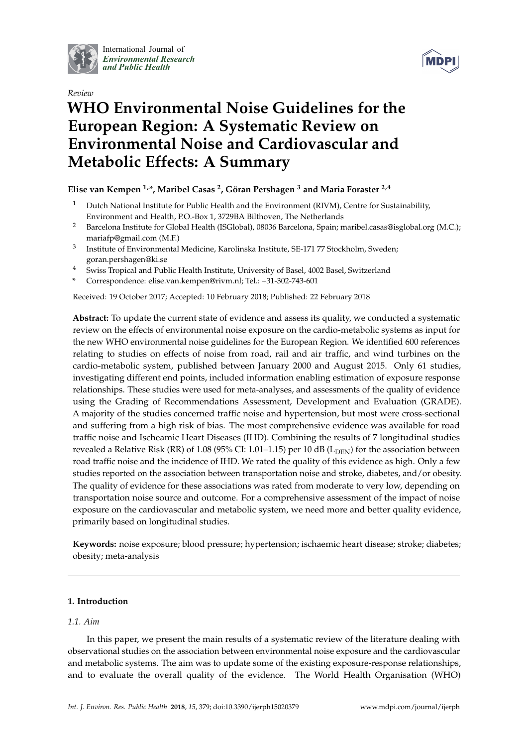International Journal of *Environmental Research and Public Health*

*Review*

# WHO Environmental Noise Guidelines for the European Region: A Systematic Review on Environmental Noise and Cardiovascular and Metabolic Effects: A Summary

**Elise van Kempen [1,*], Maribel Casas [2], Göran Pershagen [3] and Maria Foraster [2,4]**

1. Dutch National Institute for Public Health and the Environment (RIVM), Centre for Sustainability, Environment and Health, P.O.-Box 1, 3729BA Bilthoven, The Netherlands
2. Barcelona Institute for Global Health (ISGlobal), 08036 Barcelona, Spain; maribel.casas@isglobal.org (M.C.); mariafp@gmail.com (M.F.)
3. Institute of Environmental Medicine, Karolinska Institute, SE-171 77 Stockholm, Sweden; goran.pershagen@ki.se
4. Swiss Tropical and Public Health Institute, University of Basel, 4002 Basel, Switzerland

\* Correspondence: elise.van.kempen@rivm.nl; Tel.: +31-302-743-601

Received: 19 October 2017; Accepted: 10 February 2018; Published: 22 February 2018

**Abstract:** To update the current state of evidence and assess its quality, we conducted a systematic review on the effects of environmental noise exposure on the cardio-metabolic systems as input for the new WHO environmental noise guidelines for the European Region. We identified 600 references relating to studies on effects of noise from road, rail and air traffic, and wind turbines on the cardio-metabolic system, published between January 2000 and August 2015. Only 61 studies, investigating different end points, included information enabling estimation of exposure response relationships. These studies were used for meta-analyses, and assessments of the quality of evidence using the Grading of Recommendations Assessment, Development and Evaluation (GRADE). A majority of the studies concerned traffic noise and hypertension, but most were cross-sectional and suffering from a high risk of bias. The most comprehensive evidence was available for road traffic noise and Ischeamic Heart Diseases (IHD). Combining the results of 7 longitudinal studies revealed a Relative Risk (RR) of 1.08 (95% CI: 1.01–1.15) per 10 dB ($L_{DEN}$) for the association between road traffic noise and the incidence of IHD. We rated the quality of this evidence as high. Only a few studies reported on the association between transportation noise and stroke, diabetes, and/or obesity. The quality of evidence for these associations was rated from moderate to very low, depending on transportation noise source and outcome. For a comprehensive assessment of the impact of noise exposure on the cardiovascular and metabolic system, we need more and better quality evidence, primarily based on longitudinal studies.

**Keywords:** noise exposure; blood pressure; hypertension; ischaemic heart disease; stroke; diabetes; obesity; meta-analysis

## 1. Introduction

### *1.1. Aim*

In this paper, we present the main results of a systematic review of the literature dealing with observational studies on the association between environmental noise exposure and the cardiovascular and metabolic systems. The aim was to update some of the existing exposure-response relationships, and to evaluate the overall quality of the evidence. The World Health Organisation (WHO)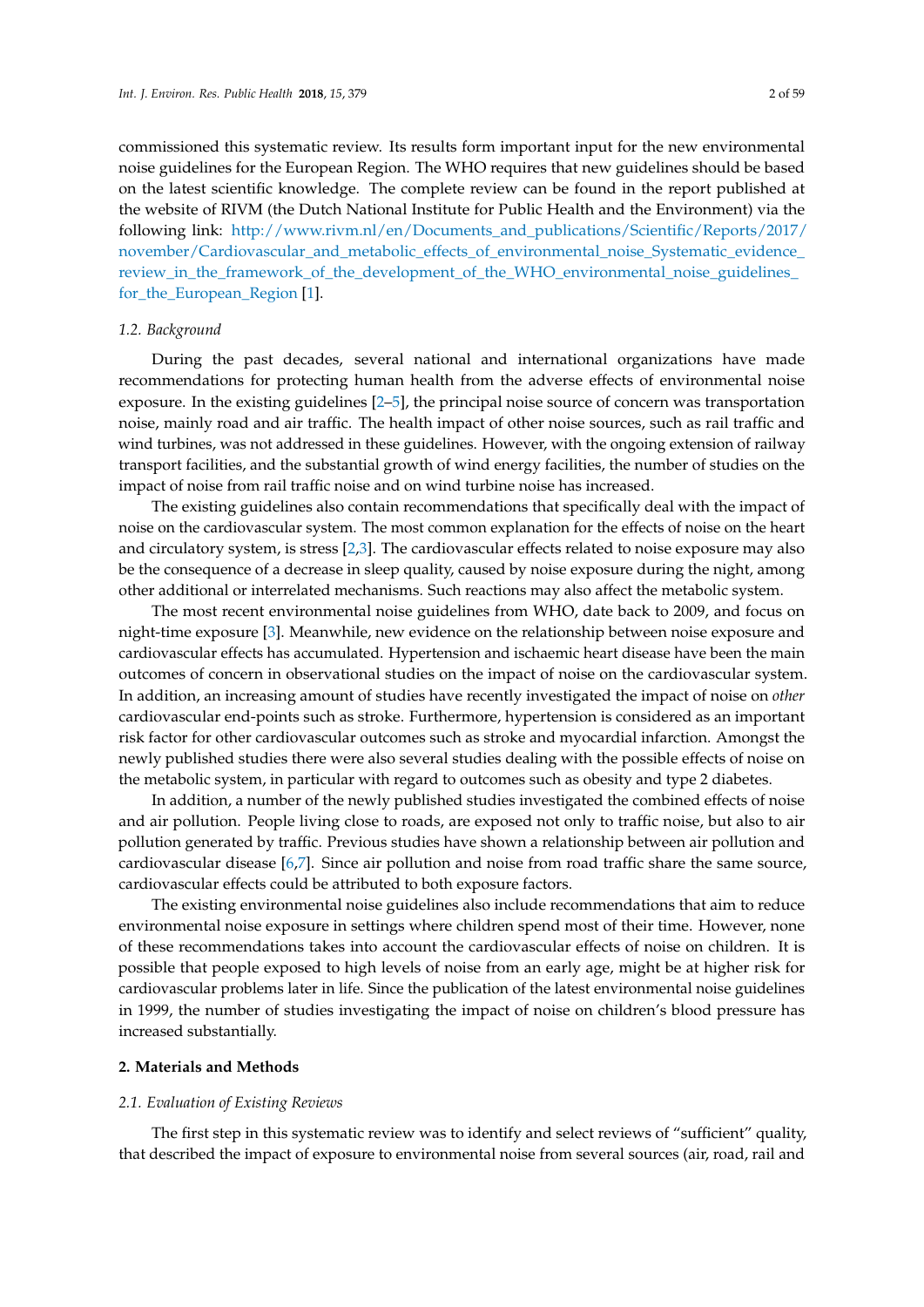commissioned this systematic review. Its results form important input for the new environmental noise guidelines for the European Region. The WHO requires that new guidelines should be based on the latest scientific knowledge. The complete review can be found in the report published at the website of RIVM (the Dutch National Institute for Public Health and the Environment) via the following link: http://www.rivm.nl/en/Documents_and_publications/Scientific/Reports/2017/november/Cardiovascular_and_metabolic_effects_of_environmental_noise_Systematic_evidence_review_in_the_framework_of_the_development_of_the_WHO_environmental_noise_guidelines_for_the_European_Region [1].

### 1.2. Background

During the past decades, several national and international organizations have made recommendations for protecting human health from the adverse effects of environmental noise exposure. In the existing guidelines [2–5], the principal noise source of concern was transportation noise, mainly road and air traffic. The health impact of other noise sources, such as rail traffic and wind turbines, was not addressed in these guidelines. However, with the ongoing extension of railway transport facilities, and the substantial growth of wind energy facilities, the number of studies on the impact of noise from rail traffic noise and on wind turbine noise has increased.

The existing guidelines also contain recommendations that specifically deal with the impact of noise on the cardiovascular system. The most common explanation for the effects of noise on the heart and circulatory system, is stress [2,3]. The cardiovascular effects related to noise exposure may also be the consequence of a decrease in sleep quality, caused by noise exposure during the night, among other additional or interrelated mechanisms. Such reactions may also affect the metabolic system.

The most recent environmental noise guidelines from WHO, date back to 2009, and focus on night-time exposure [3]. Meanwhile, new evidence on the relationship between noise exposure and cardiovascular effects has accumulated. Hypertension and ischaemic heart disease have been the main outcomes of concern in observational studies on the impact of noise on the cardiovascular system. In addition, an increasing amount of studies have recently investigated the impact of noise on *other* cardiovascular end-points such as stroke. Furthermore, hypertension is considered as an important risk factor for other cardiovascular outcomes such as stroke and myocardial infarction. Amongst the newly published studies there were also several studies dealing with the possible effects of noise on the metabolic system, in particular with regard to outcomes such as obesity and type 2 diabetes.

In addition, a number of the newly published studies investigated the combined effects of noise and air pollution. People living close to roads, are exposed not only to traffic noise, but also to air pollution generated by traffic. Previous studies have shown a relationship between air pollution and cardiovascular disease [6,7]. Since air pollution and noise from road traffic share the same source, cardiovascular effects could be attributed to both exposure factors.

The existing environmental noise guidelines also include recommendations that aim to reduce environmental noise exposure in settings where children spend most of their time. However, none of these recommendations takes into account the cardiovascular effects of noise on children. It is possible that people exposed to high levels of noise from an early age, might be at higher risk for cardiovascular problems later in life. Since the publication of the latest environmental noise guidelines in 1999, the number of studies investigating the impact of noise on children's blood pressure has increased substantially.

## 2. Materials and Methods

### 2.1. Evaluation of Existing Reviews

The first step in this systematic review was to identify and select reviews of "sufficient" quality, that described the impact of exposure to environmental noise from several sources (air, road, rail and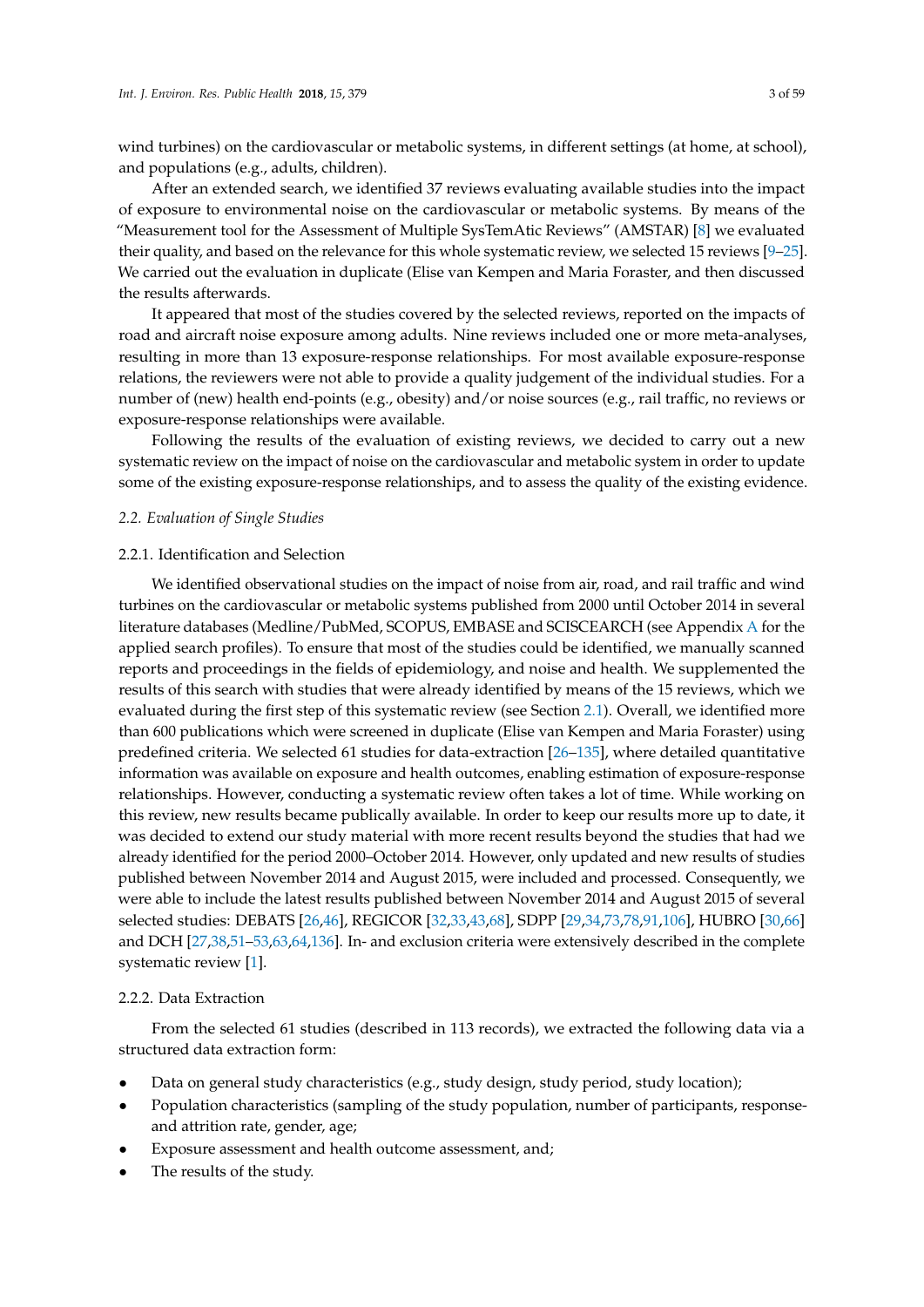wind turbines) on the cardiovascular or metabolic systems, in different settings (at home, at school), and populations (e.g., adults, children).

After an extended search, we identified 37 reviews evaluating available studies into the impact of exposure to environmental noise on the cardiovascular or metabolic systems. By means of the "Measurement tool for the Assessment of Multiple SysTemAtic Reviews" (AMSTAR) [8] we evaluated their quality, and based on the relevance for this whole systematic review, we selected 15 reviews [9–25]. We carried out the evaluation in duplicate (Elise van Kempen and Maria Foraster, and then discussed the results afterwards.

It appeared that most of the studies covered by the selected reviews, reported on the impacts of road and aircraft noise exposure among adults. Nine reviews included one or more meta-analyses, resulting in more than 13 exposure-response relationships. For most available exposure-response relations, the reviewers were not able to provide a quality judgement of the individual studies. For a number of (new) health end-points (e.g., obesity) and/or noise sources (e.g., rail traffic, no reviews or exposure-response relationships were available.

Following the results of the evaluation of existing reviews, we decided to carry out a new systematic review on the impact of noise on the cardiovascular and metabolic system in order to update some of the existing exposure-response relationships, and to assess the quality of the existing evidence.

### *2.2. Evaluation of Single Studies*

#### 2.2.1. Identification and Selection

We identified observational studies on the impact of noise from air, road, and rail traffic and wind turbines on the cardiovascular or metabolic systems published from 2000 until October 2014 in several literature databases (Medline/PubMed, SCOPUS, EMBASE and SCISCEARCH (see Appendix A for the applied search profiles). To ensure that most of the studies could be identified, we manually scanned reports and proceedings in the fields of epidemiology, and noise and health. We supplemented the results of this search with studies that were already identified by means of the 15 reviews, which we evaluated during the first step of this systematic review (see Section 2.1). Overall, we identified more than 600 publications which were screened in duplicate (Elise van Kempen and Maria Foraster) using predefined criteria. We selected 61 studies for data-extraction [26–135], where detailed quantitative information was available on exposure and health outcomes, enabling estimation of exposure-response relationships. However, conducting a systematic review often takes a lot of time. While working on this review, new results became publically available. In order to keep our results more up to date, it was decided to extend our study material with more recent results beyond the studies that had we already identified for the period 2000–October 2014. However, only updated and new results of studies published between November 2014 and August 2015, were included and processed. Consequently, we were able to include the latest results published between November 2014 and August 2015 of several selected studies: DEBATS [26,46], REGICOR [32,33,43,68], SDPP [29,34,73,78,91,106], HUBRO [30,66] and DCH [27,38,51–53,63,64,136]. In- and exclusion criteria were extensively described in the complete systematic review [1].

#### 2.2.2. Data Extraction

From the selected 61 studies (described in 113 records), we extracted the following data via a structured data extraction form:

- Data on general study characteristics (e.g., study design, study period, study location);
- Population characteristics (sampling of the study population, number of participants, response- and attrition rate, gender, age;
- Exposure assessment and health outcome assessment, and;
- The results of the study.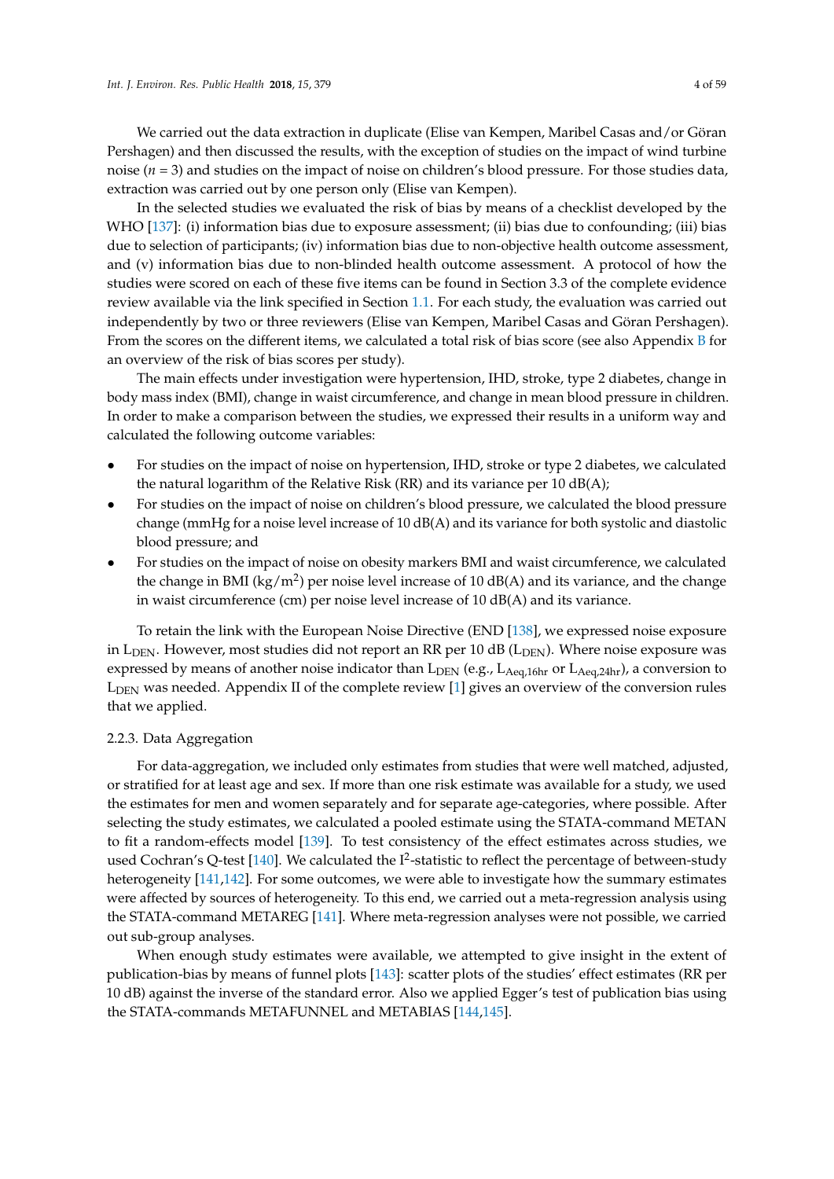We carried out the data extraction in duplicate (Elise van Kempen, Maribel Casas and/or Göran Pershagen) and then discussed the results, with the exception of studies on the impact of wind turbine noise (*n* = 3) and studies on the impact of noise on children's blood pressure. For those studies data, extraction was carried out by one person only (Elise van Kempen).

In the selected studies we evaluated the risk of bias by means of a checklist developed by the WHO [137]: (i) information bias due to exposure assessment; (ii) bias due to confounding; (iii) bias due to selection of participants; (iv) information bias due to non-objective health outcome assessment, and (v) information bias due to non-blinded health outcome assessment. A protocol of how the studies were scored on each of these five items can be found in Section 3.3 of the complete evidence review available via the link specified in Section 1.1. For each study, the evaluation was carried out independently by two or three reviewers (Elise van Kempen, Maribel Casas and Göran Pershagen). From the scores on the different items, we calculated a total risk of bias score (see also Appendix B for an overview of the risk of bias scores per study).

The main effects under investigation were hypertension, IHD, stroke, type 2 diabetes, change in body mass index (BMI), change in waist circumference, and change in mean blood pressure in children. In order to make a comparison between the studies, we expressed their results in a uniform way and calculated the following outcome variables:

- For studies on the impact of noise on hypertension, IHD, stroke or type 2 diabetes, we calculated the natural logarithm of the Relative Risk (RR) and its variance per 10 dB(A);
- For studies on the impact of noise on children's blood pressure, we calculated the blood pressure change (mmHg for a noise level increase of 10 dB(A) and its variance for both systolic and diastolic blood pressure; and
- For studies on the impact of noise on obesity markers BMI and waist circumference, we calculated the change in BMI (kg/m$^2$) per noise level increase of 10 dB(A) and its variance, and the change in waist circumference (cm) per noise level increase of 10 dB(A) and its variance.

To retain the link with the European Noise Directive (END [138], we expressed noise exposure in $L_{DEN}$. However, most studies did not report an RR per 10 dB ($L_{DEN}$). Where noise exposure was expressed by means of another noise indicator than $L_{DEN}$ (e.g., $L_{Aeq,16hr}$ or $L_{Aeq,24hr}$), a conversion to $L_{DEN}$ was needed. Appendix II of the complete review [1] gives an overview of the conversion rules that we applied.

### 2.2.3. Data Aggregation

For data-aggregation, we included only estimates from studies that were well matched, adjusted, or stratified for at least age and sex. If more than one risk estimate was available for a study, we used the estimates for men and women separately and for separate age-categories, where possible. After selecting the study estimates, we calculated a pooled estimate using the STATA-command METAN to fit a random-effects model [139]. To test consistency of the effect estimates across studies, we used Cochran's Q-test [140]. We calculated the $I^2$-statistic to reflect the percentage of between-study heterogeneity [141,142]. For some outcomes, we were able to investigate how the summary estimates were affected by sources of heterogeneity. To this end, we carried out a meta-regression analysis using the STATA-command METAREG [141]. Where meta-regression analyses were not possible, we carried out sub-group analyses.

When enough study estimates were available, we attempted to give insight in the extent of publication-bias by means of funnel plots [143]: scatter plots of the studies' effect estimates (RR per 10 dB) against the inverse of the standard error. Also we applied Egger's test of publication bias using the STATA-commands METAFUNNEL and METABIAS [144,145].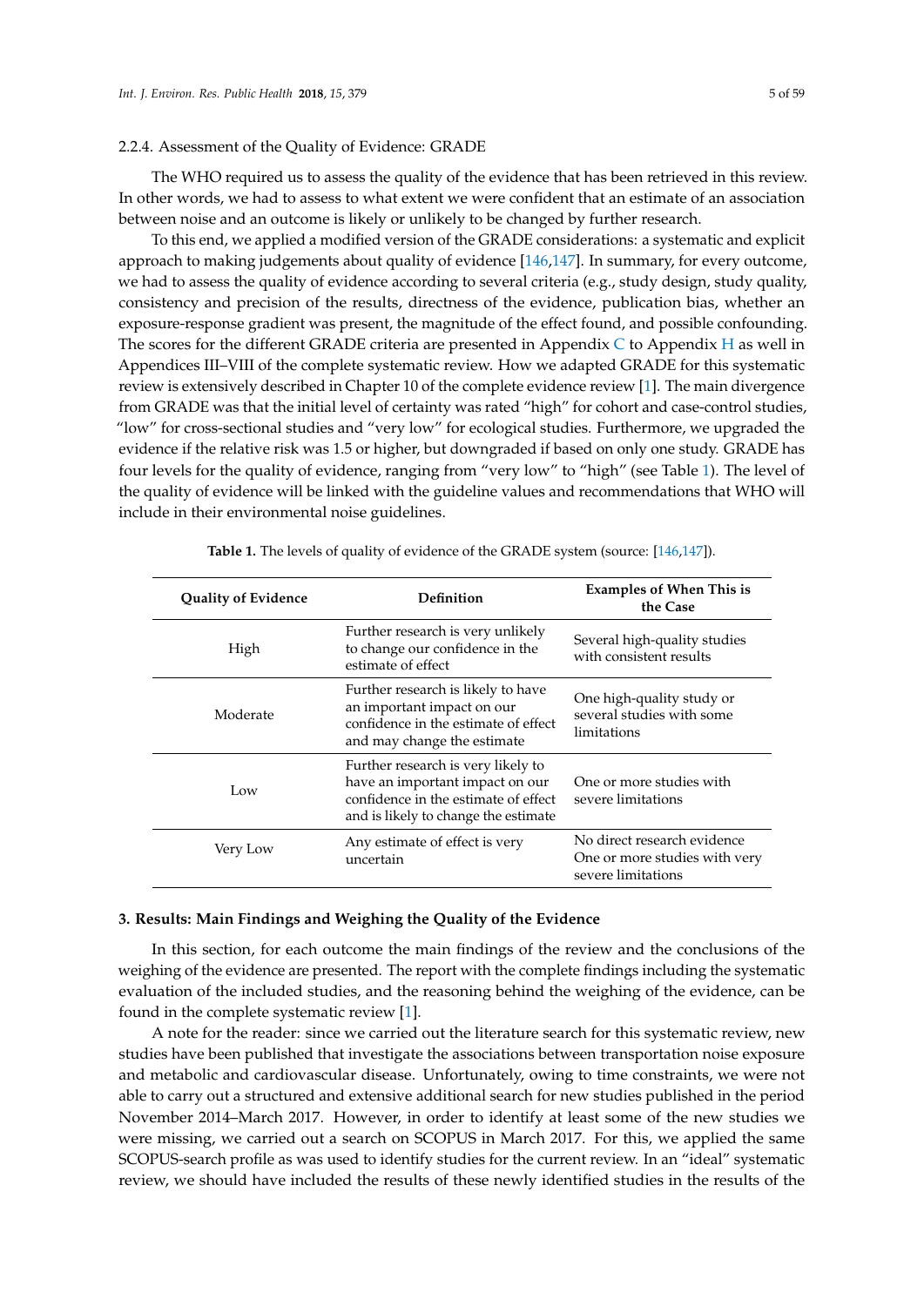### 2.2.4. Assessment of the Quality of Evidence: GRADE

The WHO required us to assess the quality of the evidence that has been retrieved in this review. In other words, we had to assess to what extent we were confident that an estimate of an association between noise and an outcome is likely or unlikely to be changed by further research.

To this end, we applied a modified version of the GRADE considerations: a systematic and explicit approach to making judgements about quality of evidence [146,147]. In summary, for every outcome, we had to assess the quality of evidence according to several criteria (e.g., study design, study quality, consistency and precision of the results, directness of the evidence, publication bias, whether an exposure-response gradient was present, the magnitude of the effect found, and possible confounding. The scores for the different GRADE criteria are presented in Appendix C to Appendix H as well in Appendices III–VIII of the complete systematic review. How we adapted GRADE for this systematic review is extensively described in Chapter 10 of the complete evidence review [1]. The main divergence from GRADE was that the initial level of certainty was rated "high" for cohort and case-control studies, "low" for cross-sectional studies and "very low" for ecological studies. Furthermore, we upgraded the evidence if the relative risk was 1.5 or higher, but downgraded if based on only one study. GRADE has four levels for the quality of evidence, ranging from "very low" to "high" (see Table 1). The level of the quality of evidence will be linked with the guideline values and recommendations that WHO will include in their environmental noise guidelines.

**Table 1.** The levels of quality of evidence of the GRADE system (source: [146,147]).

| Quality of Evidence | Definition | Examples of When This is the Case |
|---|---|---|
| High | Further research is very unlikely to change our confidence in the estimate of effect | Several high-quality studies with consistent results |
| Moderate | Further research is likely to have an important impact on our confidence in the estimate of effect and may change the estimate | One high-quality study or several studies with some limitations |
| Low | Further research is very likely to have an important impact on our confidence in the estimate of effect and is likely to change the estimate | One or more studies with severe limitations |
| Very Low | Any estimate of effect is very uncertain | No direct research evidence<br>One or more studies with very severe limitations |

## 3. Results: Main Findings and Weighing the Quality of the Evidence

In this section, for each outcome the main findings of the review and the conclusions of the weighing of the evidence are presented. The report with the complete findings including the systematic evaluation of the included studies, and the reasoning behind the weighing of the evidence, can be found in the complete systematic review [1].

A note for the reader: since we carried out the literature search for this systematic review, new studies have been published that investigate the associations between transportation noise exposure and metabolic and cardiovascular disease. Unfortunately, owing to time constraints, we were not able to carry out a structured and extensive additional search for new studies published in the period November 2014–March 2017. However, in order to identify at least some of the new studies we were missing, we carried out a search on SCOPUS in March 2017. For this, we applied the same SCOPUS-search profile as was used to identify studies for the current review. In an "ideal" systematic review, we should have included the results of these newly identified studies in the results of the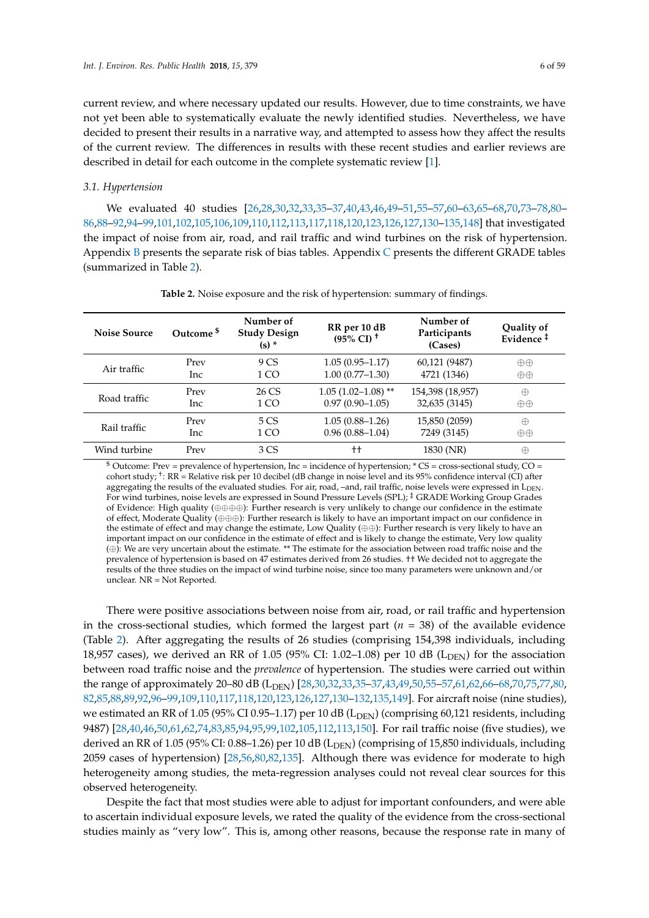current review, and where necessary updated our results. However, due to time constraints, we have not yet been able to systematically evaluate the newly identified studies. Nevertheless, we have decided to present their results in a narrative way, and attempted to assess how they affect the results of the current review. The differences in results with these recent studies and earlier reviews are described in detail for each outcome in the complete systematic review [1].

### 3.1. Hypertension

We evaluated 40 studies [26,28,30,32,33,35–37,40,43,46,49–51,55–57,60–63,65–68,70,73–78,80–86,88–92,94–99,101,102,105,106,109,110,112,113,117,118,120,123,126,127,130–135,148] that investigated the impact of noise from air, road, and rail traffic and wind turbines on the risk of hypertension. Appendix B presents the separate risk of bias tables. Appendix C presents the different GRADE tables (summarized in Table 2).

**Table 2.** Noise exposure and the risk of hypertension: summary of findings.

| Noise Source | Outcome $ | Number of Study Design (s) * | RR per 10 dB (95% CI) † | Number of Participants (Cases) | Quality of Evidence ‡ |
|---|---|---|---|---|---|
| Air traffic | Prev | 9 CS | 1.05 (0.95–1.17) | 60,121 (9487) | ⊕⊕ |
| | Inc | 1 CO | 1.00 (0.77–1.30) | 4721 (1346) | ⊕⊕ |
| Road traffic | Prev | 26 CS | 1.05 (1.02–1.08) ** | 154,398 (18,957) | ⊕ |
| | Inc | 1 CO | 0.97 (0.90–1.05) | 32,635 (3145) | ⊕⊕ |
| Rail traffic | Prev | 5 CS | 1.05 (0.88–1.26) | 15,850 (2059) | ⊕ |
| | Inc | 1 CO | 0.96 (0.88–1.04) | 7249 (3145) | ⊕⊕ |
| Wind turbine | Prev | 3 CS | †† | 1830 (NR) | ⊕ |

$ Outcome: Prev = prevalence of hypertension, Inc = incidence of hypertension; * CS = cross-sectional study, CO = cohort study; †: RR = Relative risk per 10 decibel (dB change in noise level and its 95% confidence interval (CI) after aggregating the results of the evaluated studies. For air, road, –and, rail traffic, noise levels were expressed in $L_{DEN}$. For wind turbines, noise levels are expressed in Sound Pressure Levels (SPL); ‡ GRADE Working Group Grades of Evidence: High quality (⊕⊕⊕⊕): Further research is very unlikely to change our confidence in the estimate of effect, Moderate Quality (⊕⊕⊕): Further research is likely to have an important impact on our confidence in the estimate of effect and may change the estimate, Low Quality (⊕⊕): Further research is very likely to have an important impact on our confidence in the estimate of effect and is likely to change the estimate, Very low quality (⊕): We are very uncertain about the estimate. ** The estimate for the association between road traffic noise and the prevalence of hypertension is based on 47 estimates derived from 26 studies. †† We decided not to aggregate the results of the three studies on the impact of wind turbine noise, since too many parameters were unknown and/or unclear. NR = Not Reported.

There were positive associations between noise from air, road, or rail traffic and hypertension in the cross-sectional studies, which formed the largest part ($n$ = 38) of the available evidence (Table 2). After aggregating the results of 26 studies (comprising 154,398 individuals, including 18,957 cases), we derived an RR of 1.05 (95% CI: 1.02–1.08) per 10 dB ($L_{DEN}$) for the association between road traffic noise and the *prevalence* of hypertension. The studies were carried out within the range of approximately 20–80 dB ($L_{DEN}$) [28,30,32,33,35–37,43,49,50,55–57,61,62,66–68,70,75,77,80,82,85,88,89,92,96–99,109,110,117,118,120,123,126,127,130–132,135,149]. For aircraft noise (nine studies), we estimated an RR of 1.05 (95% CI 0.95–1.17) per 10 dB ($L_{DEN}$) (comprising 60,121 residents, including 9487) [28,40,46,50,61,62,74,83,85,94,95,99,102,105,112,113,150]. For rail traffic noise (five studies), we derived an RR of 1.05 (95% CI: 0.88–1.26) per 10 dB ($L_{DEN}$) (comprising of 15,850 individuals, including 2059 cases of hypertension) [28,56,80,82,135]. Although there was evidence for moderate to high heterogeneity among studies, the meta-regression analyses could not reveal clear sources for this observed heterogeneity.

Despite the fact that most studies were able to adjust for important confounders, and were able to ascertain individual exposure levels, we rated the quality of the evidence from the cross-sectional studies mainly as "very low". This is, among other reasons, because the response rate in many of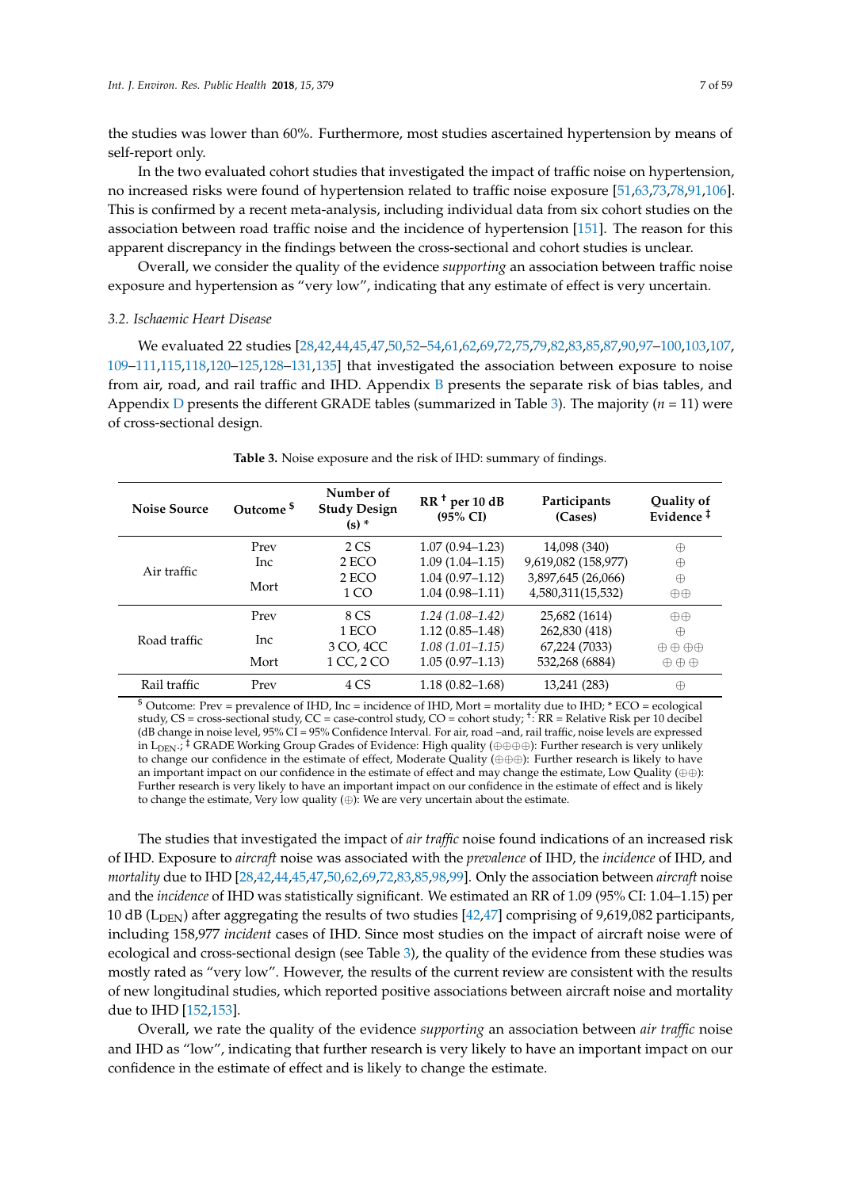the studies was lower than 60%. Furthermore, most studies ascertained hypertension by means of self-report only.

In the two evaluated cohort studies that investigated the impact of traffic noise on hypertension, no increased risks were found of hypertension related to traffic noise exposure [51,63,73,78,91,106]. This is confirmed by a recent meta-analysis, including individual data from six cohort studies on the association between road traffic noise and the incidence of hypertension [151]. The reason for this apparent discrepancy in the findings between the cross-sectional and cohort studies is unclear.

Overall, we consider the quality of the evidence *supporting* an association between traffic noise exposure and hypertension as "very low", indicating that any estimate of effect is very uncertain.

### 3.2. Ischaemic Heart Disease

We evaluated 22 studies [28,42,44,45,47,50,52–54,61,62,69,72,75,79,82,83,85,87,90,97–100,103,107,109–111,115,118,120–125,128–131,135] that investigated the association between exposure to noise from air, road, and rail traffic and IHD. Appendix B presents the separate risk of bias tables, and Appendix D presents the different GRADE tables (summarized in Table 3). The majority ($n$ = 11) were of cross-sectional design.

**Table 3.** Noise exposure and the risk of IHD: summary of findings.

| Noise Source | Outcome $ | Number of Study Design (s) * | RT † per 10 dB (95% CI) | Participants (Cases) | Quality of Evidence ‡ |
|---|---|---|---|---|---|
| Air traffic | Prev | 2 CS | 1.07 (0.94–1.23) | 14,098 (340) | ⊕ |
| | Inc | 2 ECO | 1.09 (1.04–1.15) | 9,619,082 (158,977) | ⊕ |
| | Mort | 2 ECO | 1.04 (0.97–1.12) | 3,897,645 (26,066) | ⊕ |
| | | 1 CO | 1.04 (0.98–1.11) | 4,580,311(15,532) | ⊕⊕ |
| Road traffic | Prev | 8 CS | *1.24 (1.08–1.42)* | 25,682 (1614) | ⊕⊕ |
| | Inc | 1 ECO | 1.12 (0.85–1.48) | 262,830 (418) | ⊕ |
| | | 3 CO, 4CC | *1.08 (1.01–1.15)* | 67,224 (7033) | ⊕ ⊕ ⊕⊕ |
| | Mort | 1 CC, 2 CO | 1.05 (0.97–1.13) | 532,268 (6884) | ⊕ ⊕ ⊕ |
| Rail traffic | Prev | 4 CS | 1.18 (0.82–1.68) | 13,241 (283) | ⊕ |

$ Outcome: Prev = prevalence of IHD, Inc = incidence of IHD, Mort = mortality due to IHD; * ECO = ecological study, CS = cross-sectional study, CC = case-control study, CO = cohort study; †: RR = Relative Risk per 10 decibel (dB change in noise level, 95% CI = 95% Confidence Interval. For air, road –and, rail traffic, noise levels are expressed in $L_{DEN}$.; ‡ GRADE Working Group Grades of Evidence: High quality (⊕⊕⊕⊕): Further research is very unlikely to change our confidence in the estimate of effect, Moderate Quality (⊕⊕⊕): Further research is likely to have an important impact on our confidence in the estimate of effect and may change the estimate, Low Quality (⊕⊕): Further research is very likely to have an important impact on our confidence in the estimate of effect and is likely to change the estimate, Very low quality (⊕): We are very uncertain about the estimate.

The studies that investigated the impact of *air traffic* noise found indications of an increased risk of IHD. Exposure to *aircraft* noise was associated with the *prevalence* of IHD, the *incidence* of IHD, and *mortality* due to IHD [28,42,44,45,47,50,62,69,72,83,85,98,99]. Only the association between *aircraft* noise and the *incidence* of IHD was statistically significant. We estimated an RR of 1.09 (95% CI: 1.04–1.15) per 10 dB ($L_{DEN}$) after aggregating the results of two studies [42,47] comprising of 9,619,082 participants, including 158,977 *incident* cases of IHD. Since most studies on the impact of aircraft noise were of ecological and cross-sectional design (see Table 3), the quality of the evidence from these studies was mostly rated as "very low". However, the results of the current review are consistent with the results of new longitudinal studies, which reported positive associations between aircraft noise and mortality due to IHD [152,153].

Overall, we rate the quality of the evidence *supporting* an association between *air traffic* noise and IHD as "low", indicating that further research is very likely to have an important impact on our confidence in the estimate of effect and is likely to change the estimate.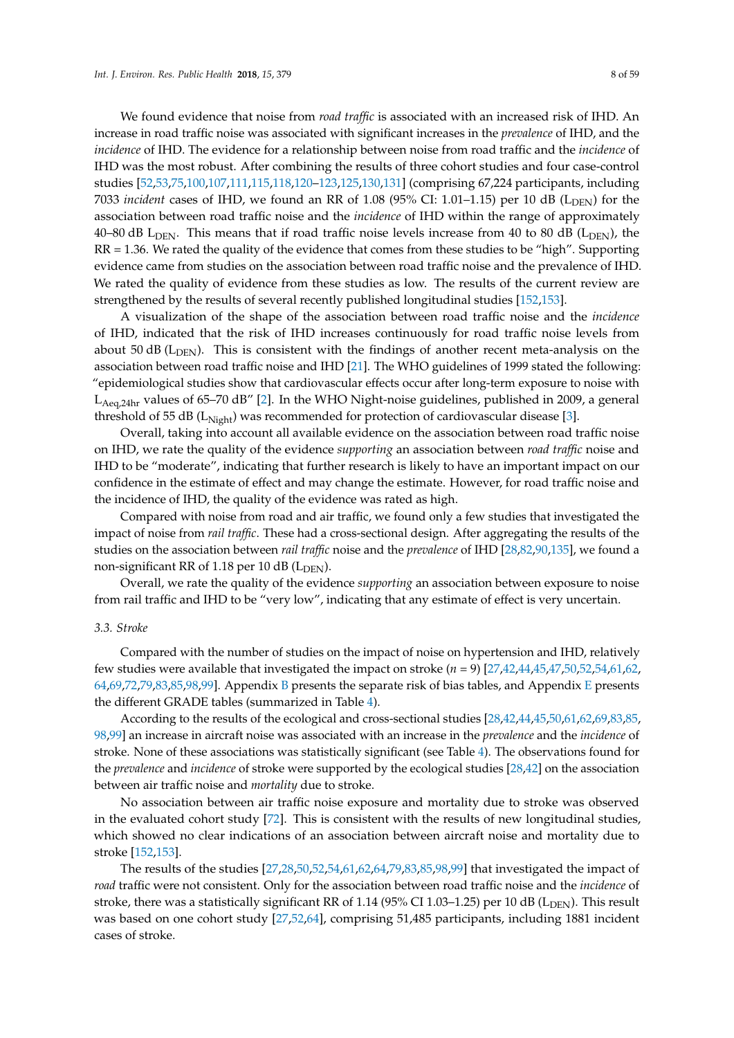We found evidence that noise from *road traffic* is associated with an increased risk of IHD. An increase in road traffic noise was associated with significant increases in the *prevalence* of IHD, and the *incidence* of IHD. The evidence for a relationship between noise from road traffic and the *incidence* of IHD was the most robust. After combining the results of three cohort studies and four case-control studies [52,53,75,100,107,111,115,118,120–123,125,130,131] (comprising 67,224 participants, including 7033 *incident* cases of IHD, we found an RR of 1.08 (95% CI: 1.01–1.15) per 10 dB ($L_{DEN}$) for the association between road traffic noise and the *incidence* of IHD within the range of approximately 40–80 dB $L_{DEN}$. This means that if road traffic noise levels increase from 40 to 80 dB ($L_{DEN}$), the RR = 1.36. We rated the quality of the evidence that comes from these studies to be "high". Supporting evidence came from studies on the association between road traffic noise and the prevalence of IHD. We rated the quality of evidence from these studies as low. The results of the current review are strengthened by the results of several recently published longitudinal studies [152,153].

A visualization of the shape of the association between road traffic noise and the *incidence* of IHD, indicated that the risk of IHD increases continuously for road traffic noise levels from about 50 dB ($L_{DEN}$). This is consistent with the findings of another recent meta-analysis on the association between road traffic noise and IHD [21]. The WHO guidelines of 1999 stated the following: "epidemiological studies show that cardiovascular effects occur after long-term exposure to noise with $L_{Aeq,24hr}$ values of 65–70 dB" [2]. In the WHO Night-noise guidelines, published in 2009, a general threshold of 55 dB ($L_{Night}$) was recommended for protection of cardiovascular disease [3].

Overall, taking into account all available evidence on the association between road traffic noise on IHD, we rate the quality of the evidence *supporting* an association between *road traffic* noise and IHD to be "moderate", indicating that further research is likely to have an important impact on our confidence in the estimate of effect and may change the estimate. However, for road traffic noise and the incidence of IHD, the quality of the evidence was rated as high.

Compared with noise from road and air traffic, we found only a few studies that investigated the impact of noise from *rail traffic*. These had a cross-sectional design. After aggregating the results of the studies on the association between *rail traffic* noise and the *prevalence* of IHD [28,82,90,135], we found a non-significant RR of 1.18 per 10 dB ($L_{DEN}$).

Overall, we rate the quality of the evidence *supporting* an association between exposure to noise from rail traffic and IHD to be "very low", indicating that any estimate of effect is very uncertain.

### 3.3. Stroke

Compared with the number of studies on the impact of noise on hypertension and IHD, relatively few studies were available that investigated the impact on stroke ($n = 9$) [27,42,44,45,47,50,52,54,61,62,64,69,72,79,83,85,98,99]. Appendix B presents the separate risk of bias tables, and Appendix E presents the different GRADE tables (summarized in Table 4).

According to the results of the ecological and cross-sectional studies [28,42,44,45,50,61,62,69,83,85,98,99] an increase in aircraft noise was associated with an increase in the *prevalence* and the *incidence* of stroke. None of these associations was statistically significant (see Table 4). The observations found for the *prevalence* and *incidence* of stroke were supported by the ecological studies [28,42] on the association between air traffic noise and *mortality* due to stroke.

No association between air traffic noise exposure and mortality due to stroke was observed in the evaluated cohort study [72]. This is consistent with the results of new longitudinal studies, which showed no clear indications of an association between aircraft noise and mortality due to stroke [152,153].

The results of the studies [27,28,50,52,54,61,62,64,79,83,85,98,99] that investigated the impact of *road* traffic were not consistent. Only for the association between road traffic noise and the *incidence* of stroke, there was a statistically significant RR of 1.14 (95% CI 1.03–1.25) per 10 dB ($L_{DEN}$). This result was based on one cohort study [27,52,64], comprising 51,485 participants, including 1881 incident cases of stroke.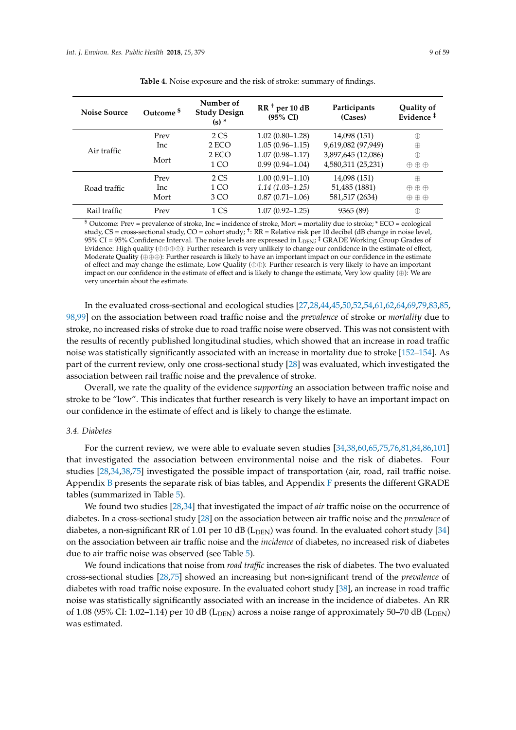**Table 4.** Noise exposure and the risk of stroke: summary of findings.

| Noise Source | Outcome [$] | Number of Study Design (s) * | RR [†] per 10 dB (95% CI) | Participants (Cases) | Quality of Evidence [‡] |
|---|---|---|---|---|---|
| Air traffic | Prev | 2 CS | 1.02 (0.80–1.28) | 14,098 (151) | ⊕ |
| | Inc | 2 ECO | 1.05 (0.96–1.15) | 9,619,082 (97,949) | ⊕ |
| | Mort | 2 ECO | 1.07 (0.98–1.17) | 3,897,645 (12,086) | ⊕ |
| | | 1 CO | 0.99 (0.94–1.04) | 4,580,311 (25,231) | ⊕⊕⊕ |
| Road traffic | Prev | 2 CS | 1.00 (0.91–1.10) | 14,098 (151) | ⊕ |
| | Inc | 1 CO | *1.14 (1.03–1.25)* | 51,485 (1881) | ⊕⊕⊕ |
| | Mort | 3 CO | 0.87 (0.71–1.06) | 581,517 (2634) | ⊕⊕⊕ |
| Rail traffic | Prev | 1 CS | 1.07 (0.92–1.25) | 9365 (89) | ⊕ |

[$] Outcome: Prev = prevalence of stroke, Inc = incidence of stroke, Mort = mortality due to stroke; * ECO = ecological study, CS = cross-sectional study, CO = cohort study; [†]: RR = Relative risk per 10 decibel (dB change in noise level, 95% CI = 95% Confidence Interval. The noise levels are expressed in $L_{DEN}$; [‡] GRADE Working Group Grades of Evidence: High quality (⊕⊕⊕⊕): Further research is very unlikely to change our confidence in the estimate of effect, Moderate Quality (⊕⊕⊕): Further research is likely to have an important impact on our confidence in the estimate of effect and may change the estimate, Low Quality (⊕⊕): Further research is very likely to have an important impact on our confidence in the estimate of effect and is likely to change the estimate, Very low quality (⊕): We are very uncertain about the estimate.

In the evaluated cross-sectional and ecological studies [27,28,44,45,50,52,54,61,62,64,69,79,83,85,98,99] on the association between road traffic noise and the *prevalence* of stroke or *mortality* due to stroke, no increased risks of stroke due to road traffic noise were observed. This was not consistent with the results of recently published longitudinal studies, which showed that an increase in road traffic noise was statistically significantly associated with an increase in mortality due to stroke [152–154]. As part of the current review, only one cross-sectional study [28] was evaluated, which investigated the association between rail traffic noise and the prevalence of stroke.

Overall, we rate the quality of the evidence *supporting* an association between traffic noise and stroke to be "low". This indicates that further research is very likely to have an important impact on our confidence in the estimate of effect and is likely to change the estimate.

### 3.4. Diabetes

For the current review, we were able to evaluate seven studies [34,38,60,65,75,76,81,84,86,101] that investigated the association between environmental noise and the risk of diabetes. Four studies [28,34,38,75] investigated the possible impact of transportation (air, road, rail traffic noise. Appendix B presents the separate risk of bias tables, and Appendix F presents the different GRADE tables (summarized in Table 5).

We found two studies [28,34] that investigated the impact of *air* traffic noise on the occurrence of diabetes. In a cross-sectional study [28] on the association between air traffic noise and the *prevalence* of diabetes, a non-significant RR of 1.01 per 10 dB ($L_{DEN}$) was found. In the evaluated cohort study [34] on the association between air traffic noise and the *incidence* of diabetes, no increased risk of diabetes due to air traffic noise was observed (see Table 5).

We found indications that noise from *road traffic* increases the risk of diabetes. The two evaluated cross-sectional studies [28,75] showed an increasing but non-significant trend of the *prevalence* of diabetes with road traffic noise exposure. In the evaluated cohort study [38], an increase in road traffic noise was statistically significantly associated with an increase in the incidence of diabetes. An RR of 1.08 (95% CI: 1.02–1.14) per 10 dB ($L_{DEN}$) across a noise range of approximately 50–70 dB ($L_{DEN}$) was estimated.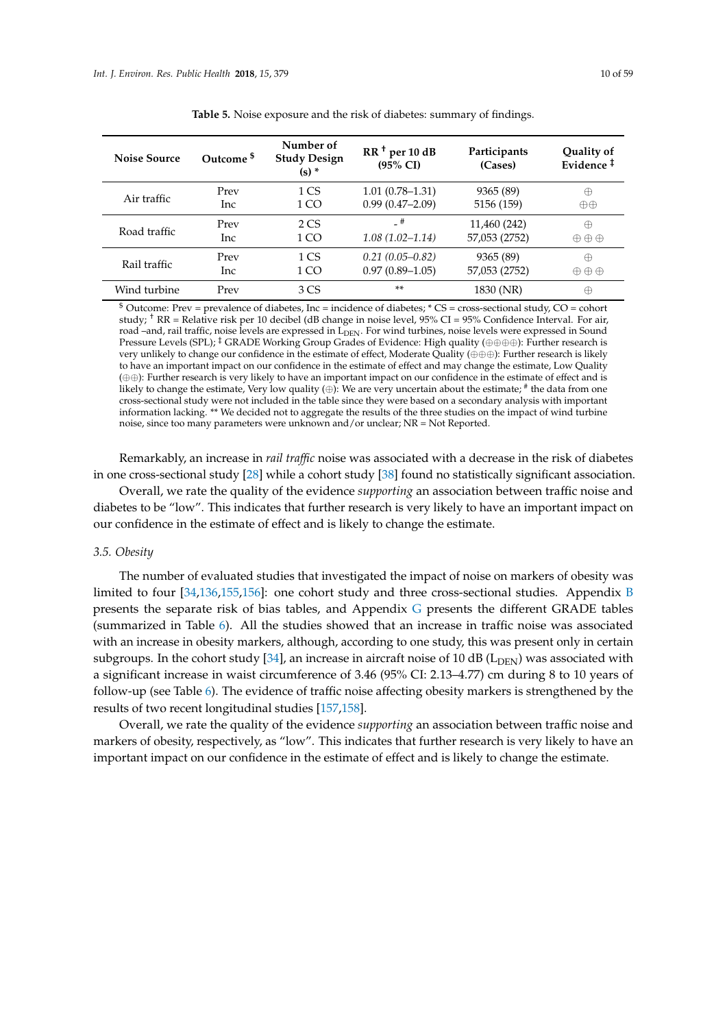**Table 5.** Noise exposure and the risk of diabetes: summary of findings.

| Noise Source | Outcome [$] | Number of Study Design (s) * | RR [†] per 10 dB (95% CI) | Participants (Cases) | Quality of Evidence [‡] |
|---|---|---|---|---|---|
| Air traffic | Prev | 1 CS | 1.01 (0.78–1.31) | 9365 (89) | ⊕ |
| | Inc | 1 CO | 0.99 (0.47–2.09) | 5156 (159) | ⊕⊕ |
| Road traffic | Prev | 2 CS | - # | 11,460 (242) | ⊕ |
| | Inc | 1 CO | *1.08 (1.02–1.14)* | 57,053 (2752) | ⊕ ⊕ ⊕ |
| Rail traffic | Prev | 1 CS | *0.21 (0.05–0.82)* | 9365 (89) | ⊕ |
| | Inc | 1 CO | 0.97 (0.89–1.05) | 57,053 (2752) | ⊕ ⊕ ⊕ |
| Wind turbine | Prev | 3 CS | ** | 1830 (NR) | ⊕ |

[$] Outcome: Prev = prevalence of diabetes, Inc = incidence of diabetes; * CS = cross-sectional study, CO = cohort study; [†] RR = Relative risk per 10 decibel (dB change in noise level, 95% CI = 95% Confidence Interval. For air, road –and, rail traffic, noise levels are expressed in $L_{DEN}$. For wind turbines, noise levels were expressed in Sound Pressure Levels (SPL); [‡] GRADE Working Group Grades of Evidence: High quality (⊕⊕⊕⊕): Further research is very unlikely to change our confidence in the estimate of effect, Moderate Quality (⊕⊕⊕): Further research is likely to have an important impact on our confidence in the estimate of effect and may change the estimate, Low Quality (⊕⊕): Further research is very likely to have an important impact on our confidence in the estimate of effect and is likely to change the estimate, Very low quality (⊕): We are very uncertain about the estimate; # the data from one cross-sectional study were not included in the table since they were based on a secondary analysis with important information lacking. ** We decided not to aggregate the results of the three studies on the impact of wind turbine noise, since too many parameters were unknown and/or unclear; NR = Not Reported.

Remarkably, an increase in *rail traffic* noise was associated with a decrease in the risk of diabetes in one cross-sectional study [28] while a cohort study [38] found no statistically significant association.

Overall, we rate the quality of the evidence *supporting* an association between traffic noise and diabetes to be "low". This indicates that further research is very likely to have an important impact on our confidence in the estimate of effect and is likely to change the estimate.

### 3.5. Obesity

The number of evaluated studies that investigated the impact of noise on markers of obesity was limited to four [34,136,155,156]: one cohort study and three cross-sectional studies. Appendix B presents the separate risk of bias tables, and Appendix G presents the different GRADE tables (summarized in Table 6). All the studies showed that an increase in traffic noise was associated with an increase in obesity markers, although, according to one study, this was present only in certain subgroups. In the cohort study [34], an increase in aircraft noise of 10 dB ($L_{DEN}$) was associated with a significant increase in waist circumference of 3.46 (95% CI: 2.13–4.77) cm during 8 to 10 years of follow-up (see Table 6). The evidence of traffic noise affecting obesity markers is strengthened by the results of two recent longitudinal studies [157,158].

Overall, we rate the quality of the evidence *supporting* an association between traffic noise and markers of obesity, respectively, as "low". This indicates that further research is very likely to have an important impact on our confidence in the estimate of effect and is likely to change the estimate.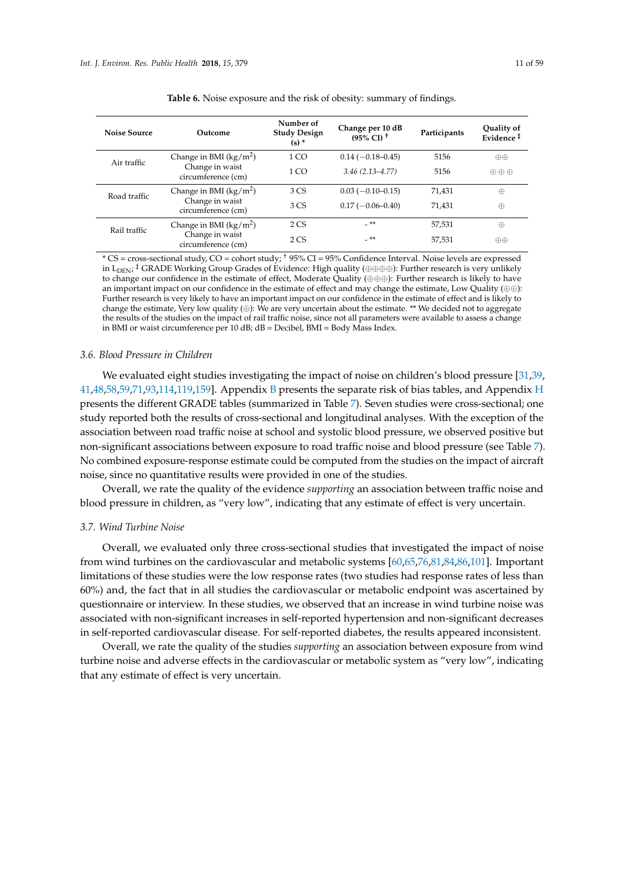**Table 6.** Noise exposure and the risk of obesity: summary of findings.

| Noise Source | Outcome | Number of Study Design (s) * | Change per 10 dB (95% CI) † | Participants | Quality of Evidence ‡ |
|---|---|---|---|---|---|
| Air traffic | Change in BMI (kg/m$^2$) | 1 CO | 0.14 (−0.18–0.45) | 5156 | ⊕⊕ |
| | Change in waist circumference (cm) | 1 CO | *3.46 (2.13–4.77)* | 5156 | ⊕⊕⊕ |
| Road traffic | Change in BMI (kg/m$^2$) | 3 CS | 0.03 (−0.10–0.15) | 71,431 | ⊕ |
| | Change in waist circumference (cm) | 3 CS | 0.17 (−0.06–0.40) | 71,431 | ⊕ |
| Rail traffic | Change in BMI (kg/m$^2$) | 2 CS | - ** | 57,531 | ⊕ |
| | Change in waist circumference (cm) | 2 CS | - ** | 57,531 | ⊕⊕ |

* CS = cross-sectional study, CO = cohort study; † 95% CI = 95% Confidence Interval. Noise levels are expressed in $L_{DEN}$; ‡ GRADE Working Group Grades of Evidence: High quality (⊕⊕⊕⊕): Further research is very unlikely to change our confidence in the estimate of effect, Moderate Quality (⊕⊕⊕): Further research is likely to have an important impact on our confidence in the estimate of effect and may change the estimate, Low Quality (⊕⊕): Further research is very likely to have an important impact on our confidence in the estimate of effect and is likely to change the estimate, Very low quality (⊕): We are very uncertain about the estimate. ** We decided not to aggregate the results of the studies on the impact of rail traffic noise, since not all parameters were available to assess a change in BMI or waist circumference per 10 dB; dB = Decibel, BMI = Body Mass Index.

### 3.6. Blood Pressure in Children

We evaluated eight studies investigating the impact of noise on children's blood pressure [31,39,41,48,58,59,71,93,114,119,159]. Appendix B presents the separate risk of bias tables, and Appendix H presents the different GRADE tables (summarized in Table 7). Seven studies were cross-sectional; one study reported both the results of cross-sectional and longitudinal analyses. With the exception of the association between road traffic noise at school and systolic blood pressure, we observed positive but non-significant associations between exposure to road traffic noise and blood pressure (see Table 7). No combined exposure-response estimate could be computed from the studies on the impact of aircraft noise, since no quantitative results were provided in one of the studies.

Overall, we rate the quality of the evidence *supporting* an association between traffic noise and blood pressure in children, as "very low", indicating that any estimate of effect is very uncertain.

### 3.7. Wind Turbine Noise

Overall, we evaluated only three cross-sectional studies that investigated the impact of noise from wind turbines on the cardiovascular and metabolic systems [60,65,76,81,84,86,101]. Important limitations of these studies were the low response rates (two studies had response rates of less than 60%) and, the fact that in all studies the cardiovascular or metabolic endpoint was ascertained by questionnaire or interview. In these studies, we observed that an increase in wind turbine noise was associated with non-significant increases in self-reported hypertension and non-significant decreases in self-reported cardiovascular disease. For self-reported diabetes, the results appeared inconsistent.

Overall, we rate the quality of the studies *supporting* an association between exposure from wind turbine noise and adverse effects in the cardiovascular or metabolic system as "very low", indicating that any estimate of effect is very uncertain.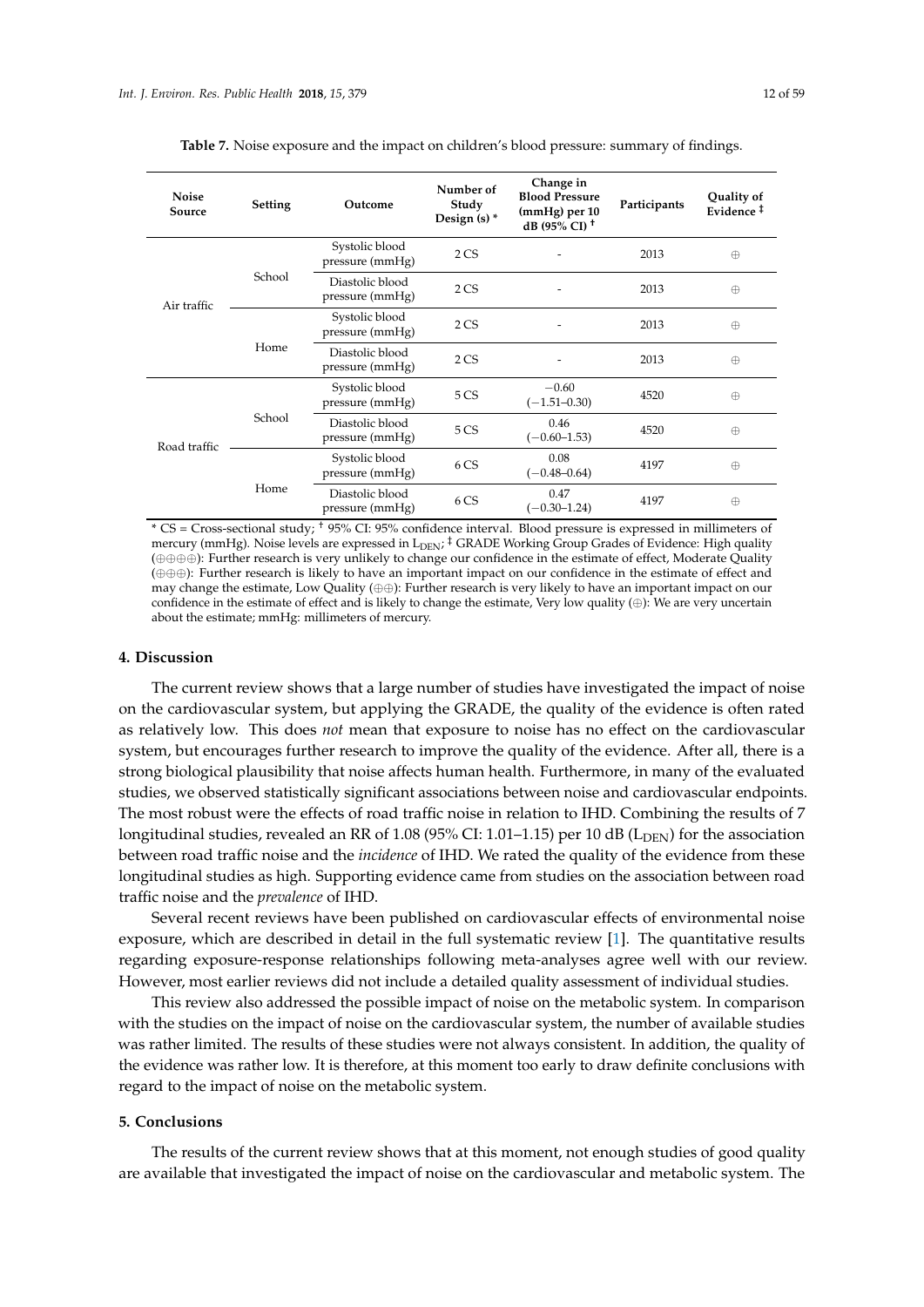**Table 7.** Noise exposure and the impact on children's blood pressure: summary of findings.

| Noise Source | Setting | Outcome | Number of Study Design (s) * | Change in Blood Pressure (mmHg) per 10 dB (95% CI) † | Participants | Quality of Evidence ‡ |
|---|---|---|---|---|---|---|
| Air traffic | School | Systolic blood pressure (mmHg) | 2 CS | - | 2013 | ⊕ |
| | | Diastolic blood pressure (mmHg) | 2 CS | - | 2013 | ⊕ |
| | Home | Systolic blood pressure (mmHg) | 2 CS | - | 2013 | ⊕ |
| | | Diastolic blood pressure (mmHg) | 2 CS | - | 2013 | ⊕ |
| Road traffic | School | Systolic blood pressure (mmHg) | 5 CS | −0.60 (−1.51–0.30) | 4520 | ⊕ |
| | | Diastolic blood pressure (mmHg) | 5 CS | 0.46 (−0.60–1.53) | 4520 | ⊕ |
| | Home | Systolic blood pressure (mmHg) | 6 CS | 0.08 (−0.48–0.64) | 4197 | ⊕ |
| | | Diastolic blood pressure (mmHg) | 6 CS | 0.47 (−0.30–1.24) | 4197 | ⊕ |

\* CS = Cross-sectional study; † 95% CI: 95% confidence interval. Blood pressure is expressed in millimeters of mercury (mmHg). Noise levels are expressed in $L_{DEN}$; ‡ GRADE Working Group Grades of Evidence: High quality (⊕⊕⊕⊕): Further research is very unlikely to change our confidence in the estimate of effect, Moderate Quality (⊕⊕⊕): Further research is likely to have an important impact on our confidence in the estimate of effect and may change the estimate, Low Quality (⊕⊕): Further research is very likely to have an important impact on our confidence in the estimate of effect and is likely to change the estimate, Very low quality (⊕): We are very uncertain about the estimate; mmHg: millimeters of mercury.

## 4. Discussion

The current review shows that a large number of studies have investigated the impact of noise on the cardiovascular system, but applying the GRADE, the quality of the evidence is often rated as relatively low. This does *not* mean that exposure to noise has no effect on the cardiovascular system, but encourages further research to improve the quality of the evidence. After all, there is a strong biological plausibility that noise affects human health. Furthermore, in many of the evaluated studies, we observed statistically significant associations between noise and cardiovascular endpoints. The most robust were the effects of road traffic noise in relation to IHD. Combining the results of 7 longitudinal studies, revealed an RR of 1.08 (95% CI: 1.01–1.15) per 10 dB ($L_{DEN}$) for the association between road traffic noise and the *incidence* of IHD. We rated the quality of the evidence from these longitudinal studies as high. Supporting evidence came from studies on the association between road traffic noise and the *prevalence* of IHD.

Several recent reviews have been published on cardiovascular effects of environmental noise exposure, which are described in detail in the full systematic review [1]. The quantitative results regarding exposure-response relationships following meta-analyses agree well with our review. However, most earlier reviews did not include a detailed quality assessment of individual studies.

This review also addressed the possible impact of noise on the metabolic system. In comparison with the studies on the impact of noise on the cardiovascular system, the number of available studies was rather limited. The results of these studies were not always consistent. In addition, the quality of the evidence was rather low. It is therefore, at this moment too early to draw definite conclusions with regard to the impact of noise on the metabolic system.

## 5. Conclusions

The results of the current review shows that at this moment, not enough studies of good quality are available that investigated the impact of noise on the cardiovascular and metabolic system. The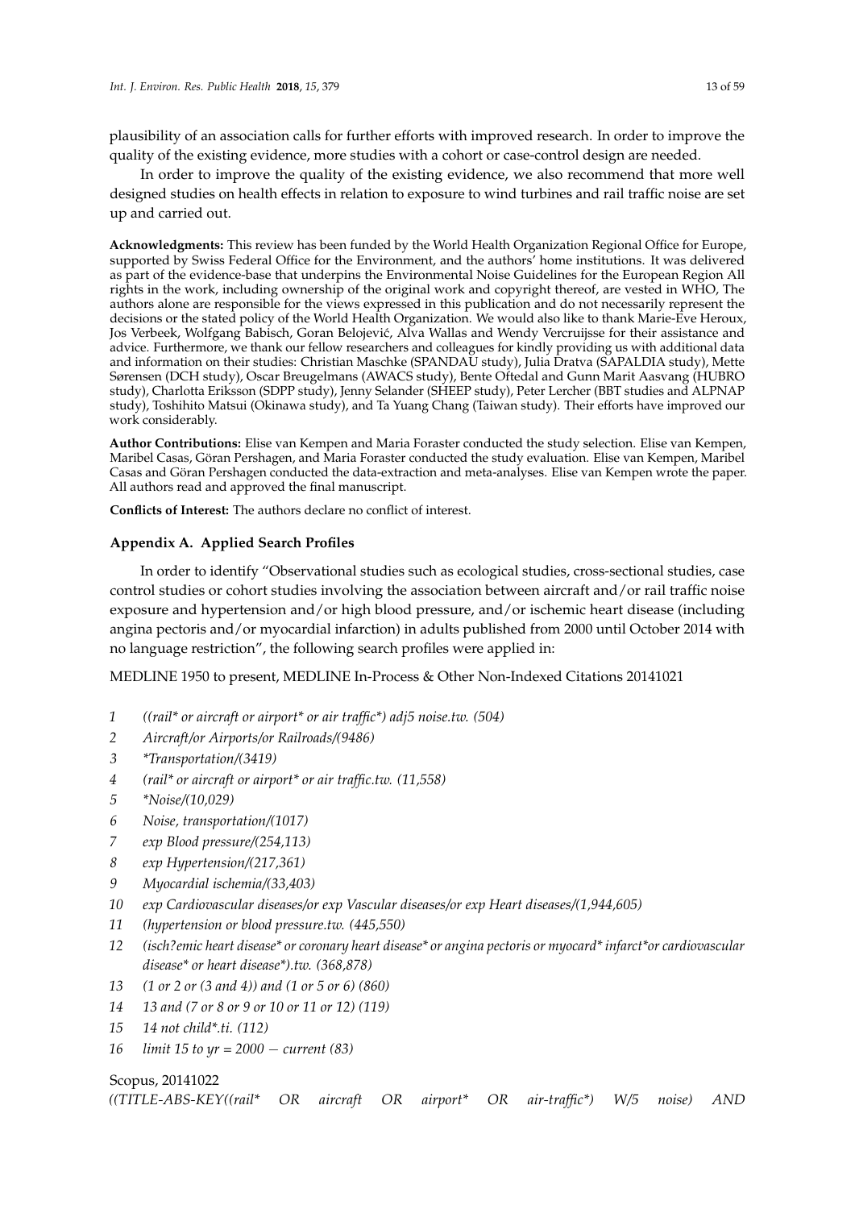plausibility of an association calls for further efforts with improved research. In order to improve the quality of the existing evidence, more studies with a cohort or case-control design are needed.

In order to improve the quality of the existing evidence, we also recommend that more well designed studies on health effects in relation to exposure to wind turbines and rail traffic noise are set up and carried out.

**Acknowledgments:** This review has been funded by the World Health Organization Regional Office for Europe, supported by Swiss Federal Office for the Environment, and the authors' home institutions. It was delivered as part of the evidence-base that underpins the Environmental Noise Guidelines for the European Region All rights in the work, including ownership of the original work and copyright thereof, are vested in WHO, The authors alone are responsible for the views expressed in this publication and do not necessarily represent the decisions or the stated policy of the World Health Organization. We would also like to thank Marie-Eve Heroux, Jos Verbeek, Wolfgang Babisch, Goran Belojević, Alva Wallas and Wendy Vercruijsse for their assistance and advice. Furthermore, we thank our fellow researchers and colleagues for kindly providing us with additional data and information on their studies: Christian Maschke (SPANDAU study), Julia Dratva (SAPALDIA study), Mette Sørensen (DCH study), Oscar Breugelmans (AWACS study), Bente Oftedal and Gunn Marit Aasvang (HUBRO study), Charlotta Eriksson (SDPP study), Jenny Selander (SHEEP study), Peter Lercher (BBT studies and ALPNAP study), Toshihito Matsui (Okinawa study), and Ta Yuang Chang (Taiwan study). Their efforts have improved our work considerably.

**Author Contributions:** Elise van Kempen and Maria Foraster conducted the study selection. Elise van Kempen, Maribel Casas, Göran Pershagen, and Maria Foraster conducted the study evaluation. Elise van Kempen, Maribel Casas and Göran Pershagen conducted the data-extraction and meta-analyses. Elise van Kempen wrote the paper. All authors read and approved the final manuscript.

**Conflicts of Interest:** The authors declare no conflict of interest.

### Appendix A. Applied Search Profiles

In order to identify "Observational studies such as ecological studies, cross-sectional studies, case control studies or cohort studies involving the association between aircraft and/or rail traffic noise exposure and hypertension and/or high blood pressure, and/or ischemic heart disease (including angina pectoris and/or myocardial infarction) in adults published from 2000 until October 2014 with no language restriction", the following search profiles were applied in:

MEDLINE 1950 to present, MEDLINE In-Process & Other Non-Indexed Citations 20141021

1 *((rail* or aircraft or airport* or air traffic*) adj5 noise.tw. (504)*
2 *Aircraft/or Airports/or Railroads/(9486)*
3 *\*Transportation/(3419)*
4 *(rail* or aircraft or airport* or air traffic.tw. (11,558)*
5 *\*Noise/(10,029)*
6 *Noise, transportation/(1017)*
7 *exp Blood pressure/(254,113)*
8 *exp Hypertension/(217,361)*
9 *Myocardial ischemia/(33,403)*
10 *exp Cardiovascular diseases/or exp Vascular diseases/or exp Heart diseases/(1,944,605)*
11 *(hypertension or blood pressure.tw. (445,550)*
12 *(isch?emic heart disease* or coronary heart disease* or angina pectoris or myocard* infarct*or cardiovascular disease* or heart disease*).tw. (368,878)*
13 *(1 or 2 or (3 and 4)) and (1 or 5 or 6) (860)*
14 *13 and (7 or 8 or 9 or 10 or 11 or 12) (119)*
15 *14 not child*.ti. (112)*
16 *limit 15 to yr = 2000 − current (83)*

Scopus, 20141022

*((TITLE-ABS-KEY((rail* OR aircraft OR airport* OR air-traffic*) W/5 noise) AND*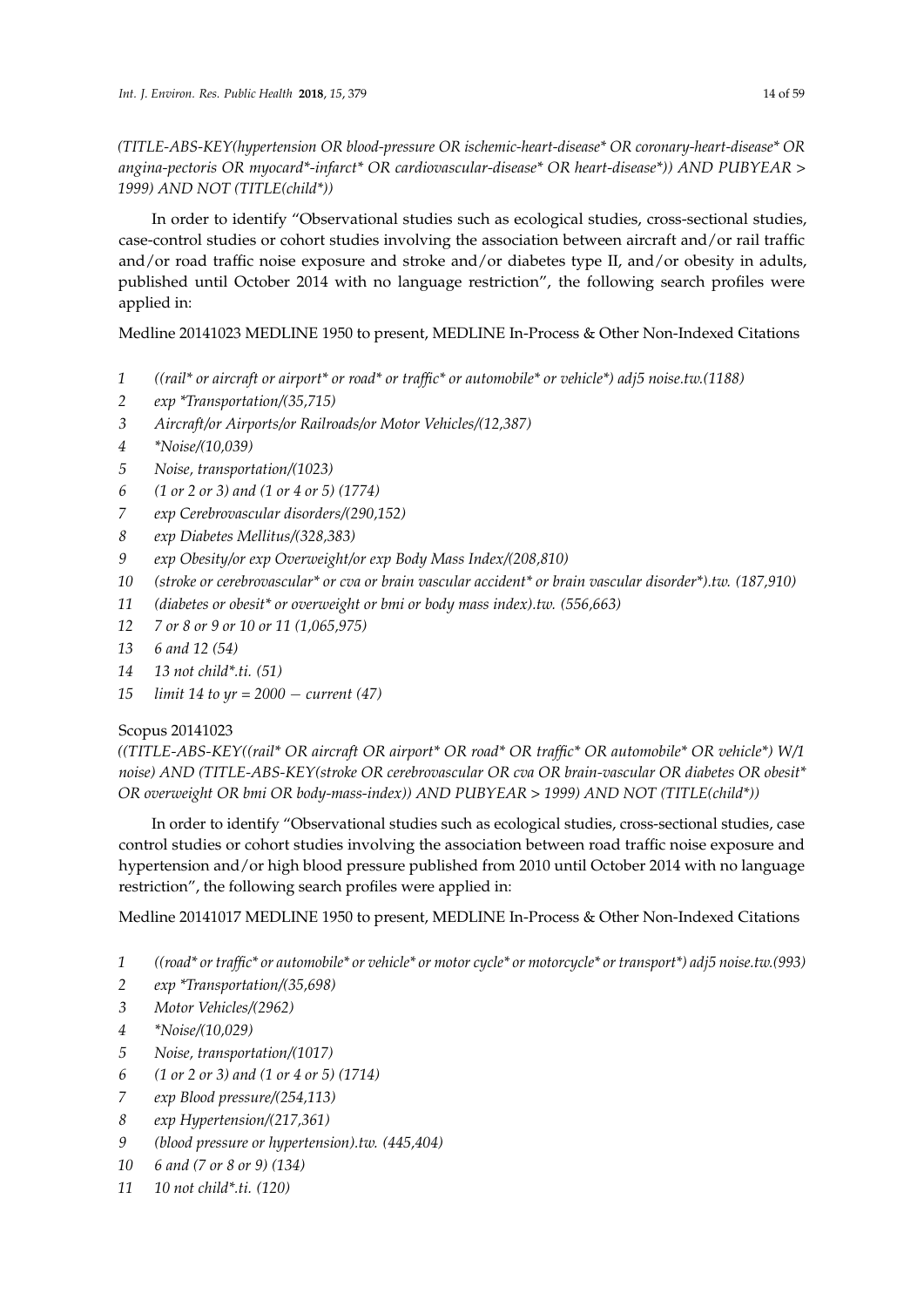*(TITLE-ABS-KEY(hypertension OR blood-pressure OR ischemic-heart-disease* OR coronary-heart-disease* OR angina-pectoris OR myocard*-infarct* OR cardiovascular-disease* OR heart-disease*)) AND PUBYEAR > 1999) AND NOT (TITLE(child*))*

In order to identify "Observational studies such as ecological studies, cross-sectional studies, case-control studies or cohort studies involving the association between aircraft and/or rail traffic and/or road traffic noise exposure and stroke and/or diabetes type II, and/or obesity in adults, published until October 2014 with no language restriction", the following search profiles were applied in:

Medline 20141023 MEDLINE 1950 to present, MEDLINE In-Process & Other Non-Indexed Citations

1 *((rail* or aircraft or airport* or road* or traffic* or automobile* or vehicle*) adj5 noise.tw.(1188)*
2 *exp *Transportation/(35,715)*
3 *Aircraft/or Airports/or Railroads/or Motor Vehicles/(12,387)*
4 **Noise/(10,039)*
5 *Noise, transportation/(1023)*
6 *(1 or 2 or 3) and (1 or 4 or 5) (1774)*
7 *exp Cerebrovascular disorders/(290,152)*
8 *exp Diabetes Mellitus/(328,383)*
9 *exp Obesity/or exp Overweight/or exp Body Mass Index/(208,810)*
10 *(stroke or cerebrovascular* or cva or brain vascular accident* or brain vascular disorder*).tw. (187,910)*
11 *(diabetes or obesit* or overweight or bmi or body mass index).tw. (556,663)*
12 *7 or 8 or 9 or 10 or 11 (1,065,975)*
13 *6 and 12 (54)*
14 *13 not child*.ti. (51)*
15 *limit 14 to yr = 2000 − current (47)*

Scopus 20141023

*((TITLE-ABS-KEY((rail* OR aircraft OR airport* OR road* OR traffic* OR automobile* OR vehicle*) W/1 noise) AND (TITLE-ABS-KEY(stroke OR cerebrovascular OR cva OR brain-vascular OR diabetes OR obesit* OR overweight OR bmi OR body-mass-index)) AND PUBYEAR > 1999) AND NOT (TITLE(child*))*

In order to identify "Observational studies such as ecological studies, cross-sectional studies, case control studies or cohort studies involving the association between road traffic noise exposure and hypertension and/or high blood pressure published from 2010 until October 2014 with no language restriction", the following search profiles were applied in:

Medline 20141017 MEDLINE 1950 to present, MEDLINE In-Process & Other Non-Indexed Citations

1 *((road* or traffic* or automobile* or vehicle* or motor cycle* or motorcycle* or transport*) adj5 noise.tw.(993)*
2 *exp *Transportation/(35,698)*
3 *Motor Vehicles/(2962)*
4 **Noise/(10,029)*
5 *Noise, transportation/(1017)*
6 *(1 or 2 or 3) and (1 or 4 or 5) (1714)*
7 *exp Blood pressure/(254,113)*
8 *exp Hypertension/(217,361)*
9 *(blood pressure or hypertension).tw. (445,404)*
10 *6 and (7 or 8 or 9) (134)*
11 *10 not child*.ti. (120)*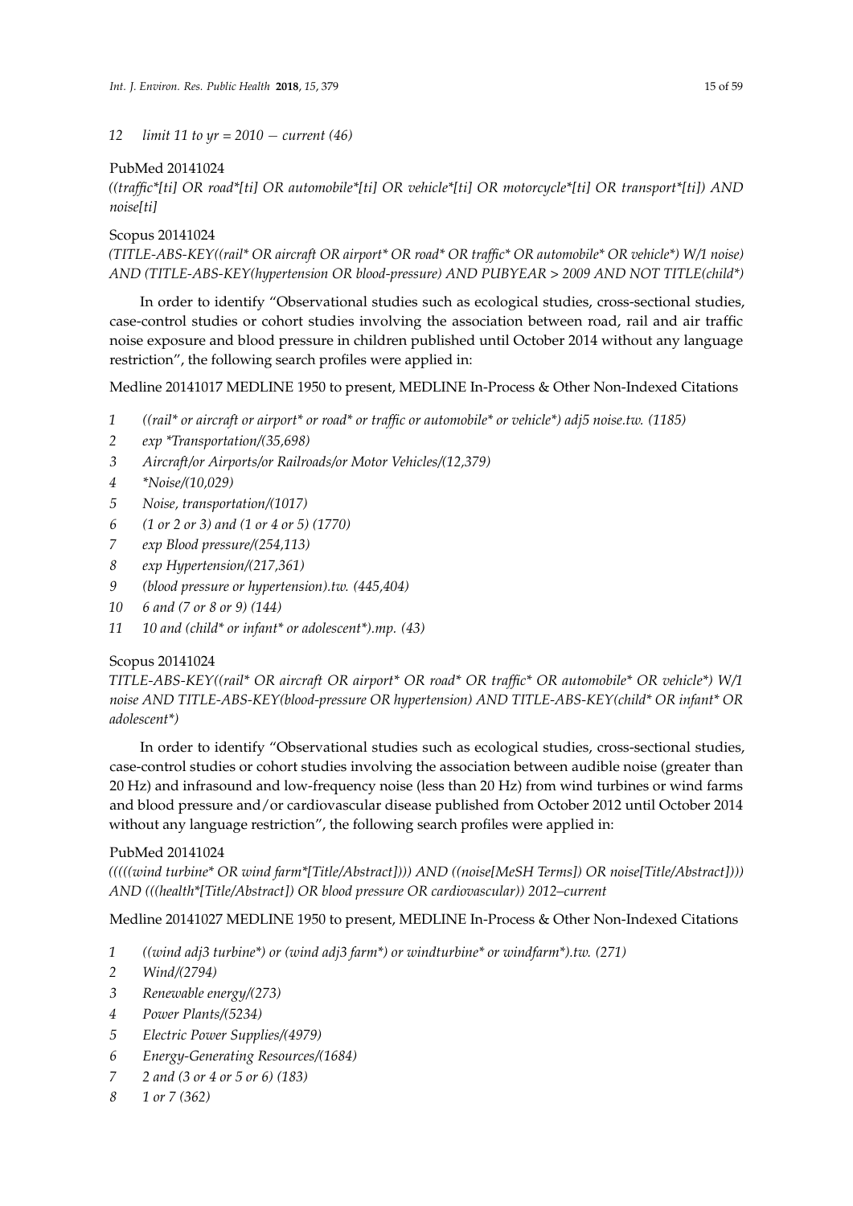*12 limit 11 to yr = 2010 − current (46)*

PubMed 20141024

*((traffic*[ti] OR road*[ti] OR automobile*[ti] OR vehicle*[ti] OR motorcycle*[ti] OR transport*[ti]) AND noise[ti]*

Scopus 20141024

*(TITLE-ABS-KEY((rail* OR aircraft OR airport* OR road* OR traffic* OR automobile* OR vehicle*) W/1 noise) AND (TITLE-ABS-KEY(hypertension OR blood-pressure) AND PUBYEAR > 2009 AND NOT TITLE(child*)*

In order to identify "Observational studies such as ecological studies, cross-sectional studies, case-control studies or cohort studies involving the association between road, rail and air traffic noise exposure and blood pressure in children published until October 2014 without any language restriction", the following search profiles were applied in:

Medline 20141017 MEDLINE 1950 to present, MEDLINE In-Process & Other Non-Indexed Citations

*1 ((rail* or aircraft or airport* or road* or traffic or automobile* or vehicle*) adj5 noise.tw. (1185)*
*2 exp *Transportation/(35,698)*
*3 Aircraft/or Airports/or Railroads/or Motor Vehicles/(12,379)*
*4 *Noise/(10,029)*
*5 Noise, transportation/(1017)*
*6 (1 or 2 or 3) and (1 or 4 or 5) (1770)*
*7 exp Blood pressure/(254,113)*
*8 exp Hypertension/(217,361)*
*9 (blood pressure or hypertension).tw. (445,404)*
*10 6 and (7 or 8 or 9) (144)*
*11 10 and (child* or infant* or adolescent*).mp. (43)*

Scopus 20141024

*TITLE-ABS-KEY((rail* OR aircraft OR airport* OR road* OR traffic* OR automobile* OR vehicle*) W/1 noise AND TITLE-ABS-KEY(blood-pressure OR hypertension) AND TITLE-ABS-KEY(child* OR infant* OR adolescent*)*

In order to identify "Observational studies such as ecological studies, cross-sectional studies, case-control studies or cohort studies involving the association between audible noise (greater than 20 Hz) and infrasound and low-frequency noise (less than 20 Hz) from wind turbines or wind farms and blood pressure and/or cardiovascular disease published from October 2012 until October 2014 without any language restriction", the following search profiles were applied in:

PubMed 20141024

*(((((wind turbine* OR wind farm*[Title/Abstract]))) AND ((noise[MeSH Terms]) OR noise[Title/Abstract]))) AND (((health*[Title/Abstract]) OR blood pressure OR cardiovascular)) 2012–current*

Medline 20141027 MEDLINE 1950 to present, MEDLINE In-Process & Other Non-Indexed Citations

*1 ((wind adj3 turbine*) or (wind adj3 farm*) or windturbine* or windfarm*).tw. (271)*
*2 Wind/(2794)*
*3 Renewable energy/(273)*
*4 Power Plants/(5234)*
*5 Electric Power Supplies/(4979)*
*6 Energy-Generating Resources/(1684)*
*7 2 and (3 or 4 or 5 or 6) (183)*
*8 1 or 7 (362)*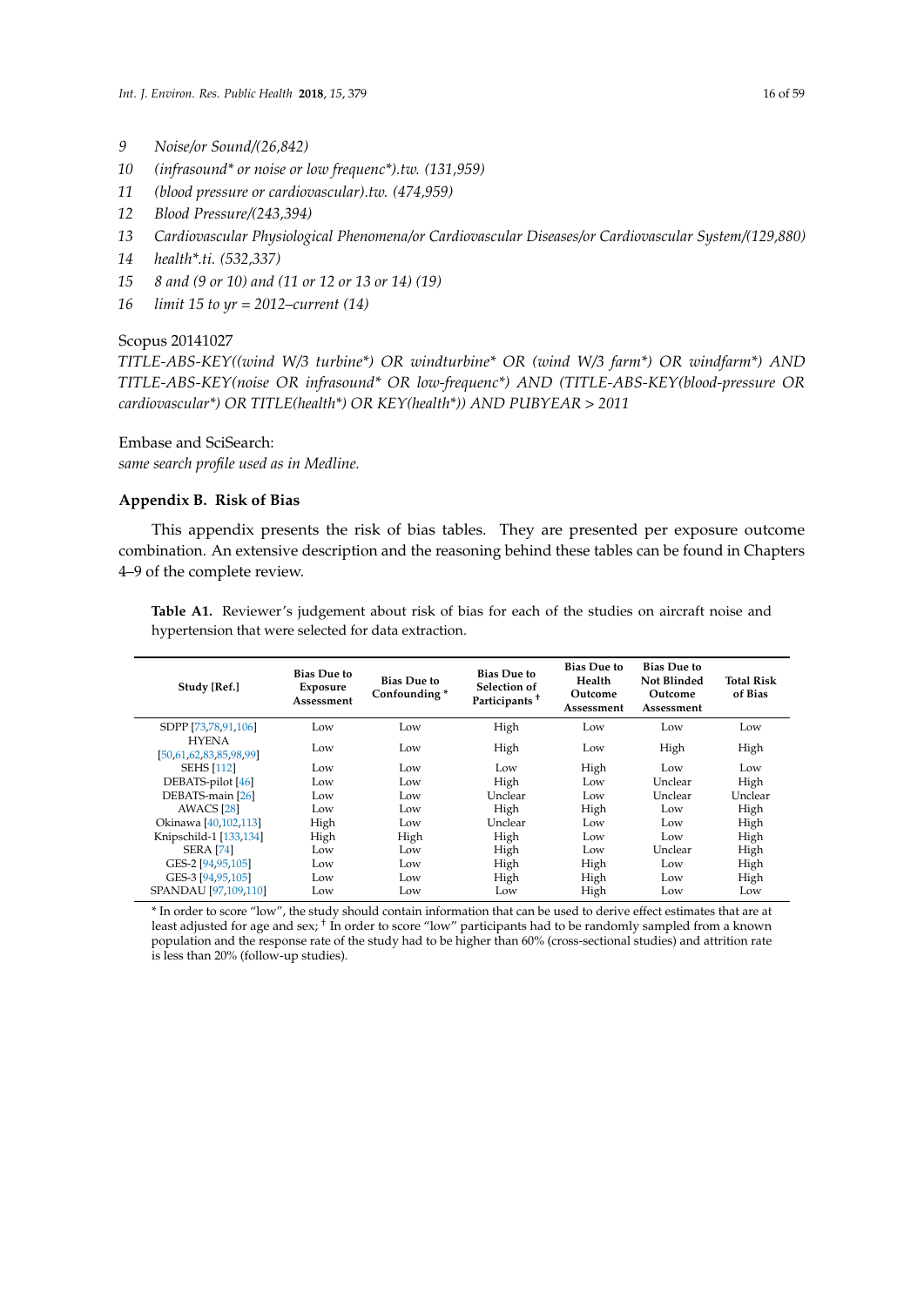9 *Noise/or Sound/(26,842)*
10 *(infrasound* or noise or low frequenc*).tw. (131,959)*
11 *(blood pressure or cardiovascular).tw. (474,959)*
12 *Blood Pressure/(243,394)*
13 *Cardiovascular Physiological Phenomena/or Cardiovascular Diseases/or Cardiovascular System/(129,880)*
14 *health*.ti. (532,337)*
15 *8 and (9 or 10) and (11 or 12 or 13 or 14) (19)*
16 *limit 15 to yr = 2012–current (14)*

Scopus 20141027

*TITLE-ABS-KEY((wind W/3 turbine*) OR windturbine* OR (wind W/3 farm*) OR windfarm*) AND TITLE-ABS-KEY(noise OR infrasound* OR low-frequenc*) AND (TITLE-ABS-KEY(blood-pressure OR cardiovascular*) OR TITLE(health*) OR KEY(health*)) AND PUBYEAR > 2011*

Embase and SciSearch:

*same search profile used as in Medline.*

## Appendix B. Risk of Bias

This appendix presents the risk of bias tables. They are presented per exposure outcome combination. An extensive description and the reasoning behind these tables can be found in Chapters 4–9 of the complete review.

**Table A1.** Reviewer's judgement about risk of bias for each of the studies on aircraft noise and hypertension that were selected for data extraction.

| Study [Ref.] | Bias Due to Exposure Assessment | Bias Due to Confounding * | Bias Due to Selection of Participants † | Bias Due to Health Outcome Assessment | Bias Due to Not Blinded Outcome Assessment | Total Risk of Bias |
|---|---|---|---|---|---|---|
| SDPP [73,78,91,106] | Low | Low | High | Low | Low | Low |
| HYENA [50,61,62,83,85,98,99] | Low | Low | High | Low | High | High |
| SEHS [112] | Low | Low | Low | High | Low | Low |
| DEBATS-pilot [46] | Low | Low | High | Low | Unclear | High |
| DEBATS-main [26] | Low | Low | Unclear | Low | Unclear | Unclear |
| AWACS [28] | Low | Low | High | High | Low | High |
| Okinawa [40,102,113] | High | Low | Unclear | Low | Low | High |
| Knipschild-1 [133,134] | High | High | High | Low | Low | High |
| SERA [74] | Low | Low | High | Low | Unclear | High |
| GES-2 [94,95,105] | Low | Low | High | High | Low | High |
| GES-3 [94,95,105] | Low | Low | High | High | Low | High |
| SPANDAU [97,109,110] | Low | Low | Low | High | Low | Low |

* In order to score "low", the study should contain information that can be used to derive effect estimates that are at least adjusted for age and sex; † In order to score "low" participants had to be randomly sampled from a known population and the response rate of the study had to be higher than 60% (cross-sectional studies) and attrition rate is less than 20% (follow-up studies).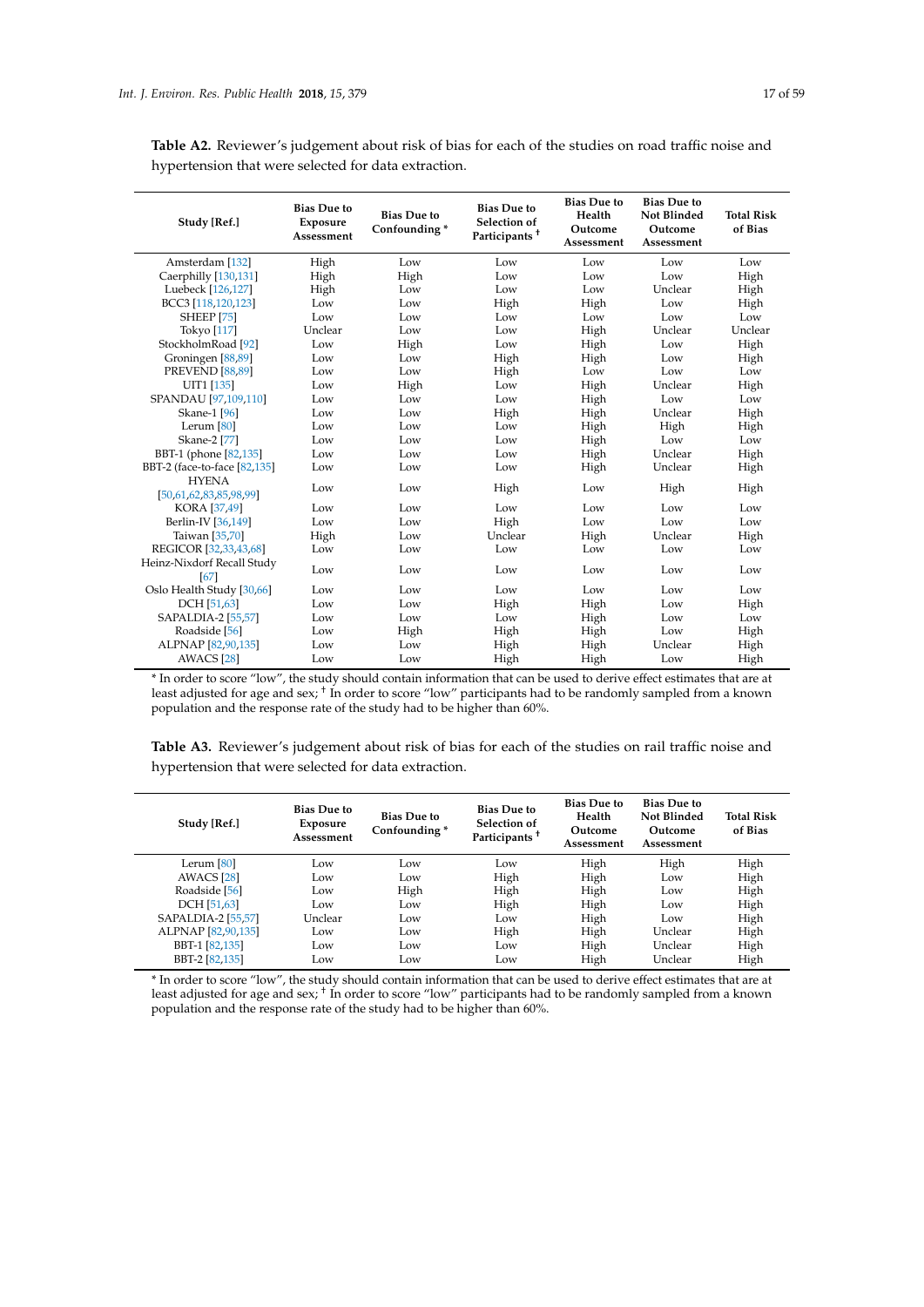**Table A2.** Reviewer's judgement about risk of bias for each of the studies on road traffic noise and hypertension that were selected for data extraction.

| Study [Ref.] | Bias Due to Exposure Assessment | Bias Due to Confounding * | Bias Due to Selection of Participants † | Bias Due to Health Outcome Assessment | Bias Due to Not Blinded Outcome Assessment | Total Risk of Bias |
|---|---|---|---|---|---|---|
| Amsterdam [132] | High | Low | Low | Low | Low | Low |
| Caerphilly [130,131] | High | High | Low | Low | Low | High |
| Luebeck [126,127] | High | Low | Low | Low | Unclear | High |
| BCC3 [118,120,123] | Low | Low | High | High | Low | High |
| SHEEP [75] | Low | Low | Low | Low | Low | Low |
| Tokyo [117] | Unclear | Low | Low | High | Unclear | Unclear |
| StockholmRoad [92] | Low | High | Low | High | Low | High |
| Groningen [88,89] | Low | Low | High | High | Low | High |
| PREVEND [88,89] | Low | Low | High | Low | Low | Low |
| UIT1 [135] | Low | High | Low | High | Unclear | High |
| SPANDAU [97,109,110] | Low | Low | Low | High | Low | Low |
| Skane-1 [96] | Low | Low | High | High | Unclear | High |
| Lerum [80] | Low | Low | Low | High | High | High |
| Skane-2 [77] | Low | Low | Low | High | Low | Low |
| BBT-1 (phone [82,135] | Low | Low | Low | High | Unclear | High |
| BBT-2 (face-to-face [82,135] | Low | Low | Low | High | Unclear | High |
| HYENA [50,61,62,83,85,98,99] | Low | Low | High | Low | High | High |
| KORA [37,49] | Low | Low | Low | Low | Low | Low |
| Berlin-IV [36,149] | Low | Low | High | Low | Low | Low |
| Taiwan [35,70] | High | Low | Unclear | High | Unclear | High |
| REGICOR [32,33,43,68] | Low | Low | Low | Low | Low | Low |
| Heinz-Nixdorf Recall Study [67] | Low | Low | Low | Low | Low | Low |
| Oslo Health Study [30,66] | Low | Low | Low | Low | Low | Low |
| DCH [51,63] | Low | Low | High | High | Low | High |
| SAPALDIA-2 [55,57] | Low | Low | Low | High | Low | Low |
| Roadside [56] | Low | High | High | High | Low | High |
| ALPNAP [82,90,135] | Low | Low | High | High | Unclear | High |
| AWACS [28] | Low | Low | High | High | Low | High |

* In order to score "low", the study should contain information that can be used to derive effect estimates that are at least adjusted for age and sex; † In order to score "low" participants had to be randomly sampled from a known population and the response rate of the study had to be higher than 60%.

**Table A3.** Reviewer's judgement about risk of bias for each of the studies on rail traffic noise and hypertension that were selected for data extraction.

| Study [Ref.] | Bias Due to Exposure Assessment | Bias Due to Confounding * | Bias Due to Selection of Participants † | Bias Due to Health Outcome Assessment | Bias Due to Not Blinded Outcome Assessment | Total Risk of Bias |
|---|---|---|---|---|---|---|
| Lerum [80] | Low | Low | Low | High | High | High |
| AWACS [28] | Low | Low | High | High | Low | High |
| Roadside [56] | Low | High | High | High | Low | High |
| DCH [51,63] | Low | Low | High | High | Low | High |
| SAPALDIA-2 [55,57] | Unclear | Low | Low | High | Low | High |
| ALPNAP [82,90,135] | Low | Low | High | High | Unclear | High |
| BBT-1 [82,135] | Low | Low | Low | High | Unclear | High |
| BBT-2 [82,135] | Low | Low | Low | High | Unclear | High |

* In order to score "low", the study should contain information that can be used to derive effect estimates that are at least adjusted for age and sex; † In order to score "low" participants had to be randomly sampled from a known population and the response rate of the study had to be higher than 60%.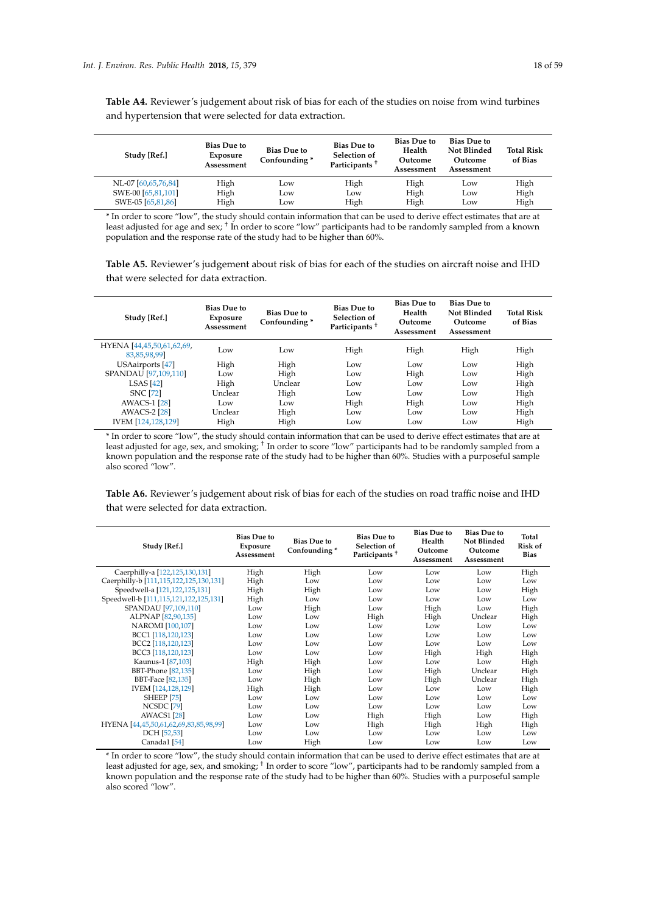**Table A4.** Reviewer's judgement about risk of bias for each of the studies on noise from wind turbines and hypertension that were selected for data extraction.

| Study [Ref.] | Bias Due to Exposure Assessment | Bias Due to Confounding * | Bias Due to Selection of Participants † | Bias Due to Health Outcome Assessment | Bias Due to Not Blinded Outcome Assessment | Total Risk of Bias |
|---|---|---|---|---|---|---|
| NL-07 [60,65,76,84] | High | Low | High | High | Low | High |
| SWE-00 [65,81,101] | High | Low | Low | High | Low | High |
| SWE-05 [65,81,86] | High | Low | High | High | Low | High |

* In order to score "low", the study should contain information that can be used to derive effect estimates that are at least adjusted for age and sex; † In order to score "low" participants had to be randomly sampled from a known population and the response rate of the study had to be higher than 60%.

**Table A5.** Reviewer's judgement about risk of bias for each of the studies on aircraft noise and IHD that were selected for data extraction.

| Study [Ref.] | Bias Due to Exposure Assessment | Bias Due to Confounding * | Bias Due to Selection of Participants † | Bias Due to Health Outcome Assessment | Bias Due to Not Blinded Outcome Assessment | Total Risk of Bias |
|---|---|---|---|---|---|---|
| HYENA [44,45,50,61,62,69,83,85,98,99] | Low | Low | High | High | High | High |
| USAairports [47] | High | High | Low | Low | Low | High |
| SPANDAU [97,109,110] | Low | High | Low | High | Low | High |
| LSAS [42] | High | Unclear | Low | Low | Low | High |
| SNC [72] | Unclear | High | Low | Low | Low | High |
| AWACS-1 [28] | Low | Low | High | High | Low | High |
| AWACS-2 [28] | Unclear | High | Low | Low | Low | High |
| IVEM [124,128,129] | High | High | Low | Low | Low | High |

* In order to score "low", the study should contain information that can be used to derive effect estimates that are at least adjusted for age, sex, and smoking; † In order to score "low" participants had to be randomly sampled from a known population and the response rate of the study had to be higher than 60%. Studies with a purposeful sample also scored "low".

**Table A6.** Reviewer's judgement about risk of bias for each of the studies on road traffic noise and IHD that were selected for data extraction.

| Study [Ref.] | Bias Due to Exposure Assessment | Bias Due to Confounding * | Bias Due to Selection of Participants † | Bias Due to Health Outcome Assessment | Bias Due to Not Blinded Outcome Assessment | Total Risk of Bias |
|---|---|---|---|---|---|---|
| Caerphilly-a [122,125,130,131] | High | High | Low | Low | Low | High |
| Caerphilly-b [111,115,122,125,130,131] | High | Low | Low | Low | Low | Low |
| Speedwell-a [121,122,125,131] | High | High | Low | Low | Low | High |
| Speedwell-b [111,115,121,122,125,131] | High | Low | Low | Low | Low | Low |
| SPANDAU [97,109,110] | Low | High | Low | High | Low | High |
| ALPNAP [82,90,135] | Low | Low | High | High | Unclear | High |
| NAROMI [100,107] | Low | Low | Low | Low | Low | Low |
| BCC1 [118,120,123] | Low | Low | Low | Low | Low | Low |
| BCC2 [118,120,123] | Low | Low | Low | Low | Low | Low |
| BCC3 [118,120,123] | Low | Low | Low | High | High | High |
| Kaunus-1 [87,103] | High | High | Low | Low | Low | High |
| BBT-Phone [82,135] | Low | High | Low | High | Unclear | High |
| BBT-Face [82,135] | Low | High | Low | High | Unclear | High |
| IVEM [124,128,129] | High | High | Low | Low | Low | High |
| SHEEP [75] | Low | Low | Low | Low | Low | Low |
| NCSDC [79] | Low | Low | Low | Low | Low | Low |
| AWACS1 [28] | Low | Low | High | High | Low | High |
| HYENA [44,45,50,61,62,69,83,85,98,99] | Low | Low | High | High | High | High |
| DCH [52,53] | Low | Low | Low | Low | Low | Low |
| Canada1 [54] | Low | High | Low | Low | Low | Low |

* In order to score "low", the study should contain information that can be used to derive effect estimates that are at least adjusted for age, sex, and smoking; † In order to score "low", participants had to be randomly sampled from a known population and the response rate of the study had to be higher than 60%. Studies with a purposeful sample also scored "low".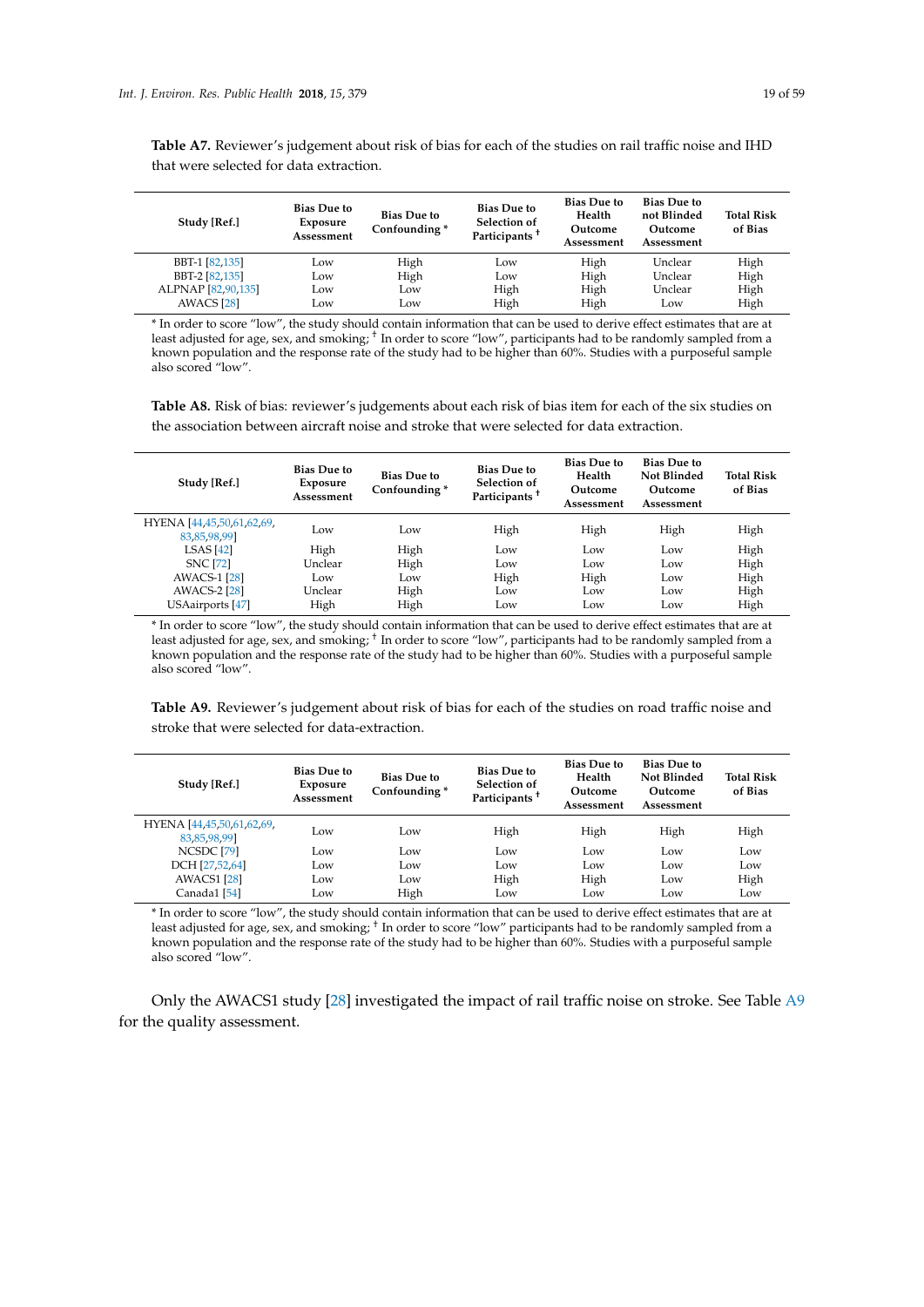**Table A7.** Reviewer's judgement about risk of bias for each of the studies on rail traffic noise and IHD that were selected for data extraction.

| Study [Ref.] | Bias Due to Exposure Assessment | Bias Due to Confounding * | Bias Due to Selection of Participants † | Bias Due to Health Outcome Assessment | Bias Due to not Blinded Outcome Assessment | Total Risk of Bias |
|---|---|---|---|---|---|---|
| BBT-1 [82,135] | Low | High | Low | High | Unclear | High |
| BBT-2 [82,135] | Low | High | Low | High | Unclear | High |
| ALPNAP [82,90,135] | Low | Low | High | High | Unclear | High |
| AWACS [28] | Low | Low | High | High | Low | High |

* In order to score "low", the study should contain information that can be used to derive effect estimates that are at least adjusted for age, sex, and smoking; † In order to score "low", participants had to be randomly sampled from a known population and the response rate of the study had to be higher than 60%. Studies with a purposeful sample also scored "low".

**Table A8.** Risk of bias: reviewer's judgements about each risk of bias item for each of the six studies on the association between aircraft noise and stroke that were selected for data extraction.

| Study [Ref.] | Bias Due to Exposure Assessment | Bias Due to Confounding * | Bias Due to Selection of Participants † | Bias Due to Health Outcome Assessment | Bias Due to Not Blinded Outcome Assessment | Total Risk of Bias |
|---|---|---|---|---|---|---|
| HYENA [44,45,50,61,62,69,83,85,98,99] | Low | Low | High | High | High | High |
| LSAS [42] | High | High | Low | Low | Low | High |
| SNC [72] | Unclear | High | Low | Low | Low | High |
| AWACS-1 [28] | Low | Low | High | High | Low | High |
| AWACS-2 [28] | Unclear | High | Low | Low | Low | High |
| USAairports [47] | High | High | Low | Low | Low | High |

* In order to score "low", the study should contain information that can be used to derive effect estimates that are at least adjusted for age, sex, and smoking; † In order to score "low", participants had to be randomly sampled from a known population and the response rate of the study had to be higher than 60%. Studies with a purposeful sample also scored "low".

**Table A9.** Reviewer's judgement about risk of bias for each of the studies on road traffic noise and stroke that were selected for data-extraction.

| Study [Ref.] | Bias Due to Exposure Assessment | Bias Due to Confounding * | Bias Due to Selection of Participants † | Bias Due to Health Outcome Assessment | Bias Due to Not Blinded Outcome Assessment | Total Risk of Bias |
|---|---|---|---|---|---|---|
| HYENA [44,45,50,61,62,69,83,85,98,99] | Low | Low | High | High | High | High |
| NCSDC [79] | Low | Low | Low | Low | Low | Low |
| DCH [27,52,64] | Low | Low | Low | Low | Low | Low |
| AWACS1 [28] | Low | Low | High | High | Low | High |
| Canada1 [54] | Low | High | Low | Low | Low | Low |

* In order to score "low", the study should contain information that can be used to derive effect estimates that are at least adjusted for age, sex, and smoking; † In order to score "low" participants had to be randomly sampled from a known population and the response rate of the study had to be higher than 60%. Studies with a purposeful sample also scored "low".

Only the AWACS1 study [28] investigated the impact of rail traffic noise on stroke. See Table A9 for the quality assessment.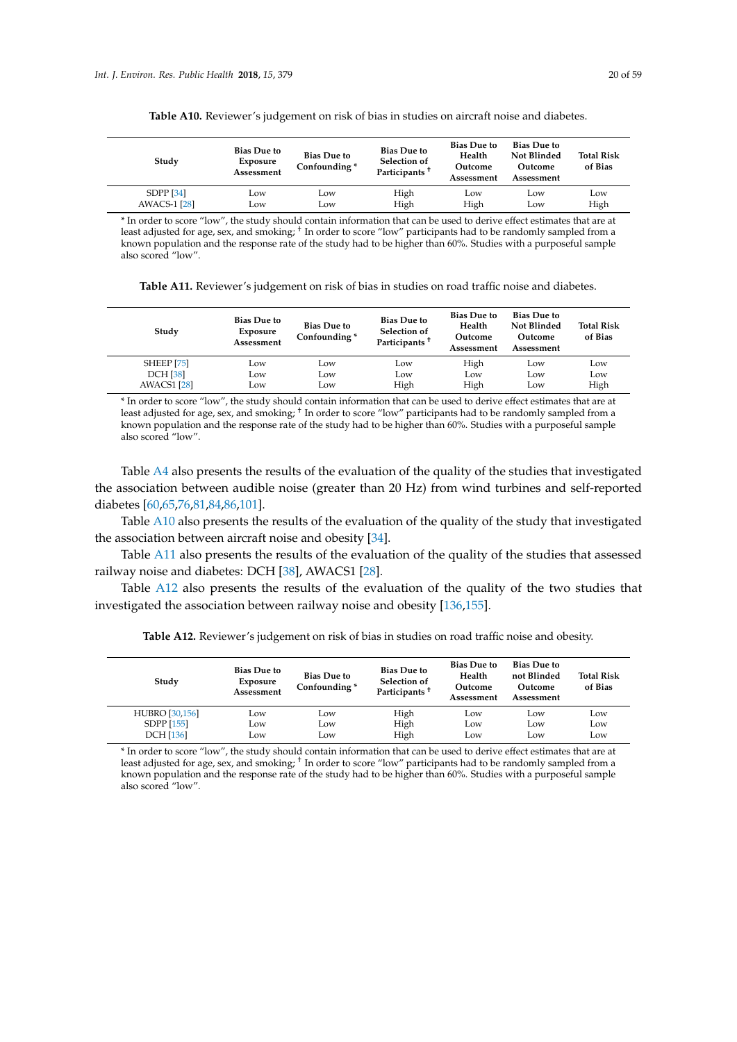**Table A10.** Reviewer's judgement on risk of bias in studies on aircraft noise and diabetes.

| Study | Bias Due to Exposure Assessment | Bias Due to Confounding * | Bias Due to Selection of Participants † | Bias Due to Health Outcome Assessment | Bias Due to Not Blinded Outcome Assessment | Total Risk of Bias |
|---|---|---|---|---|---|---|
| SDPP [34] | Low | Low | High | Low | Low | Low |
| AWACS-1 [28] | Low | Low | High | High | Low | High |

* In order to score "low", the study should contain information that can be used to derive effect estimates that are at least adjusted for age, sex, and smoking; † In order to score "low" participants had to be randomly sampled from a known population and the response rate of the study had to be higher than 60%. Studies with a purposeful sample also scored "low".

**Table A11.** Reviewer's judgement on risk of bias in studies on road traffic noise and diabetes.

| Study | Bias Due to Exposure Assessment | Bias Due to Confounding * | Bias Due to Selection of Participants † | Bias Due to Health Outcome Assessment | Bias Due to Not Blinded Outcome Assessment | Total Risk of Bias |
|---|---|---|---|---|---|---|
| SHEEP [75] | Low | Low | Low | High | Low | Low |
| DCH [38] | Low | Low | Low | Low | Low | Low |
| AWACS1 [28] | Low | Low | High | High | Low | High |

* In order to score "low", the study should contain information that can be used to derive effect estimates that are at least adjusted for age, sex, and smoking; † In order to score "low" participants had to be randomly sampled from a known population and the response rate of the study had to be higher than 60%. Studies with a purposeful sample also scored "low".

Table A4 also presents the results of the evaluation of the quality of the studies that investigated the association between audible noise (greater than 20 Hz) from wind turbines and self-reported diabetes [60,65,76,81,84,86,101].

Table A10 also presents the results of the evaluation of the quality of the study that investigated the association between aircraft noise and obesity [34].

Table A11 also presents the results of the evaluation of the quality of the studies that assessed railway noise and diabetes: DCH [38], AWACS1 [28].

Table A12 also presents the results of the evaluation of the quality of the two studies that investigated the association between railway noise and obesity [136,155].

**Table A12.** Reviewer's judgement on risk of bias in studies on road traffic noise and obesity.

| Study | Bias Due to Exposure Assessment | Bias Due to Confounding * | Bias Due to Selection of Participants † | Bias Due to Health Outcome Assessment | Bias Due to not Blinded Outcome Assessment | Total Risk of Bias |
|---|---|---|---|---|---|---|
| HUBRO [30,156] | Low | Low | High | Low | Low | Low |
| SDPP [155] | Low | Low | High | Low | Low | Low |
| DCH [136] | Low | Low | High | Low | Low | Low |

* In order to score "low", the study should contain information that can be used to derive effect estimates that are at least adjusted for age, sex, and smoking; † In order to score "low" participants had to be randomly sampled from a known population and the response rate of the study had to be higher than 60%. Studies with a purposeful sample also scored "low".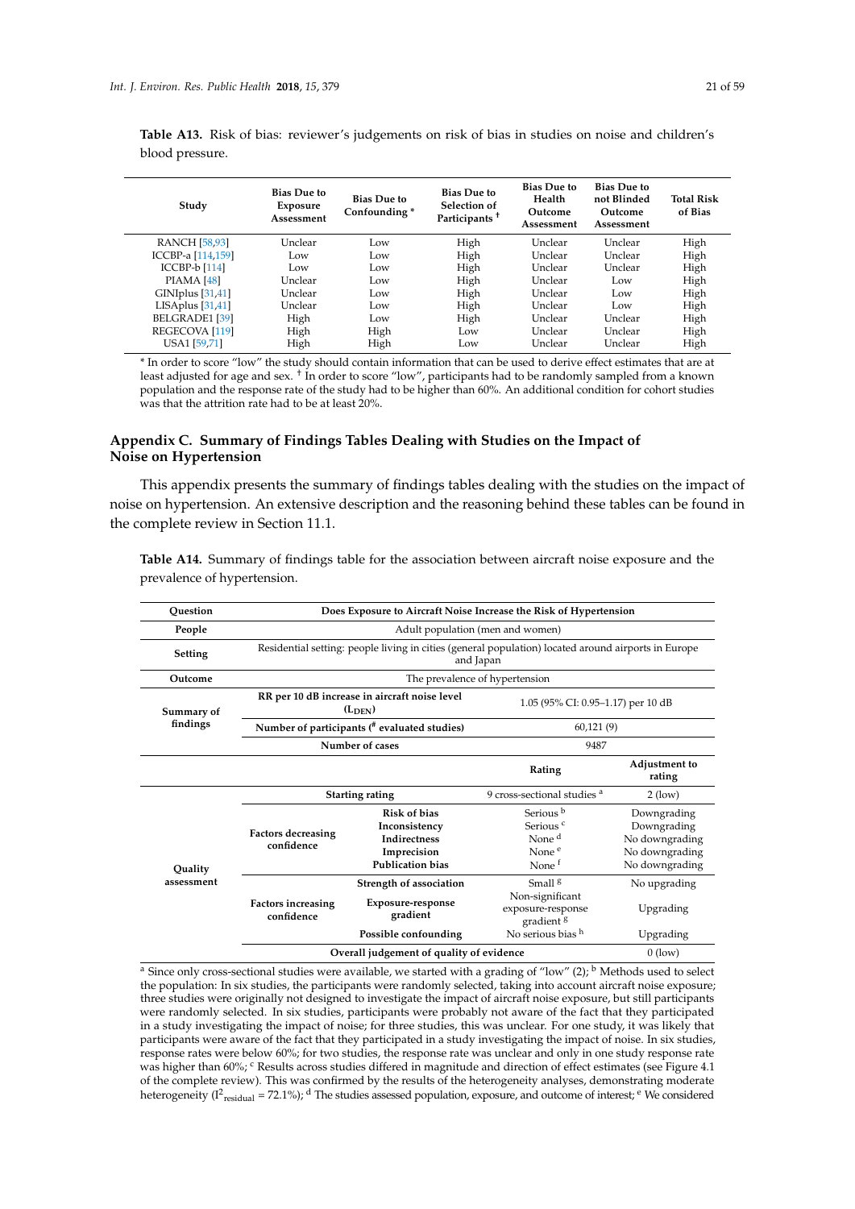**Table A13.** Risk of bias: reviewer's judgements on risk of bias in studies on noise and children's blood pressure.

| Study | Bias Due to Exposure Assessment | Bias Due to Confounding * | Bias Due to Selection of Participants † | Bias Due to Health Outcome Assessment | Bias Due to not Blinded Outcome Assessment | Total Risk of Bias |
|---|---|---|---|---|---|---|
| RANCH [58,93] | Unclear | Low | High | Unclear | Unclear | High |
| ICCBP-a [114,159] | Low | Low | High | Unclear | Unclear | High |
| ICCBP-b [114] | Low | Low | High | Unclear | Unclear | High |
| PIAMA [48] | Unclear | Low | High | Unclear | Low | High |
| GINIplus [31,41] | Unclear | Low | High | Unclear | Low | High |
| LISAplus [31,41] | Unclear | Low | High | Unclear | Low | High |
| BELGRADE1 [39] | High | Low | High | Unclear | Unclear | High |
| REGECOVA [119] | High | High | Low | Unclear | Unclear | High |
| USA1 [59,71] | High | High | Low | Unclear | Unclear | High |

* In order to score "low" the study should contain information that can be used to derive effect estimates that are at least adjusted for age and sex. † In order to score "low", participants had to be randomly sampled from a known population and the response rate of the study had to be higher than 60%. An additional condition for cohort studies was that the attrition rate had to be at least 20%.

## Appendix C. Summary of Findings Tables Dealing with Studies on the Impact of Noise on Hypertension

This appendix presents the summary of findings tables dealing with the studies on the impact of noise on hypertension. An extensive description and the reasoning behind these tables can be found in the complete review in Section 11.1.

**Table A14.** Summary of findings table for the association between aircraft noise exposure and the prevalence of hypertension.

| Question | Does Exposure to Aircraft Noise Increase the Risk of Hypertension | | | |
|---|---|---|---|---|
| People | Adult population (men and women) | | | |
| Setting | Residential setting: people living in cities (general population) located around airports in Europe and Japan | | | |
| Outcome | The prevalence of hypertension | | | |
| Summary of findings | RR per 10 dB increase in aircraft noise level ($L_{DEN}$) | | 1.05 (95% CI: 0.95–1.17) per 10 dB | |
| | Number of participants (# evaluated studies) | | 60,121 (9) | |
| | Number of cases | | 9487 | |
| | | | Rating | Adjustment to rating |
| Quality assessment | Starting rating | | 9 cross-sectional studies [a] | 2 (low) |
| | Factors decreasing confidence | Risk of bias | Serious [b] | Downgrading |
| | | Inconsistency | Serious [c] | Downgrading |
| | | Indirectness | None [d] | No downgrading |
| | | Imprecision | None [e] | No downgrading |
| | | Publication bias | None [f] | No downgrading |
| | Factors increasing confidence | Strength of association | Small [g] | No upgrading |
| | | Exposure-response gradient | Non-significant exposure-response gradient [g] | Upgrading |
| | | Possible confounding | No serious bias [h] | Upgrading |
| | Overall judgement of quality of evidence | | | 0 (low) |

[a] Since only cross-sectional studies were available, we started with a grading of "low" (2); [b] Methods used to select the population: In six studies, the participants were randomly selected, taking into account aircraft noise exposure; three studies were originally not designed to investigate the impact of aircraft noise exposure, but still participants were randomly selected. In six studies, participants were probably not aware of the fact that they participated in a study investigating the impact of noise; for three studies, this was unclear. For one study, it was likely that participants were aware of the fact that they participated in a study investigating the impact of noise. In six studies, response rates were below 60%; for two studies, the response rate was unclear and only in one study response rate was higher than 60%; [c] Results across studies differed in magnitude and direction of effect estimates (see Figure 4.1 of the complete review). This was confirmed by the results of the heterogeneity analyses, demonstrating moderate heterogeneity ($I^2_{residual}$ = 72.1%); [d] The studies assessed population, exposure, and outcome of interest; [e] We considered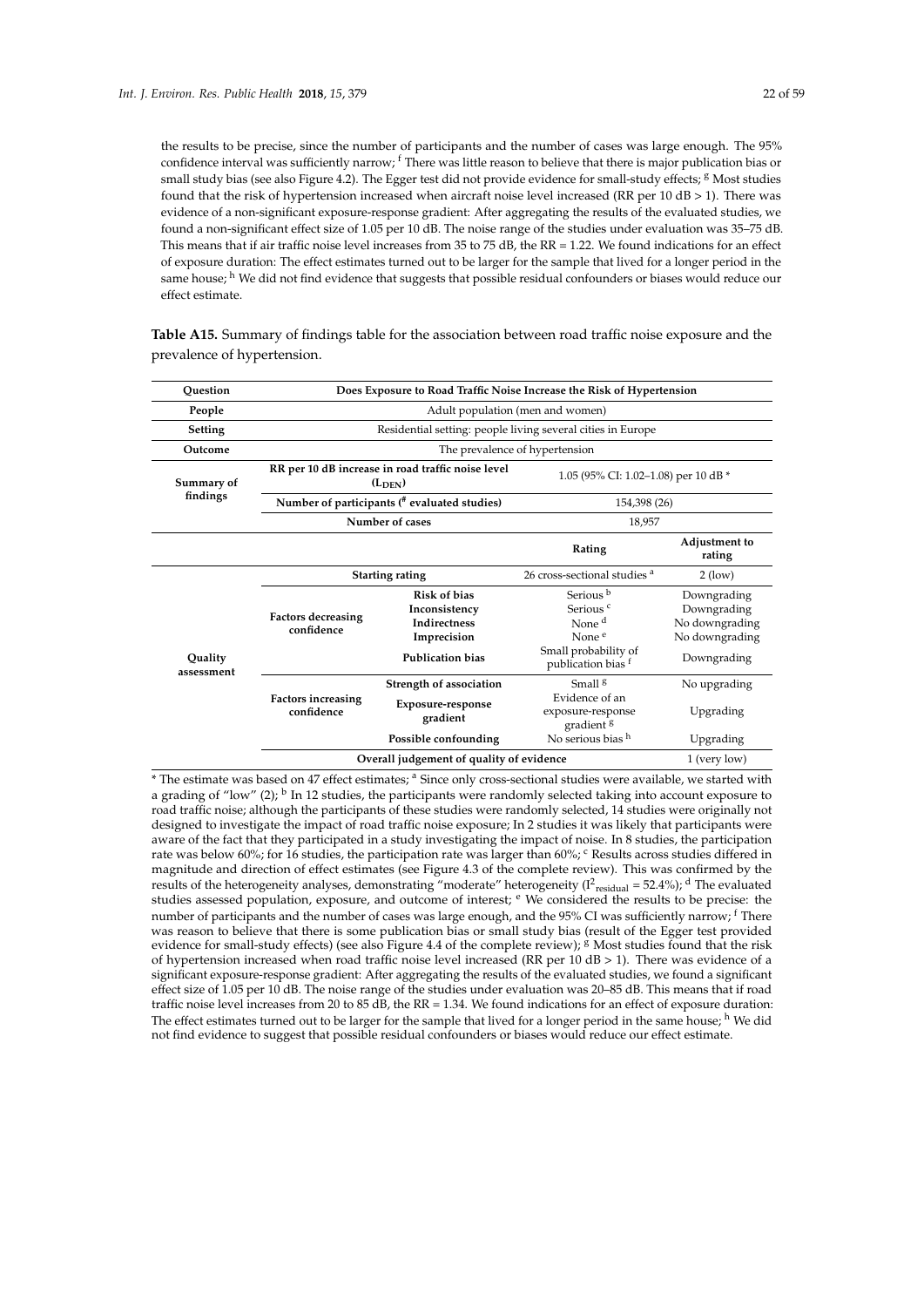the results to be precise, since the number of participants and the number of cases was large enough. The 95% confidence interval was sufficiently narrow; [f] There was little reason to believe that there is major publication bias or small study bias (see also Figure 4.2). The Egger test did not provide evidence for small-study effects; [g] Most studies found that the risk of hypertension increased when aircraft noise level increased (RR per 10 dB > 1). There was evidence of a non-significant exposure-response gradient: After aggregating the results of the evaluated studies, we found a non-significant effect size of 1.05 per 10 dB. The noise range of the studies under evaluation was 35–75 dB. This means that if air traffic noise level increases from 35 to 75 dB, the RR = 1.22. We found indications for an effect of exposure duration: The effect estimates turned out to be larger for the sample that lived for a longer period in the same house; [h] We did not find evidence that suggests that possible residual confounders or biases would reduce our effect estimate.

**Table A15.** Summary of findings table for the association between road traffic noise exposure and the prevalence of hypertension.

| Question | Does Exposure to Road Traffic Noise Increase the Risk of Hypertension | | | |
|---|---|---|---|---|
| **People** | Adult population (men and women) | | | |
| **Setting** | Residential setting: people living several cities in Europe | | | |
| **Outcome** | The prevalence of hypertension | | | |
| **Summary of findings** | **RR per 10 dB increase in road traffic noise level ($L_{DEN}$)** | | 1.05 (95% CI: 1.02–1.08) per 10 dB * | |
| | **Number of participants (# evaluated studies)** | | 154,398 (26) | |
| | **Number of cases** | | 18,957 | |
| | | | **Rating** | **Adjustment to rating** |
| **Quality assessment** | **Starting rating** | | 26 cross-sectional studies [a] | 2 (low) |
| | **Factors decreasing confidence** | **Risk of bias** | Serious [b] | Downgrading |
| | | **Inconsistency** | Serious [c] | Downgrading |
| | | **Indirectness** | None [d] | No downgrading |
| | | **Imprecision** | None [e] | No downgrading |
| | | **Publication bias** | Small probability of publication bias [f] | Downgrading |
| | **Factors increasing confidence** | **Strength of association** | Small [g] | No upgrading |
| | | **Exposure-response gradient** | Evidence of an exposure-response gradient [g] | Upgrading |
| | | **Possible confounding** | No serious bias [h] | Upgrading |
| | **Overall judgement of quality of evidence** | | | 1 (very low) |

* The estimate was based on 47 effect estimates; [a] Since only cross-sectional studies were available, we started with a grading of "low" (2); [b] In 12 studies, the participants were randomly selected taking into account exposure to road traffic noise; although the participants of these studies were randomly selected, 14 studies were originally not designed to investigate the impact of road traffic noise exposure; In 2 studies it was likely that participants were aware of the fact that they participated in a study investigating the impact of noise. In 8 studies, the participation rate was below 60%; for 16 studies, the participation rate was larger than 60%; [c] Results across studies differed in magnitude and direction of effect estimates (see Figure 4.3 of the complete review). This was confirmed by the results of the heterogeneity analyses, demonstrating "moderate" heterogeneity ($I^2_{residual}$ = 52.4%); [d] The evaluated studies assessed population, exposure, and outcome of interest; [e] We considered the results to be precise: the number of participants and the number of cases was large enough, and the 95% CI was sufficiently narrow; [f] There was reason to believe that there is some publication bias or small study bias (result of the Egger test provided evidence for small-study effects) (see also Figure 4.4 of the complete review); [g] Most studies found that the risk of hypertension increased when road traffic noise level increased (RR per 10 dB > 1). There was evidence of a significant exposure-response gradient: After aggregating the results of the evaluated studies, we found a significant effect size of 1.05 per 10 dB. The noise range of the studies under evaluation was 20–85 dB. This means that if road traffic noise level increases from 20 to 85 dB, the RR = 1.34. We found indications for an effect of exposure duration: The effect estimates turned out to be larger for the sample that lived for a longer period in the same house; [h] We did not find evidence to suggest that possible residual confounders or biases would reduce our effect estimate.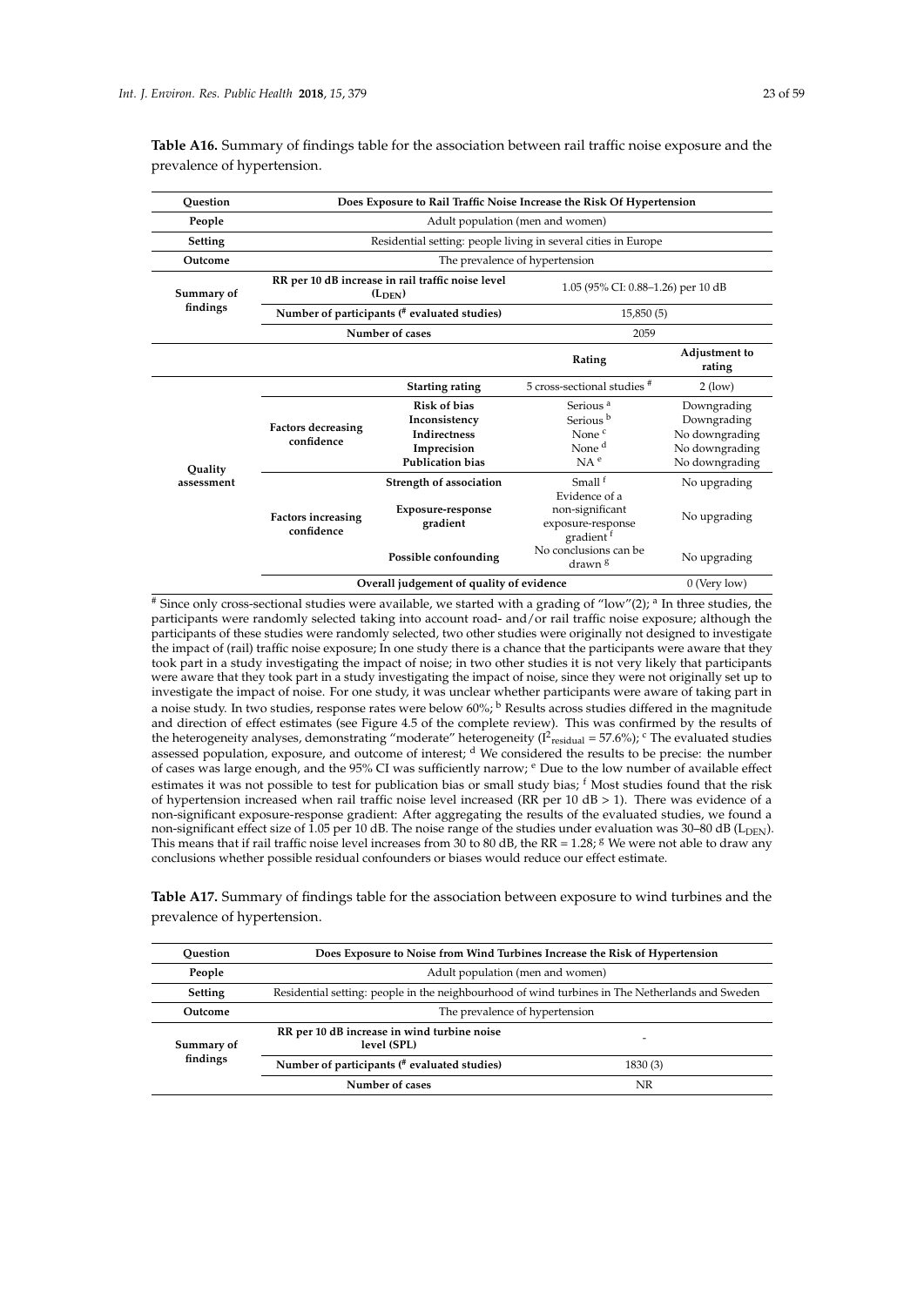**Table A16.** Summary of findings table for the association between rail traffic noise exposure and the prevalence of hypertension.

| Question | Does Exposure to Rail Traffic Noise Increase the Risk Of Hypertension | | | |
|---|---|---|---|---|
| People | Adult population (men and women) | | | |
| Setting | Residential setting: people living in several cities in Europe | | | |
| Outcome | The prevalence of hypertension | | | |
| Summary of findings | RR per 10 dB increase in rail traffic noise level ($L_{DEN}$) | | 1.05 (95% CI: 0.88–1.26) per 10 dB | |
| | Number of participants (# evaluated studies) | | 15,850 (5) | |
| | Number of cases | | 2059 | |
| | | | Rating | Adjustment to rating |
| Quality assessment | | Starting rating | 5 cross-sectional studies # | 2 (low) |
| | Factors decreasing confidence | Risk of bias | Serious [a] | Downgrading |
| | | Inconsistency | Serious [b] | Downgrading |
| | | Indirectness | None [c] | No downgrading |
| | | Imprecision | None [d] | No downgrading |
| | | Publication bias | NA [e] | No downgrading |
| | Factors increasing confidence | Strength of association | Small [f] | No upgrading |
| | | Exposure-response gradient | Evidence of a non-significant exposure-response gradient [f] | No upgrading |
| | | Possible confounding | No conclusions can be drawn [g] | No upgrading |
| | Overall judgement of quality of evidence | | | 0 (Very low) |

# Since only cross-sectional studies were available, we started with a grading of "low"(2); [a] In three studies, the participants were randomly selected taking into account road- and/or rail traffic noise exposure; although the participants of these studies were randomly selected, two other studies were originally not designed to investigate the impact of (rail) traffic noise exposure; In one study there is a chance that the participants were aware that they took part in a study investigating the impact of noise; in two other studies it is not very likely that participants were aware that they took part in a study investigating the impact of noise, since they were not originally set up to investigate the impact of noise. For one study, it was unclear whether participants were aware of taking part in a noise study. In two studies, response rates were below 60%; [b] Results across studies differed in the magnitude and direction of effect estimates (see Figure 4.5 of the complete review). This was confirmed by the results of the heterogeneity analyses, demonstrating "moderate" heterogeneity ($I^2_{residual}$ = 57.6%); [c] The evaluated studies assessed population, exposure, and outcome of interest; [d] We considered the results to be precise: the number of cases was large enough, and the 95% CI was sufficiently narrow; [e] Due to the low number of available effect estimates it was not possible to test for publication bias or small study bias; [f] Most studies found that the risk of hypertension increased when rail traffic noise level increased (RR per 10 dB > 1). There was evidence of a non-significant exposure-response gradient: After aggregating the results of the evaluated studies, we found a non-significant effect size of 1.05 per 10 dB. The noise range of the studies under evaluation was 30–80 dB ($L_{DEN}$). This means that if rail traffic noise level increases from 30 to 80 dB, the RR = 1.28; [g] We were not able to draw any conclusions whether possible residual confounders or biases would reduce our effect estimate.

**Table A17.** Summary of findings table for the association between exposure to wind turbines and the prevalence of hypertension.

| Question | Does Exposure to Noise from Wind Turbines Increase the Risk of Hypertension | |
|---|---|---|
| People | Adult population (men and women) | |
| Setting | Residential setting: people in the neighbourhood of wind turbines in The Netherlands and Sweden | |
| Outcome | The prevalence of hypertension | |
| Summary of findings | RR per 10 dB increase in wind turbine noise level (SPL) | - |
| | Number of participants (# evaluated studies) | 1830 (3) |
| | Number of cases | NR |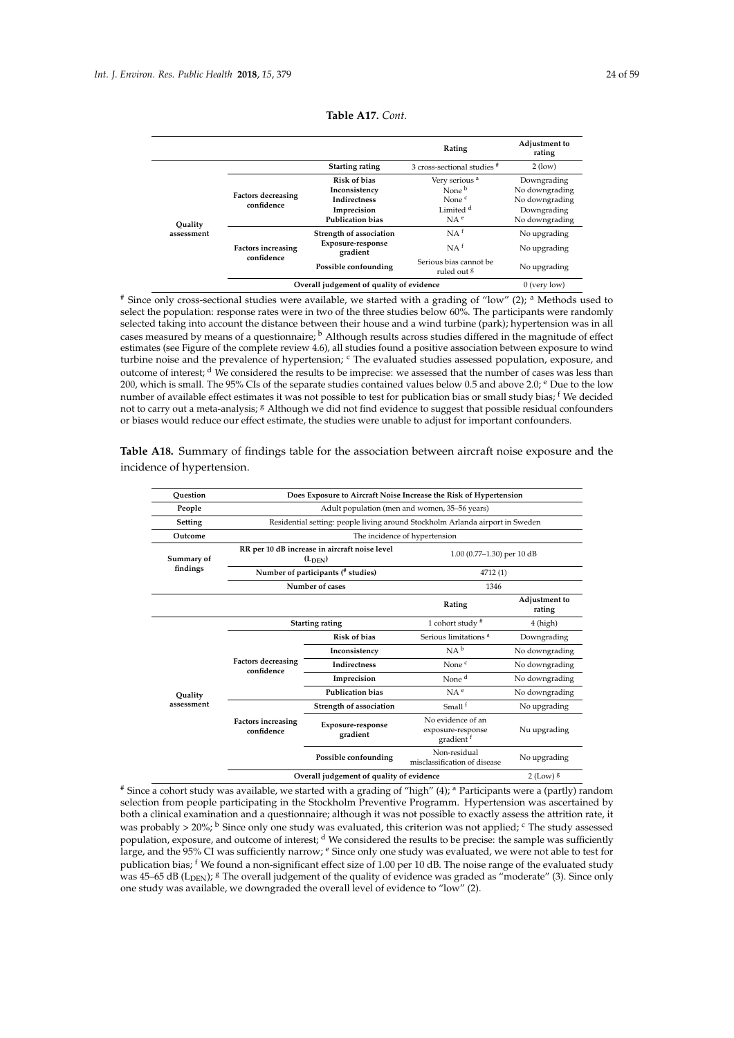**Table A17.** *Cont.*

| | | | Rating | Adjustment to rating |
|---|---|---|---|---|
| Quality assessment | | Starting rating | 3 cross-sectional studies [#] | 2 (low) |
| | Factors decreasing confidence | Risk of bias | Very serious [a] | Downgrading |
| | | Inconsistency | None [b] | No downgrading |
| | | Indirectness | None [c] | No downgrading |
| | | Imprecision | Limited [d] | Downgrading |
| | | Publication bias | NA [e] | No downgrading |
| | Factors increasing confidence | Strength of association | NA [f] | No upgrading |
| | | Exposure-response gradient | NA [f] | No upgrading |
| | | Possible confounding | Serious bias cannot be ruled out [g] | No upgrading |
| | Overall judgement of quality of evidence | | | 0 (very low) |

[#] Since only cross-sectional studies were available, we started with a grading of "low" (2); [a] Methods used to select the population: response rates were in two of the three studies below 60%. The participants were randomly selected taking into account the distance between their house and a wind turbine (park); hypertension was in all cases measured by means of a questionnaire; [b] Although results across studies differed in the magnitude of effect estimates (see Figure of the complete review 4.6), all studies found a positive association between exposure to wind turbine noise and the prevalence of hypertension; [c] The evaluated studies assessed population, exposure, and outcome of interest; [d] We considered the results to be imprecise: we assessed that the number of cases was less than 200, which is small. The 95% CIs of the separate studies contained values below 0.5 and above 2.0; [e] Due to the low number of available effect estimates it was not possible to test for publication bias or small study bias; [f] We decided not to carry out a meta-analysis; [g] Although we did not find evidence to suggest that possible residual confounders or biases would reduce our effect estimate, the studies were unable to adjust for important confounders.

**Table A18.** Summary of findings table for the association between aircraft noise exposure and the incidence of hypertension.

| Question | Does Exposure to Aircraft Noise Increase the Risk of Hypertension | | | |
|---|---|---|---|---|
| People | Adult population (men and women, 35–56 years) | | | |
| Setting | Residential setting: people living around Stockholm Arlanda airport in Sweden | | | |
| Outcome | The incidence of hypertension | | | |
| Summary of findings | RR per 10 dB increase in aircraft noise level ($L_{DEN}$) | | 1.00 (0.77–1.30) per 10 dB | |
| | Number of participants (# studies) | | 4712 (1) | |
| | Number of cases | | 1346 | |
| | | | Rating | Adjustment to rating |
| Quality assessment | Starting rating | | 1 cohort study [#] | 4 (high) |
| | Factors decreasing confidence | Risk of bias | Serious limitations [a] | Downgrading |
| | | Inconsistency | NA [b] | No downgrading |
| | | Indirectness | None [c] | No downgrading |
| | | Imprecision | None [d] | No downgrading |
| | | Publication bias | NA [e] | No downgrading |
| | Factors increasing confidence | Strength of association | Small [f] | No upgrading |
| | | Exposure-response gradient | No evidence of an exposure-response gradient [f] | Nu upgrading |
| | | Possible confounding | Non-residual misclassification of disease | No upgrading |
| | Overall judgement of quality of evidence | | | 2 (Low) [g] |

[#] Since a cohort study was available, we started with a grading of "high" (4); [a] Participants were a (partly) random selection from people participating in the Stockholm Preventive Programm. Hypertension was ascertained by both a clinical examination and a questionnaire; although it was not possible to exactly assess the attrition rate, it was probably > 20%; [b] Since only one study was evaluated, this criterion was not applied; [c] The study assessed population, exposure, and outcome of interest; [d] We considered the results to be precise: the sample was sufficiently large, and the 95% CI was sufficiently narrow; [e] Since only one study was evaluated, we were not able to test for publication bias; [f] We found a non-significant effect size of 1.00 per 10 dB. The noise range of the evaluated study was 45–65 dB ($L_{DEN}$); [g] The overall judgement of the quality of evidence was graded as "moderate" (3). Since only one study was available, we downgraded the overall level of evidence to "low" (2).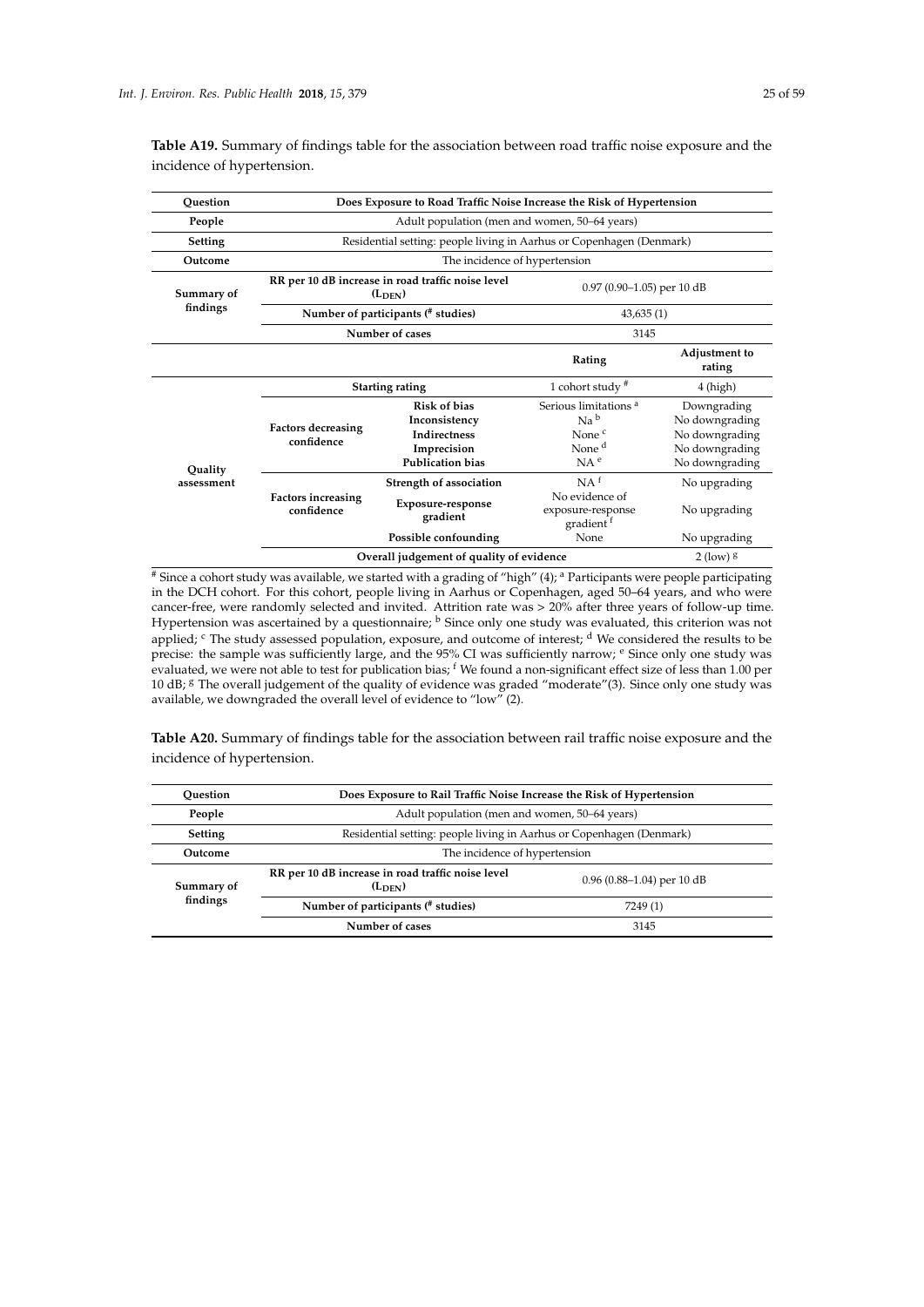**Table A19.** Summary of findings table for the association between road traffic noise exposure and the incidence of hypertension.

| Question | Does Exposure to Road Traffic Noise Increase the Risk of Hypertension | | | |
|---|---|---|---|---|
| People | Adult population (men and women, 50–64 years) | | | |
| Setting | Residential setting: people living in Aarhus or Copenhagen (Denmark) | | | |
| Outcome | The incidence of hypertension | | | |
| Summary of findings | RR per 10 dB increase in road traffic noise level ($L_{DEN}$) | | 0.97 (0.90–1.05) per 10 dB | |
| | Number of participants (# studies) | | 43,635 (1) | |
| | Number of cases | | 3145 | |
| | | | **Rating** | **Adjustment to rating** |
| Quality assessment | Starting rating | | 1 cohort study # | 4 (high) |
| | Factors decreasing confidence | Risk of bias | Serious limitations [a] | Downgrading |
| | | Inconsistency | Na [b] | No downgrading |
| | | Indirectness | None [c] | No downgrading |
| | | Imprecision | None [d] | No downgrading |
| | | Publication bias | NA [e] | No downgrading |
| | Factors increasing confidence | Strength of association | NA [f] | No upgrading |
| | | Exposure-response gradient | No evidence of exposure-response gradient [f] | No upgrading |
| | | Possible confounding | None | No upgrading |
| | Overall judgement of quality of evidence | | | 2 (low) [g] |

# Since a cohort study was available, we started with a grading of "high" (4); [a] Participants were people participating in the DCH cohort. For this cohort, people living in Aarhus or Copenhagen, aged 50–64 years, and who were cancer-free, were randomly selected and invited. Attrition rate was > 20% after three years of follow-up time. Hypertension was ascertained by a questionnaire; [b] Since only one study was evaluated, this criterion was not applied; [c] The study assessed population, exposure, and outcome of interest; [d] We considered the results to be precise: the sample was sufficiently large, and the 95% CI was sufficiently narrow; [e] Since only one study was evaluated, we were not able to test for publication bias; [f] We found a non-significant effect size of less than 1.00 per 10 dB; [g] The overall judgement of the quality of evidence was graded "moderate"(3). Since only one study was available, we downgraded the overall level of evidence to "low" (2).

**Table A20.** Summary of findings table for the association between rail traffic noise exposure and the incidence of hypertension.

| Question | Does Exposure to Rail Traffic Noise Increase the Risk of Hypertension | |
|---|---|---|
| People | Adult population (men and women, 50–64 years) | |
| Setting | Residential setting: people living in Aarhus or Copenhagen (Denmark) | |
| Outcome | The incidence of hypertension | |
| Summary of findings | RR per 10 dB increase in road traffic noise level ($L_{DEN}$) | 0.96 (0.88–1.04) per 10 dB |
| | Number of participants (# studies) | 7249 (1) |
| | Number of cases | 3145 |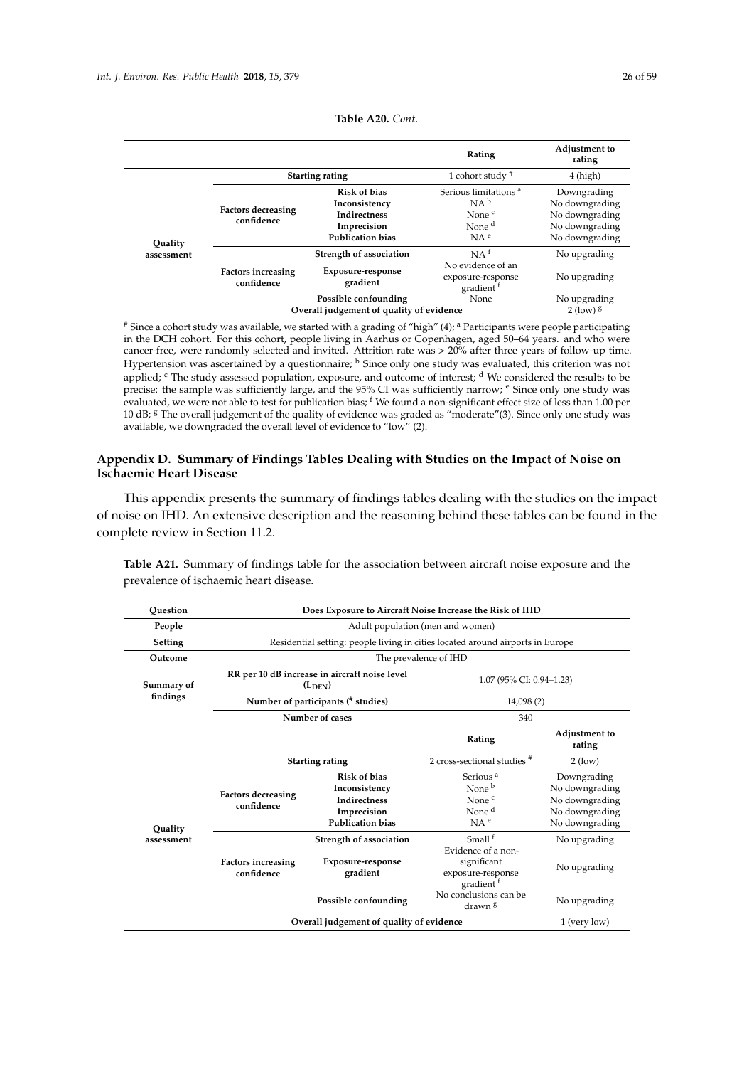**Table A20.** *Cont.*

| | | | Rating | Adjustment to rating |
|---|---|---|---|---|
| Quality assessment | Starting rating | | 1 cohort study # | 4 (high) |
| | Factors decreasing confidence | Risk of bias | Serious limitations [a] | Downgrading |
| | | Inconsistency | NA [b] | No downgrading |
| | | Indirectness | None [c] | No downgrading |
| | | Imprecision | None [d] | No downgrading |
| | | Publication bias | NA [e] | No downgrading |
| | Factors increasing confidence | Strength of association | NA [f] | No upgrading |
| | | Exposure-response gradient | No evidence of an exposure-response gradient [f] | No upgrading |
| | | Possible confounding | None | No upgrading |
| | Overall judgement of quality of evidence | | | 2 (low) [g] |

# Since a cohort study was available, we started with a grading of "high" (4); [a] Participants were people participating in the DCH cohort. For this cohort, people living in Aarhus or Copenhagen, aged 50–64 years. and who were cancer-free, were randomly selected and invited. Attrition rate was > 20% after three years of follow-up time. Hypertension was ascertained by a questionnaire; [b] Since only one study was evaluated, this criterion was not applied; [c] The study assessed population, exposure, and outcome of interest; [d] We considered the results to be precise: the sample was sufficiently large, and the 95% CI was sufficiently narrow; [e] Since only one study was evaluated, we were not able to test for publication bias; [f] We found a non-significant effect size of less than 1.00 per 10 dB; [g] The overall judgement of the quality of evidence was graded as "moderate"(3). Since only one study was available, we downgraded the overall level of evidence to "low" (2).

## Appendix D. Summary of Findings Tables Dealing with Studies on the Impact of Noise on Ischaemic Heart Disease

This appendix presents the summary of findings tables dealing with the studies on the impact of noise on IHD. An extensive description and the reasoning behind these tables can be found in the complete review in Section 11.2.

**Table A21.** Summary of findings table for the association between aircraft noise exposure and the prevalence of ischaemic heart disease.

| Question | Does Exposure to Aircraft Noise Increase the Risk of IHD | | | |
|---|---|---|---|---|
| People | Adult population (men and women) | | | |
| Setting | Residential setting: people living in cities located around airports in Europe | | | |
| Outcome | The prevalence of IHD | | | |
| Summary of findings | RR per 10 dB increase in aircraft noise level ($L_{DEN}$) | | 1.07 (95% CI: 0.94–1.23) | |
| | Number of participants (# studies) | | 14,098 (2) | |
| | Number of cases | | 340 | |
| | | | Rating | Adjustment to rating |
| Quality assessment | Starting rating | | 2 cross-sectional studies # | 2 (low) |
| | Factors decreasing confidence | Risk of bias | Serious [a] | Downgrading |
| | | Inconsistency | None [b] | No downgrading |
| | | Indirectness | None [c] | No downgrading |
| | | Imprecision | None [d] | No downgrading |
| | | Publication bias | NA [e] | No downgrading |
| | Factors increasing confidence | Strength of association | Small [f] | No upgrading |
| | | Exposure-response gradient | Evidence of a non-significant exposure-response gradient [f] | No upgrading |
| | | Possible confounding | No conclusions can be drawn [g] | No upgrading |
| | Overall judgement of quality of evidence | | | 1 (very low) |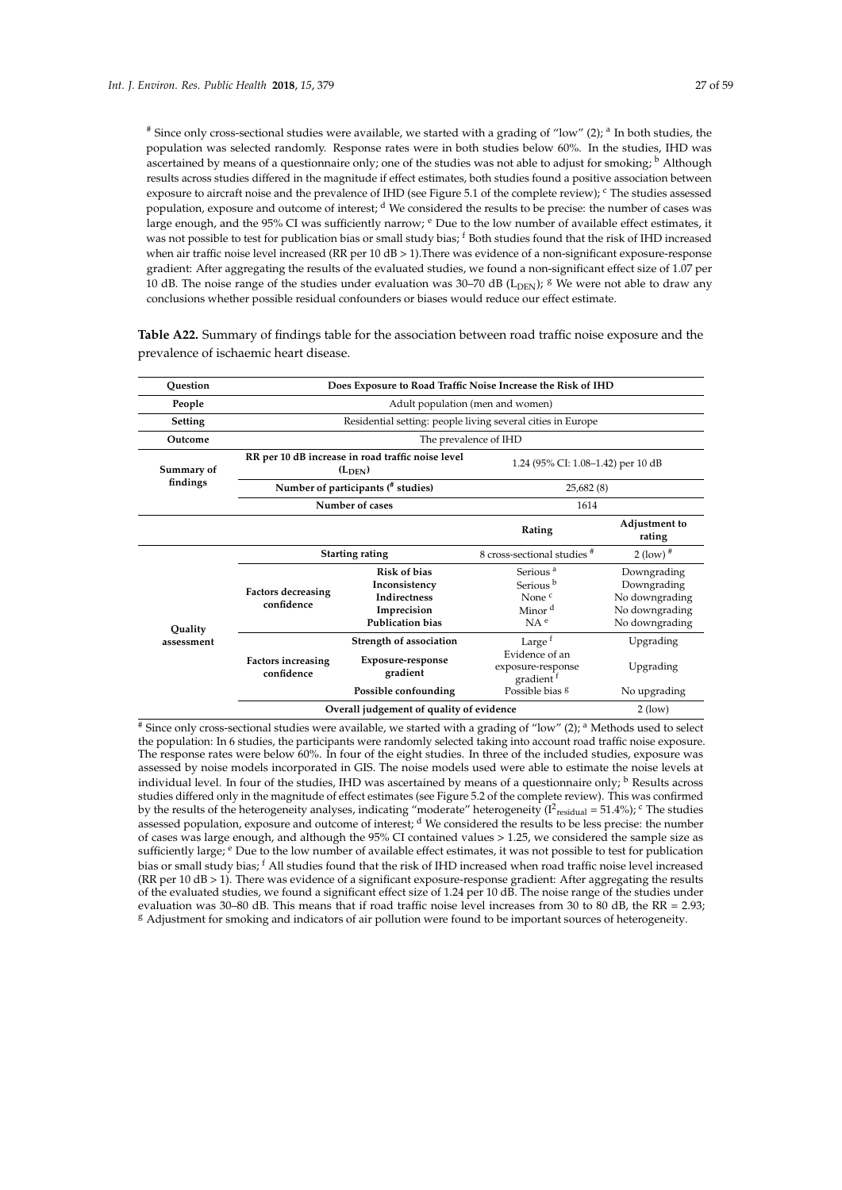[#] Since only cross-sectional studies were available, we started with a grading of "low" (2); [a] In both studies, the population was selected randomly. Response rates were in both studies below 60%. In the studies, IHD was ascertained by means of a questionnaire only; one of the studies was not able to adjust for smoking; [b] Although results across studies differed in the magnitude if effect estimates, both studies found a positive association between exposure to aircraft noise and the prevalence of IHD (see Figure 5.1 of the complete review); [c] The studies assessed population, exposure and outcome of interest; [d] We considered the results to be precise: the number of cases was large enough, and the 95% CI was sufficiently narrow; [e] Due to the low number of available effect estimates, it was not possible to test for publication bias or small study bias; [f] Both studies found that the risk of IHD increased when air traffic noise level increased (RR per 10 dB > 1).There was evidence of a non-significant exposure-response gradient: After aggregating the results of the evaluated studies, we found a non-significant effect size of 1.07 per 10 dB. The noise range of the studies under evaluation was 30–70 dB ($L_{DEN}$); [g] We were not able to draw any conclusions whether possible residual confounders or biases would reduce our effect estimate.

**Table A22.** Summary of findings table for the association between road traffic noise exposure and the prevalence of ischaemic heart disease.

| **Question** | **Does Exposure to Road Traffic Noise Increase the Risk of IHD** | | | |
|---|---|---|---|---|
| **People** | Adult population (men and women) | | | |
| **Setting** | Residential setting: people living several cities in Europe | | | |
| **Outcome** | The prevalence of IHD | | | |
| **Summary of findings** | **RR per 10 dB increase in road traffic noise level ($L_{DEN}$)** | | 1.24 (95% CI: 1.08–1.42) per 10 dB | |
| | **Number of participants ([#] studies)** | | 25,682 (8) | |
| | **Number of cases** | | 1614 | |
| | | | **Rating** | **Adjustment to rating** |
| **Quality assessment** | **Starting rating** | | 8 cross-sectional studies [#] | 2 (low) [#] |
| | **Factors decreasing confidence** | **Risk of bias** | Serious [a] | Downgrading |
| | | **Inconsistency** | Serious [b] | Downgrading |
| | | **Indirectness** | None [c] | No downgrading |
| | | **Imprecision** | Minor [d] | No downgrading |
| | | **Publication bias** | NA [e] | No downgrading |
| | **Factors increasing confidence** | **Strength of association** | Large [f] | Upgrading |
| | | **Exposure-response gradient** | Evidence of an exposure-response gradient [f] | Upgrading |
| | | **Possible confounding** | Possible bias [g] | No upgrading |
| | **Overall judgement of quality of evidence** | | | 2 (low) |

[#] Since only cross-sectional studies were available, we started with a grading of "low" (2); [a] Methods used to select the population: In 6 studies, the participants were randomly selected taking into account road traffic noise exposure. The response rates were below 60%. In four of the eight studies. In three of the included studies, exposure was assessed by noise models incorporated in GIS. The noise models used were able to estimate the noise levels at individual level. In four of the studies, IHD was ascertained by means of a questionnaire only; [b] Results across studies differed only in the magnitude of effect estimates (see Figure 5.2 of the complete review). This was confirmed by the results of the heterogeneity analyses, indicating "moderate" heterogeneity ($I^2_{residual}$ = 51.4%); [c] The studies assessed population, exposure and outcome of interest; [d] We considered the results to be less precise: the number of cases was large enough, and although the 95% CI contained values > 1.25, we considered the sample size as sufficiently large; [e] Due to the low number of available effect estimates, it was not possible to test for publication bias or small study bias; [f] All studies found that the risk of IHD increased when road traffic noise level increased (RR per 10 dB > 1). There was evidence of a significant exposure-response gradient: After aggregating the results of the evaluated studies, we found a significant effect size of 1.24 per 10 dB. The noise range of the studies under evaluation was 30–80 dB. This means that if road traffic noise level increases from 30 to 80 dB, the RR = 2.93; [g] Adjustment for smoking and indicators of air pollution were found to be important sources of heterogeneity.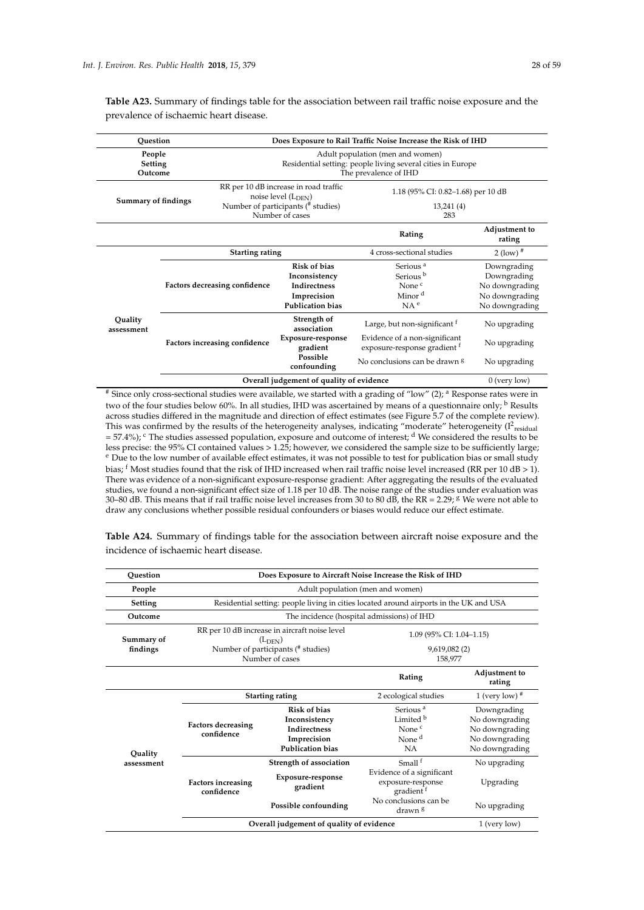**Table A23.** Summary of findings table for the association between rail traffic noise exposure and the prevalence of ischaemic heart disease.

| Question | | | Does Exposure to Rail Traffic Noise Increase the Risk of IHD | |
|---|---|---|---|---|
| People | | | Adult population (men and women) | |
| Setting | | | Residential setting: people living several cities in Europe | |
| Outcome | | | The prevalence of IHD | |
| Summary of findings | RR per 10 dB increase in road traffic noise level ($L_{DEN}$) | | 1.18 (95% CI: 0.82–1.68) per 10 dB | |
| | Number of participants (# studies) | | 13,241 (4) | |
| | Number of cases | | 283 | |
| | | | **Rating** | **Adjustment to rating** |
| Quality assessment | Starting rating | | 4 cross-sectional studies | 2 (low) # |
| | Factors decreasing confidence | Risk of bias | Serious [a] | Downgrading |
| | | Inconsistency | Serious [b] | Downgrading |
| | | Indirectness | None [c] | No downgrading |
| | | Imprecision | Minor [d] | No downgrading |
| | | Publication bias | NA [e] | No downgrading |
| | Factors increasing confidence | Strength of association | Large, but non-significant [f] | No upgrading |
| | | Exposure-response gradient | Evidence of a non-significant exposure-response gradient [f] | No upgrading |
| | | Possible confounding | No conclusions can be drawn [g] | No upgrading |
| | Overall judgement of quality of evidence | | | 0 (very low) |

# Since only cross-sectional studies were available, we started with a grading of "low" (2); [a] Response rates were in two of the four studies below 60%. In all studies, IHD was ascertained by means of a questionnaire only; [b] Results across studies differed in the magnitude and direction of effect estimates (see Figure 5.7 of the complete review). This was confirmed by the results of the heterogeneity analyses, indicating "moderate" heterogeneity ($I^2_{residual}$ = 57.4%); [c] The studies assessed population, exposure and outcome of interest; [d] We considered the results to be less precise: the 95% CI contained values > 1.25; however, we considered the sample size to be sufficiently large; [e] Due to the low number of available effect estimates, it was not possible to test for publication bias or small study bias; [f] Most studies found that the risk of IHD increased when rail traffic noise level increased (RR per 10 dB > 1). There was evidence of a non-significant exposure-response gradient: After aggregating the results of the evaluated studies, we found a non-significant effect size of 1.18 per 10 dB. The noise range of the studies under evaluation was 30–80 dB. This means that if rail traffic noise level increases from 30 to 80 dB, the RR = 2.29; [g] We were not able to draw any conclusions whether possible residual confounders or biases would reduce our effect estimate.

**Table A24.** Summary of findings table for the association between aircraft noise exposure and the incidence of ischaemic heart disease.

| Question | | | Does Exposure to Aircraft Noise Increase the Risk of IHD | |
|---|---|---|---|---|
| People | | | Adult population (men and women) | |
| Setting | | | Residential setting: people living in cities located around airports in the UK and USA | |
| Outcome | | | The incidence (hospital admissions) of IHD | |
| Summary of findings | RR per 10 dB increase in aircraft noise level ($L_{DEN}$) | | 1.09 (95% CI: 1.04–1.15) | |
| | Number of participants (# studies) | | 9,619,082 (2) | |
| | Number of cases | | 158,977 | |
| | | | **Rating** | **Adjustment to rating** |
| Quality assessment | Starting rating | | 2 ecological studies | 1 (very low) # |
| | Factors decreasing confidence | Risk of bias | Serious [a] | Downgrading |
| | | Inconsistency | Limited [b] | No downgrading |
| | | Indirectness | None [c] | No downgrading |
| | | Imprecision | None [d] | No downgrading |
| | | Publication bias | NA | No downgrading |
| | Factors increasing confidence | Strength of association | Small [f] | No upgrading |
| | | Exposure-response gradient | Evidence of a significant exposure-response gradient [f] | Upgrading |
| | | Possible confounding | No conclusions can be drawn [g] | No upgrading |
| | Overall judgement of quality of evidence | | | 1 (very low) |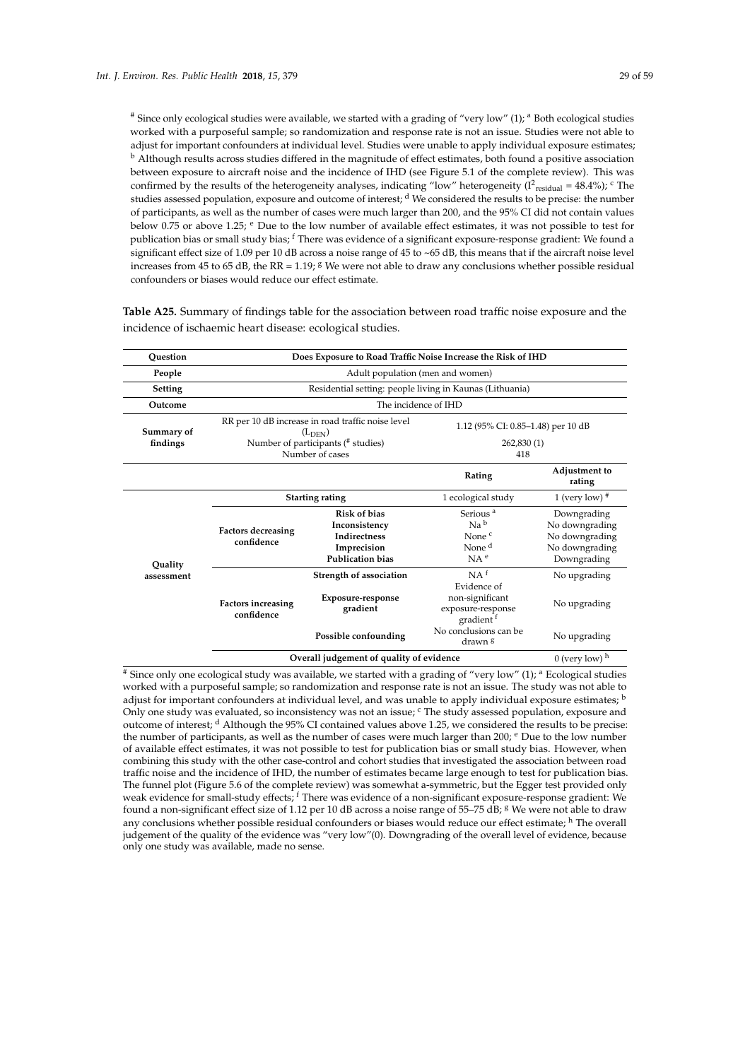[#] Since only ecological studies were available, we started with a grading of "very low" (1); [a] Both ecological studies worked with a purposeful sample; so randomization and response rate is not an issue. Studies were not able to adjust for important confounders at individual level. Studies were unable to apply individual exposure estimates; [b] Although results across studies differed in the magnitude of effect estimates, both found a positive association between exposure to aircraft noise and the incidence of IHD (see Figure 5.1 of the complete review). This was confirmed by the results of the heterogeneity analyses, indicating "low" heterogeneity ($I^2_{residual}$ = 48.4%); [c] The studies assessed population, exposure and outcome of interest; [d] We considered the results to be precise: the number of participants, as well as the number of cases were much larger than 200, and the 95% CI did not contain values below 0.75 or above 1.25; [e] Due to the low number of available effect estimates, it was not possible to test for publication bias or small study bias; [f] There was evidence of a significant exposure-response gradient: We found a significant effect size of 1.09 per 10 dB across a noise range of 45 to ~65 dB, this means that if the aircraft noise level increases from 45 to 65 dB, the RR = 1.19; [g] We were not able to draw any conclusions whether possible residual confounders or biases would reduce our effect estimate.

**Table A25.** Summary of findings table for the association between road traffic noise exposure and the incidence of ischaemic heart disease: ecological studies.

| **Question** | **Does Exposure to Road Traffic Noise Increase the Risk of IHD** | | | |
|---|---|---|---|---|
| **People** | Adult population (men and women) | | | |
| **Setting** | Residential setting: people living in Kaunas (Lithuania) | | | |
| **Outcome** | The incidence of IHD | | | |
| **Summary of findings** | RR per 10 dB increase in road traffic noise level ($L_{DEN}$)<br>Number of participants (# studies)<br>Number of cases | | 1.12 (95% CI: 0.85–1.48) per 10 dB<br>262,830 (1)<br>418 | |
| | | | **Rating** | **Adjustment to rating** |
| **Quality assessment** | **Starting rating** | | 1 ecological study | 1 (very low) [#] |
| | **Factors decreasing confidence** | **Risk of bias** | Serious [a] | Downgrading |
| | | **Inconsistency** | Na [b] | No downgrading |
| | | **Indirectness** | None [c] | No downgrading |
| | | **Imprecision** | None [d] | No downgrading |
| | | **Publication bias** | NA [e] | Downgrading |
| | **Factors increasing confidence** | **Strength of association** | NA [f] | No upgrading |
| | | **Exposure-response gradient** | Evidence of non-significant exposure-response gradient [f] | No upgrading |
| | | **Possible confounding** | No conclusions can be drawn [g] | No upgrading |
| | **Overall judgement of quality of evidence** | | | 0 (very low) [h] |

[#] Since only one ecological study was available, we started with a grading of "very low" (1); [a] Ecological studies worked with a purposeful sample; so randomization and response rate is not an issue. The study was not able to adjust for important confounders at individual level, and was unable to apply individual exposure estimates; [b] Only one study was evaluated, so inconsistency was not an issue; [c] The study assessed population, exposure and outcome of interest; [d] Although the 95% CI contained values above 1.25, we considered the results to be precise: the number of participants, as well as the number of cases were much larger than 200; [e] Due to the low number of available effect estimates, it was not possible to test for publication bias or small study bias. However, when combining this study with the other case-control and cohort studies that investigated the association between road traffic noise and the incidence of IHD, the number of estimates became large enough to test for publication bias. The funnel plot (Figure 5.6 of the complete review) was somewhat a-symmetric, but the Egger test provided only weak evidence for small-study effects; [f] There was evidence of a non-significant exposure-response gradient: We found a non-significant effect size of 1.12 per 10 dB across a noise range of 55–75 dB; [g] We were not able to draw any conclusions whether possible residual confounders or biases would reduce our effect estimate; [h] The overall judgement of the quality of the evidence was "very low"(0). Downgrading of the overall level of evidence, because only one study was available, made no sense.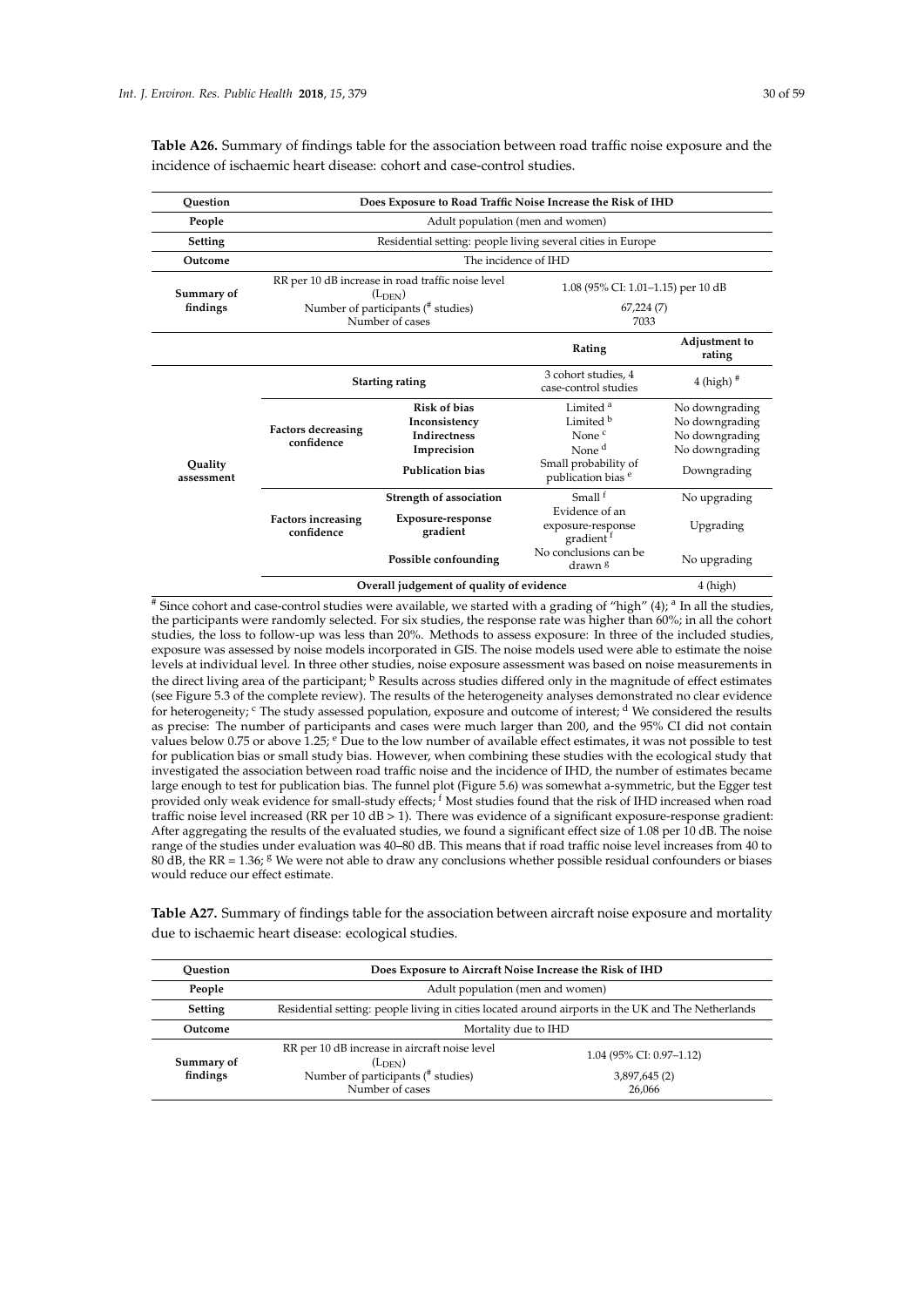**Table A26.** Summary of findings table for the association between road traffic noise exposure and the incidence of ischaemic heart disease: cohort and case-control studies.

| Question | Does Exposure to Road Traffic Noise Increase the Risk of IHD | | | |
|---|---|---|---|---|
| People | Adult population (men and women) | | | |
| Setting | Residential setting: people living several cities in Europe | | | |
| Outcome | The incidence of IHD | | | |
| Summary of findings | RR per 10 dB increase in road traffic noise level ($L_{DEN}$)<br>Number of participants (# studies)<br>Number of cases | | 1.08 (95% CI: 1.01–1.15) per 10 dB<br>67,224 (7)<br>7033 | |
| | | | **Rating** | **Adjustment to rating** |
| Quality assessment | **Starting rating** | | 3 cohort studies, 4 case-control studies | 4 (high) # |
| | **Factors decreasing confidence** | **Risk of bias** | Limited [a] | No downgrading |
| | | **Inconsistency** | Limited [b] | No downgrading |
| | | **Indirectness** | None [c] | No downgrading |
| | | **Imprecision** | None [d] | No downgrading |
| | | **Publication bias** | Small probability of publication bias [e] | Downgrading |
| | **Factors increasing confidence** | **Strength of association** | Small [f] | No upgrading |
| | | **Exposure-response gradient** | Evidence of an exposure-response gradient [f] | Upgrading |
| | | **Possible confounding** | No conclusions can be drawn [g] | No upgrading |
| | **Overall judgement of quality of evidence** | | | 4 (high) |

# Since cohort and case-control studies were available, we started with a grading of "high" (4); [a] In all the studies, the participants were randomly selected. For six studies, the response rate was higher than 60%; in all the cohort studies, the loss to follow-up was less than 20%. Methods to assess exposure: In three of the included studies, exposure was assessed by noise models incorporated in GIS. The noise models used were able to estimate the noise levels at individual level. In three other studies, noise exposure assessment was based on noise measurements in the direct living area of the participant; [b] Results across studies differed only in the magnitude of effect estimates (see Figure 5.3 of the complete review). The results of the heterogeneity analyses demonstrated no clear evidence for heterogeneity; [c] The study assessed population, exposure and outcome of interest; [d] We considered the results as precise: The number of participants and cases were much larger than 200, and the 95% CI did not contain values below 0.75 or above 1.25; [e] Due to the low number of available effect estimates, it was not possible to test for publication bias or small study bias. However, when combining these studies with the ecological study that investigated the association between road traffic noise and the incidence of IHD, the number of estimates became large enough to test for publication bias. The funnel plot (Figure 5.6) was somewhat a-symmetric, but the Egger test provided only weak evidence for small-study effects; [f] Most studies found that the risk of IHD increased when road traffic noise level increased (RR per 10 dB > 1). There was evidence of a significant exposure-response gradient: After aggregating the results of the evaluated studies, we found a significant effect size of 1.08 per 10 dB. The noise range of the studies under evaluation was 40–80 dB. This means that if road traffic noise level increases from 40 to 80 dB, the RR = 1.36; [g] We were not able to draw any conclusions whether possible residual confounders or biases would reduce our effect estimate.

**Table A27.** Summary of findings table for the association between aircraft noise exposure and mortality due to ischaemic heart disease: ecological studies.

| Question | Does Exposure to Aircraft Noise Increase the Risk of IHD | |
|---|---|---|
| People | Adult population (men and women) | |
| Setting | Residential setting: people living in cities located around airports in the UK and The Netherlands | |
| Outcome | Mortality due to IHD | |
| Summary of findings | RR per 10 dB increase in aircraft noise level ($L_{DEN}$)<br>Number of participants (# studies)<br>Number of cases | 1.04 (95% CI: 0.97–1.12)<br>3,897,645 (2)<br>26,066 |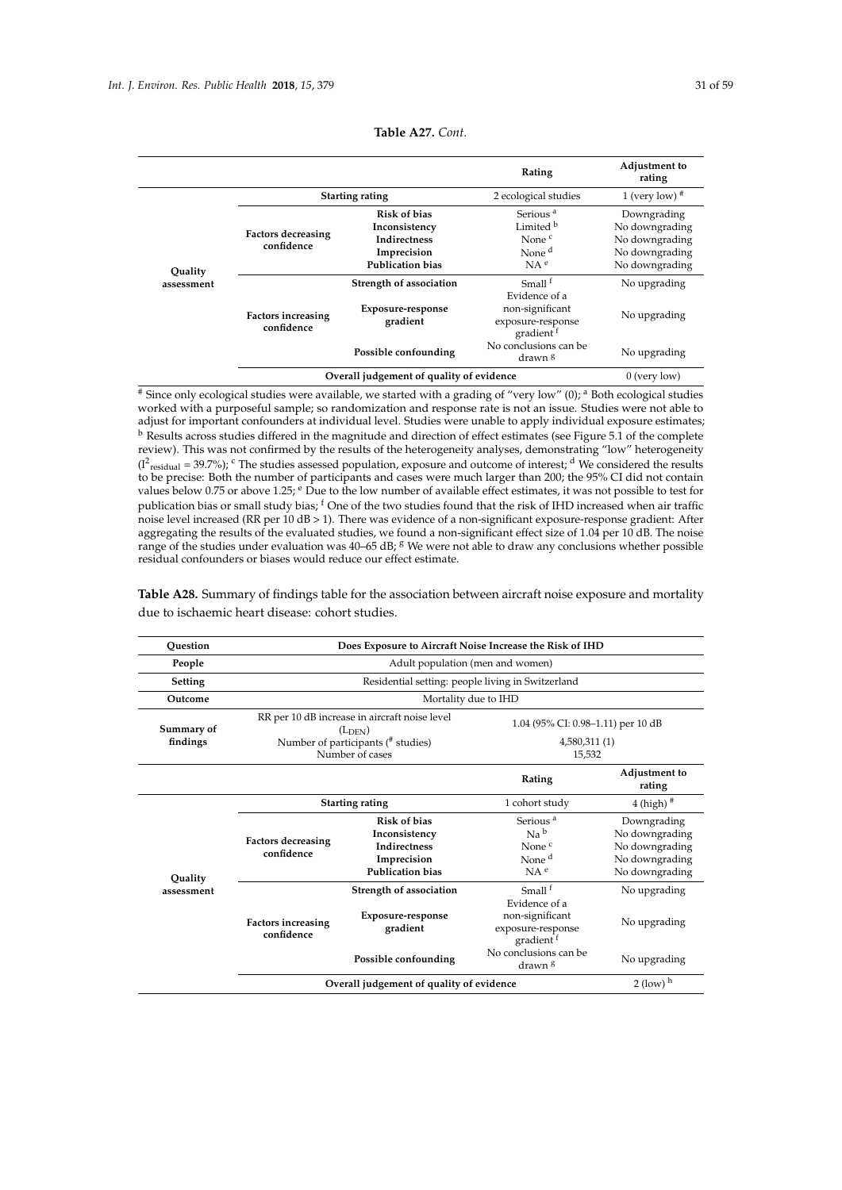**Table A27.** *Cont.*

| | | | Rating | Adjustment to rating |
|---|---|---|---|---|
| Quality assessment | Starting rating | | 2 ecological studies | 1 (very low) [#] |
| | Factors decreasing confidence | Risk of bias | Serious [a] | Downgrading |
| | | Inconsistency | Limited [b] | No downgrading |
| | | Indirectness | None [c] | No downgrading |
| | | Imprecision | None [d] | No downgrading |
| | | Publication bias | NA [e] | No downgrading |
| | Factors increasing confidence | Strength of association | Small [f] | No upgrading |
| | | Exposure-response gradient | Evidence of a non-significant exposure-response gradient [f] | No upgrading |
| | | Possible confounding | No conclusions can be drawn [g] | No upgrading |
| | Overall judgement of quality of evidence | | | 0 (very low) |

[#] Since only ecological studies were available, we started with a grading of "very low" (0); [a] Both ecological studies worked with a purposeful sample; so randomization and response rate is not an issue. Studies were not able to adjust for important confounders at individual level. Studies were unable to apply individual exposure estimates; [b] Results across studies differed in the magnitude and direction of effect estimates (see Figure 5.1 of the complete review). This was not confirmed by the results of the heterogeneity analyses, demonstrating "low" heterogeneity ($I^2_{residual}$ = 39.7%); [c] The studies assessed population, exposure and outcome of interest; [d] We considered the results to be precise: Both the number of participants and cases were much larger than 200; the 95% CI did not contain values below 0.75 or above 1.25; [e] Due to the low number of available effect estimates, it was not possible to test for publication bias or small study bias; [f] One of the two studies found that the risk of IHD increased when air traffic noise level increased (RR per 10 dB > 1). There was evidence of a non-significant exposure-response gradient: After aggregating the results of the evaluated studies, we found a non-significant effect size of 1.04 per 10 dB. The noise range of the studies under evaluation was 40–65 dB; [g] We were not able to draw any conclusions whether possible residual confounders or biases would reduce our effect estimate.

**Table A28.** Summary of findings table for the association between aircraft noise exposure and mortality due to ischaemic heart disease: cohort studies.

| Question | Does Exposure to Aircraft Noise Increase the Risk of IHD | | | |
|---|---|---|---|---|
| People | Adult population (men and women) | | | |
| Setting | Residential setting: people living in Switzerland | | | |
| Outcome | Mortality due to IHD | | | |
| Summary of findings | RR per 10 dB increase in aircraft noise level ($L_{DEN}$) | | 1.04 (95% CI: 0.98–1.11) per 10 dB | |
| | Number of participants ([#] studies) | | 4,580,311 (1) | |
| | Number of cases | | 15,532 | |
| | | | Rating | Adjustment to rating |
| Quality assessment | Starting rating | | 1 cohort study | 4 (high) [#] |
| | Factors decreasing confidence | Risk of bias | Serious [a] | Downgrading |
| | | Inconsistency | Na [b] | No downgrading |
| | | Indirectness | None [c] | No downgrading |
| | | Imprecision | None [d] | No downgrading |
| | | Publication bias | NA [e] | No downgrading |
| | Factors increasing confidence | Strength of association | Small [f] | No upgrading |
| | | Exposure-response gradient | Evidence of a non-significant exposure-response gradient [f] | No upgrading |
| | | Possible confounding | No conclusions can be drawn [g] | No upgrading |
| | Overall judgement of quality of evidence | | | 2 (low) [h] |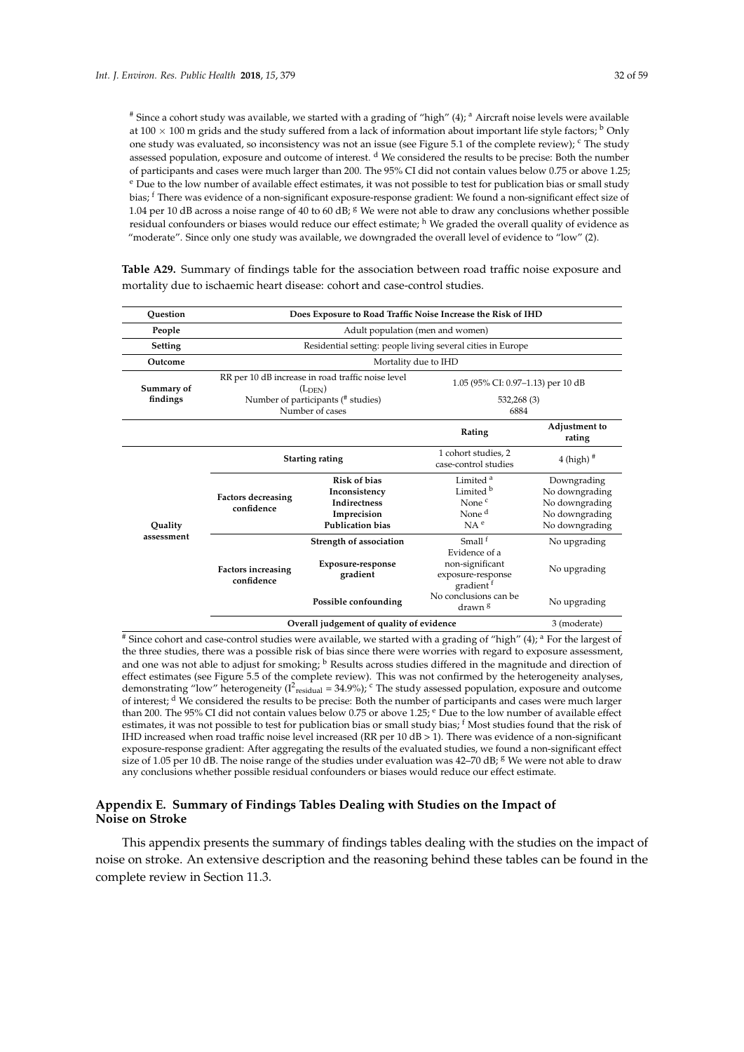[#] Since a cohort study was available, we started with a grading of "high" (4); [a] Aircraft noise levels were available at 100 × 100 m grids and the study suffered from a lack of information about important life style factors; [b] Only one study was evaluated, so inconsistency was not an issue (see Figure 5.1 of the complete review); [c] The study assessed population, exposure and outcome of interest. [d] We considered the results to be precise: Both the number of participants and cases were much larger than 200. The 95% CI did not contain values below 0.75 or above 1.25; [e] Due to the low number of available effect estimates, it was not possible to test for publication bias or small study bias; [f] There was evidence of a non-significant exposure-response gradient: We found a non-significant effect size of 1.04 per 10 dB across a noise range of 40 to 60 dB; [g] We were not able to draw any conclusions whether possible residual confounders or biases would reduce our effect estimate; [h] We graded the overall quality of evidence as "moderate". Since only one study was available, we downgraded the overall level of evidence to "low" (2).

**Table A29.** Summary of findings table for the association between road traffic noise exposure and mortality due to ischaemic heart disease: cohort and case-control studies.

| **Question** | **Does Exposure to Road Traffic Noise Increase the Risk of IHD** | | | |
|---|---|---|---|---|
| **People** | Adult population (men and women) | | | |
| **Setting** | Residential setting: people living several cities in Europe | | | |
| **Outcome** | Mortality due to IHD | | | |
| **Summary of findings** | RR per 10 dB increase in road traffic noise level ($L_{DEN}$) | | 1.05 (95% CI: 0.97–1.13) per 10 dB | |
| | Number of participants ([#] studies) | | 532,268 (3) | |
| | Number of cases | | 6884 | |
| | | | **Rating** | **Adjustment to rating** |
| **Quality assessment** | **Starting rating** | | 1 cohort studies, 2 case-control studies | 4 (high) [#] |
| | **Factors decreasing confidence** | **Risk of bias** | Limited [a] | Downgrading |
| | | **Inconsistency** | Limited [b] | No downgrading |
| | | **Indirectness** | None [c] | No downgrading |
| | | **Imprecision** | None [d] | No downgrading |
| | | **Publication bias** | NA [e] | No downgrading |
| | **Factors increasing confidence** | **Strength of association** | Small [f] | No upgrading |
| | | **Exposure-response gradient** | Evidence of a non-significant exposure-response gradient [f] | No upgrading |
| | | **Possible confounding** | No conclusions can be drawn [g] | No upgrading |
| | **Overall judgement of quality of evidence** | | | 3 (moderate) |

[#] Since cohort and case-control studies were available, we started with a grading of "high" (4); [a] For the largest of the three studies, there was a possible risk of bias since there were worries with regard to exposure assessment, and one was not able to adjust for smoking; [b] Results across studies differed in the magnitude and direction of effect estimates (see Figure 5.5 of the complete review). This was not confirmed by the heterogeneity analyses, demonstrating "low" heterogeneity ($I^2_{residual}$ = 34.9%); [c] The study assessed population, exposure and outcome of interest; [d] We considered the results to be precise: Both the number of participants and cases were much larger than 200. The 95% CI did not contain values below 0.75 or above 1.25; [e] Due to the low number of available effect estimates, it was not possible to test for publication bias or small study bias; [f] Most studies found that the risk of IHD increased when road traffic noise level increased (RR per 10 dB > 1). There was evidence of a non-significant exposure-response gradient: After aggregating the results of the evaluated studies, we found a non-significant effect size of 1.05 per 10 dB. The noise range of the studies under evaluation was 42–70 dB; [g] We were not able to draw any conclusions whether possible residual confounders or biases would reduce our effect estimate.

## Appendix E. Summary of Findings Tables Dealing with Studies on the Impact of Noise on Stroke

This appendix presents the summary of findings tables dealing with the studies on the impact of noise on stroke. An extensive description and the reasoning behind these tables can be found in the complete review in Section 11.3.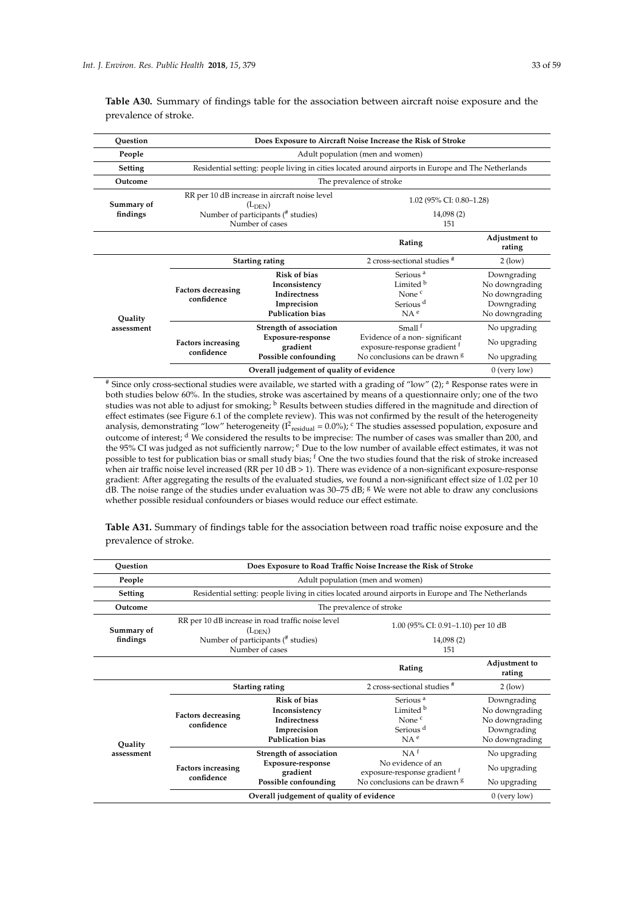**Table A30.** Summary of findings table for the association between aircraft noise exposure and the prevalence of stroke.

| Question | Does Exposure to Aircraft Noise Increase the Risk of Stroke | | | |
|---|---|---|---|---|
| People | Adult population (men and women) | | | |
| Setting | Residential setting: people living in cities located around airports in Europe and The Netherlands | | | |
| Outcome | The prevalence of stroke | | | |
| Summary of findings | RR per 10 dB increase in aircraft noise level ($L_{DEN}$) | | 1.02 (95% CI: 0.80–1.28) | |
| | Number of participants (# studies) | | 14,098 (2) | |
| | Number of cases | | 151 | |
| | | | **Rating** | **Adjustment to rating** |
| Quality assessment | **Starting rating** | | 2 cross-sectional studies # | 2 (low) |
| | Factors decreasing confidence | **Risk of bias** | Serious [a] | Downgrading |
| | | **Inconsistency** | Limited [b] | No downgrading |
| | | **Indirectness** | None [c] | No downgrading |
| | | **Imprecision** | Serious [d] | Downgrading |
| | | **Publication bias** | NA [e] | No downgrading |
| | Factors increasing confidence | **Strength of association** | Small [f] | No upgrading |
| | | **Exposure-response gradient** | Evidence of a non- significant exposure-response gradient [f] | No upgrading |
| | | **Possible confounding** | No conclusions can be drawn [g] | No upgrading |
| | **Overall judgement of quality of evidence** | | | 0 (very low) |

# Since only cross-sectional studies were available, we started with a grading of "low" (2); [a] Response rates were in both studies below 60%. In the studies, stroke was ascertained by means of a questionnaire only; one of the two studies was not able to adjust for smoking; [b] Results between studies differed in the magnitude and direction of effect estimates (see Figure 6.1 of the complete review). This was not confirmed by the result of the heterogeneity analysis, demonstrating "low" heterogeneity ($I^2_{residual}$ = 0.0%); [c] The studies assessed population, exposure and outcome of interest; [d] We considered the results to be imprecise: The number of cases was smaller than 200, and the 95% CI was judged as not sufficiently narrow; [e] Due to the low number of available effect estimates, it was not possible to test for publication bias or small study bias; [f] One the two studies found that the risk of stroke increased when air traffic noise level increased (RR per 10 dB > 1). There was evidence of a non-significant exposure-response gradient: After aggregating the results of the evaluated studies, we found a non-significant effect size of 1.02 per 10 dB. The noise range of the studies under evaluation was 30–75 dB; [g] We were not able to draw any conclusions whether possible residual confounders or biases would reduce our effect estimate.

**Table A31.** Summary of findings table for the association between road traffic noise exposure and the prevalence of stroke.

| Question | Does Exposure to Road Traffic Noise Increase the Risk of Stroke | | | |
|---|---|---|---|---|
| People | Adult population (men and women) | | | |
| Setting | Residential setting: people living in cities located around airports in Europe and The Netherlands | | | |
| Outcome | The prevalence of stroke | | | |
| Summary of findings | RR per 10 dB increase in road traffic noise level ($L_{DEN}$) | | 1.00 (95% CI: 0.91–1.10) per 10 dB | |
| | Number of participants (# studies) | | 14,098 (2) | |
| | Number of cases | | 151 | |
| | | | **Rating** | **Adjustment to rating** |
| Quality assessment | **Starting rating** | | 2 cross-sectional studies # | 2 (low) |
| | Factors decreasing confidence | **Risk of bias** | Serious [a] | Downgrading |
| | | **Inconsistency** | Limited [b] | No downgrading |
| | | **Indirectness** | None [c] | No downgrading |
| | | **Imprecision** | Serious [d] | Downgrading |
| | | **Publication bias** | NA [e] | No downgrading |
| | Factors increasing confidence | **Strength of association** | NA [f] | No upgrading |
| | | **Exposure-response gradient** | No evidence of an exposure-response gradient [f] | No upgrading |
| | | **Possible confounding** | No conclusions can be drawn [g] | No upgrading |
| | **Overall judgement of quality of evidence** | | | 0 (very low) |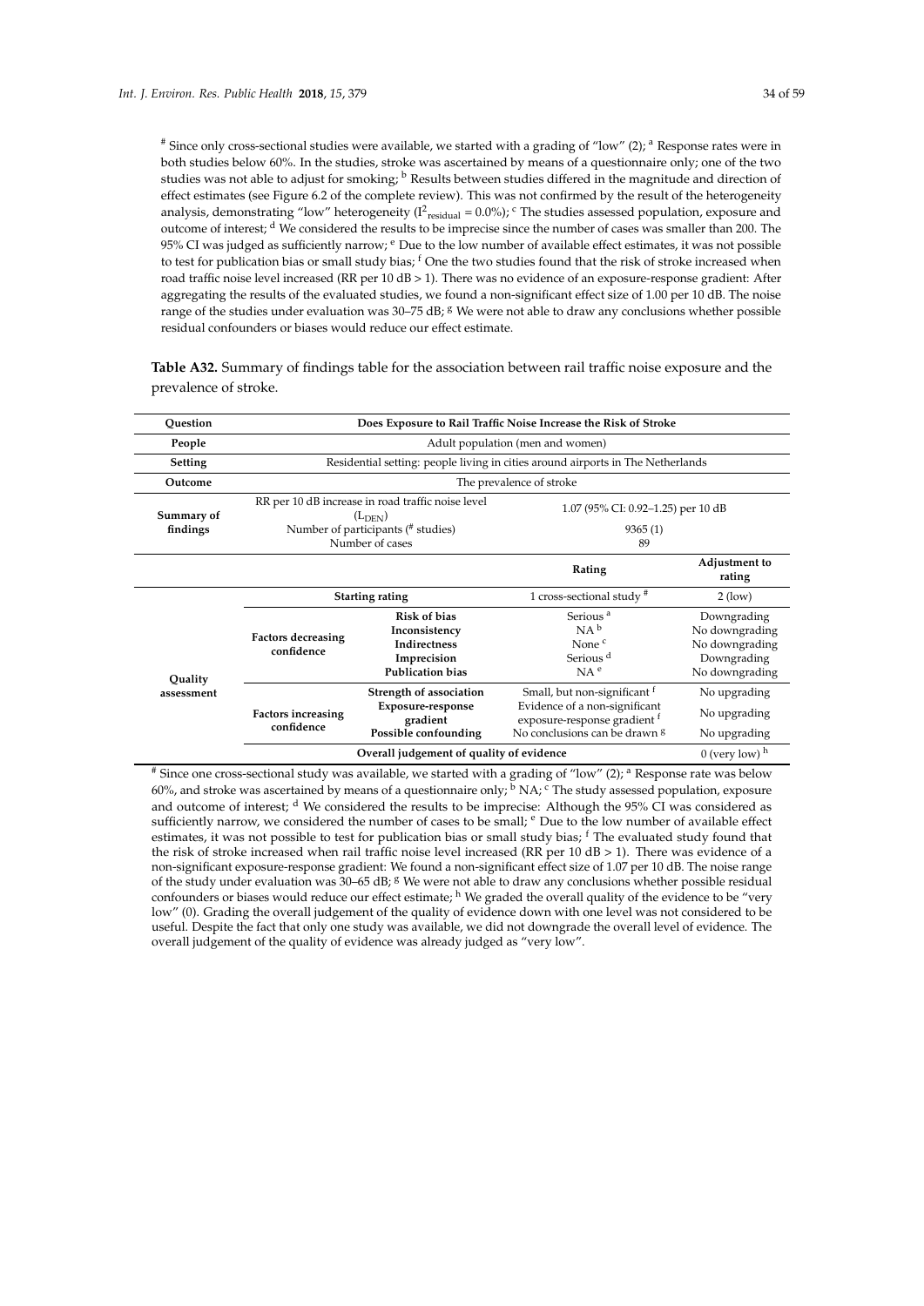[#] Since only cross-sectional studies were available, we started with a grading of "low" (2); [a] Response rates were in both studies below 60%. In the studies, stroke was ascertained by means of a questionnaire only; one of the two studies was not able to adjust for smoking; [b] Results between studies differed in the magnitude and direction of effect estimates (see Figure 6.2 of the complete review). This was not confirmed by the result of the heterogeneity analysis, demonstrating "low" heterogeneity ($I^2_{residual}$ = 0.0%); [c] The studies assessed population, exposure and outcome of interest; [d] We considered the results to be imprecise since the number of cases was smaller than 200. The 95% CI was judged as sufficiently narrow; [e] Due to the low number of available effect estimates, it was not possible to test for publication bias or small study bias; [f] One the two studies found that the risk of stroke increased when road traffic noise level increased (RR per 10 dB > 1). There was no evidence of an exposure-response gradient: After aggregating the results of the evaluated studies, we found a non-significant effect size of 1.00 per 10 dB. The noise range of the studies under evaluation was 30–75 dB; [g] We were not able to draw any conclusions whether possible residual confounders or biases would reduce our effect estimate.

**Table A32.** Summary of findings table for the association between rail traffic noise exposure and the prevalence of stroke.

| **Question** | **Does Exposure to Rail Traffic Noise Increase the Risk of Stroke** | | | |
|---|---|---|---|---|
| **People** | Adult population (men and women) | | | |
| **Setting** | Residential setting: people living in cities around airports in The Netherlands | | | |
| **Outcome** | The prevalence of stroke | | | |
| **Summary of findings** | RR per 10 dB increase in road traffic noise level ($L_{DEN}$) | | 1.07 (95% CI: 0.92–1.25) per 10 dB | |
| | Number of participants (# studies) | | 9365 (1) | |
| | Number of cases | | 89 | |
| | | | **Rating** | **Adjustment to rating** |
| **Quality assessment** | **Starting rating** | | 1 cross-sectional study [#] | 2 (low) |
| | **Factors decreasing confidence** | **Risk of bias** | Serious [a] | Downgrading |
| | | **Inconsistency** | NA [b] | No downgrading |
| | | **Indirectness** | None [c] | No downgrading |
| | | **Imprecision** | Serious [d] | Downgrading |
| | | **Publication bias** | NA [e] | No downgrading |
| | **Factors increasing confidence** | **Strength of association** | Small, but non-significant [f] | No upgrading |
| | | **Exposure-response gradient** | Evidence of a non-significant exposure-response gradient [f] | No upgrading |
| | | **Possible confounding** | No conclusions can be drawn [g] | No upgrading |
| | **Overall judgement of quality of evidence** | | | 0 (very low) [h] |

[#] Since one cross-sectional study was available, we started with a grading of "low" (2); [a] Response rate was below 60%, and stroke was ascertained by means of a questionnaire only; [b] NA; [c] The study assessed population, exposure and outcome of interest; [d] We considered the results to be imprecise: Although the 95% CI was considered as sufficiently narrow, we considered the number of cases to be small; [e] Due to the low number of available effect estimates, it was not possible to test for publication bias or small study bias; [f] The evaluated study found that the risk of stroke increased when rail traffic noise level increased (RR per 10 dB > 1). There was evidence of a non-significant exposure-response gradient: We found a non-significant effect size of 1.07 per 10 dB. The noise range of the study under evaluation was 30–65 dB; [g] We were not able to draw any conclusions whether possible residual confounders or biases would reduce our effect estimate; [h] We graded the overall quality of the evidence to be "very low" (0). Grading the overall judgement of the quality of evidence down with one level was not considered to be useful. Despite the fact that only one study was available, we did not downgrade the overall level of evidence. The overall judgement of the quality of evidence was already judged as "very low".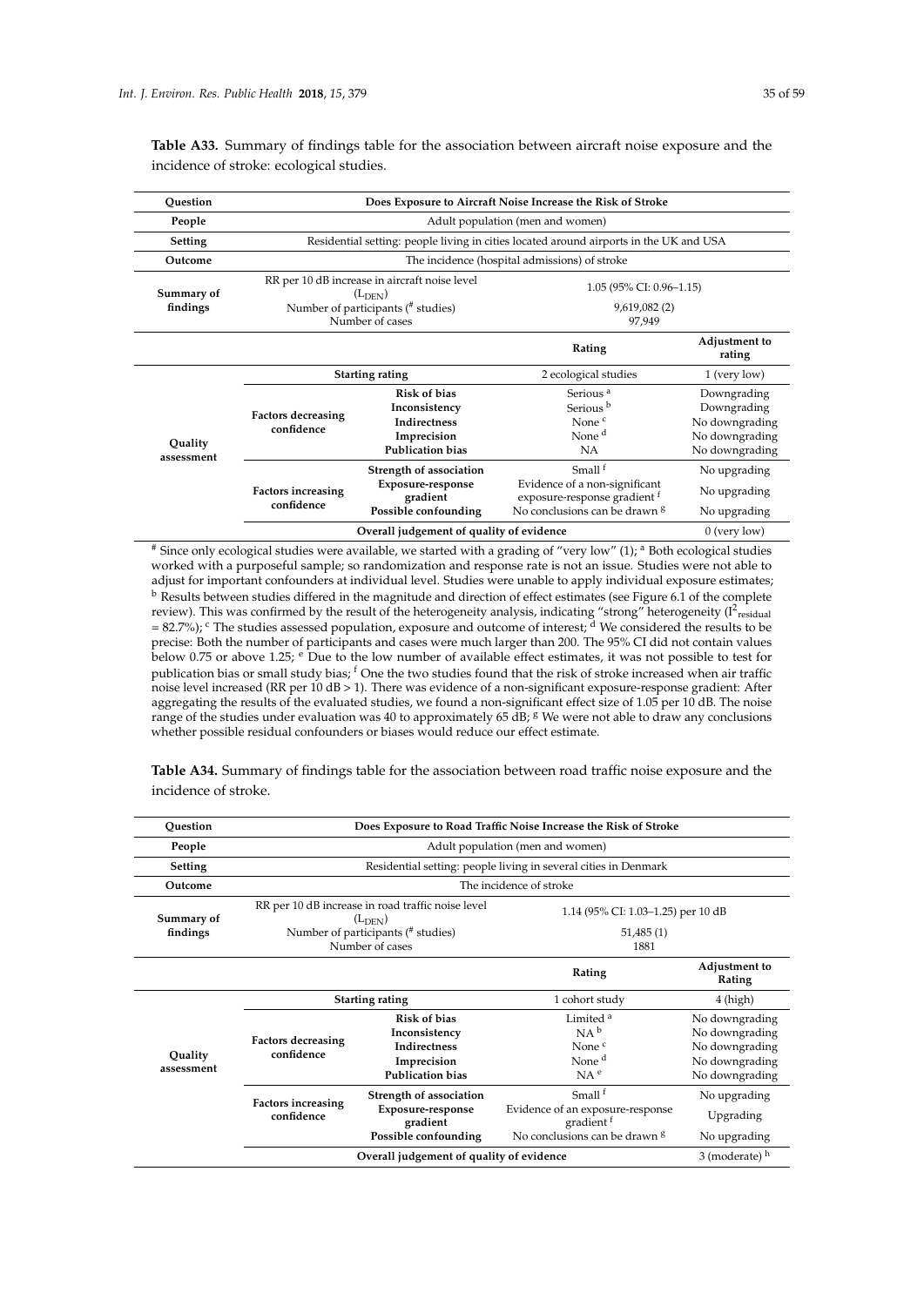**Table A33.** Summary of findings table for the association between aircraft noise exposure and the incidence of stroke: ecological studies.

| Question | Does Exposure to Aircraft Noise Increase the Risk of Stroke | | | |
|---|---|---|---|---|
| People | Adult population (men and women) | | | |
| Setting | Residential setting: people living in cities located around airports in the UK and USA | | | |
| Outcome | The incidence (hospital admissions) of stroke | | | |
| Summary of findings | RR per 10 dB increase in aircraft noise level ($L_{DEN}$)<br>Number of participants (# studies)<br>Number of cases | | 1.05 (95% CI: 0.96–1.15)<br>9,619,082 (2)<br>97,949 | |
| | | | **Rating** | **Adjustment to rating** |
| Quality assessment | **Starting rating** | | 2 ecological studies | 1 (very low) |
| | Factors decreasing confidence | **Risk of bias** | Serious [a] | Downgrading |
| | | **Inconsistency** | Serious [b] | Downgrading |
| | | **Indirectness** | None [c] | No downgrading |
| | | **Imprecision** | None [d] | No downgrading |
| | | **Publication bias** | NA | No downgrading |
| | Factors increasing confidence | **Strength of association** | Small [f] | No upgrading |
| | | **Exposure-response gradient** | Evidence of a non-significant exposure-response gradient [f] | No upgrading |
| | | **Possible confounding** | No conclusions can be drawn [g] | No upgrading |
| | **Overall judgement of quality of evidence** | | | 0 (very low) |

[#] Since only ecological studies were available, we started with a grading of "very low" (1); [a] Both ecological studies worked with a purposeful sample; so randomization and response rate is not an issue. Studies were not able to adjust for important confounders at individual level. Studies were unable to apply individual exposure estimates; [b] Results between studies differed in the magnitude and direction of effect estimates (see Figure 6.1 of the complete review). This was confirmed by the result of the heterogeneity analysis, indicating "strong" heterogeneity ($I^2_{residual}$ = 82.7%); [c] The studies assessed population, exposure and outcome of interest; [d] We considered the results to be precise: Both the number of participants and cases were much larger than 200. The 95% CI did not contain values below 0.75 or above 1.25; [e] Due to the low number of available effect estimates, it was not possible to test for publication bias or small study bias; [f] One the two studies found that the risk of stroke increased when air traffic noise level increased (RR per 10 dB > 1). There was evidence of a non-significant exposure-response gradient: After aggregating the results of the evaluated studies, we found a non-significant effect size of 1.05 per 10 dB. The noise range of the studies under evaluation was 40 to approximately 65 dB; [g] We were not able to draw any conclusions whether possible residual confounders or biases would reduce our effect estimate.

**Table A34.** Summary of findings table for the association between road traffic noise exposure and the incidence of stroke.

| Question | Does Exposure to Road Traffic Noise Increase the Risk of Stroke | | | |
|---|---|---|---|---|
| People | Adult population (men and women) | | | |
| Setting | Residential setting: people living in several cities in Denmark | | | |
| Outcome | The incidence of stroke | | | |
| Summary of findings | RR per 10 dB increase in road traffic noise level ($L_{DEN}$)<br>Number of participants (# studies)<br>Number of cases | | 1.14 (95% CI: 1.03–1.25) per 10 dB<br>51,485 (1)<br>1881 | |
| | | | **Rating** | **Adjustment to Rating** |
| Quality assessment | **Starting rating** | | 1 cohort study | 4 (high) |
| | Factors decreasing confidence | **Risk of bias** | Limited [a] | No downgrading |
| | | **Inconsistency** | NA [b] | No downgrading |
| | | **Indirectness** | None [c] | No downgrading |
| | | **Imprecision** | None [d] | No downgrading |
| | | **Publication bias** | NA [e] | No downgrading |
| | Factors increasing confidence | **Strength of association** | Small [f] | No upgrading |
| | | **Exposure-response gradient** | Evidence of an exposure-response gradient [f] | Upgrading |
| | | **Possible confounding** | No conclusions can be drawn [g] | No upgrading |
| | **Overall judgement of quality of evidence** | | | 3 (moderate) [h] |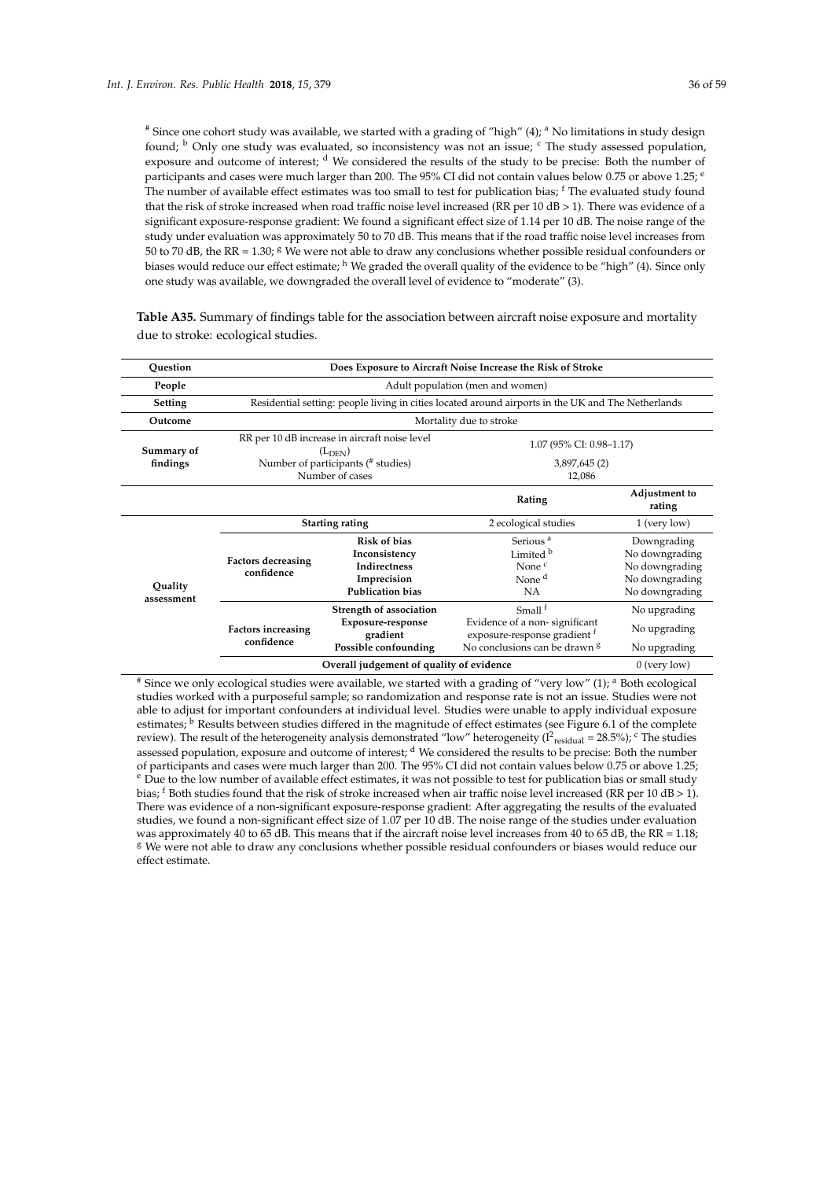[#] Since one cohort study was available, we started with a grading of "high" (4); [a] No limitations in study design found; [b] Only one study was evaluated, so inconsistency was not an issue; [c] The study assessed population, exposure and outcome of interest; [d] We considered the results of the study to be precise: Both the number of participants and cases were much larger than 200. The 95% CI did not contain values below 0.75 or above 1.25; [e] The number of available effect estimates was too small to test for publication bias; [f] The evaluated study found that the risk of stroke increased when road traffic noise level increased (RR per 10 dB > 1). There was evidence of a significant exposure-response gradient: We found a significant effect size of 1.14 per 10 dB. The noise range of the study under evaluation was approximately 50 to 70 dB. This means that if the road traffic noise level increases from 50 to 70 dB, the RR = 1.30; [g] We were not able to draw any conclusions whether possible residual confounders or biases would reduce our effect estimate; [h] We graded the overall quality of the evidence to be "high" (4). Since only one study was available, we downgraded the overall level of evidence to "moderate" (3).

**Table A35.** Summary of findings table for the association between aircraft noise exposure and mortality due to stroke: ecological studies.

| **Question** | **Does Exposure to Aircraft Noise Increase the Risk of Stroke** | | | |
|---|---|---|---|---|
| **People** | Adult population (men and women) | | | |
| **Setting** | Residential setting: people living in cities located around airports in the UK and The Netherlands | | | |
| **Outcome** | Mortality due to stroke | | | |
| **Summary of findings** | RR per 10 dB increase in aircraft noise level ($L_{DEN}$) | | 1.07 (95% CI: 0.98–1.17) | |
| | Number of participants (# studies) | | 3,897,645 (2) | |
| | Number of cases | | 12,086 | |
| | | | **Rating** | **Adjustment to rating** |
| **Quality assessment** | **Starting rating** | | 2 ecological studies | 1 (very low) |
| | **Factors decreasing confidence** | **Risk of bias** | Serious [a] | Downgrading |
| | | **Inconsistency** | Limited [b] | No downgrading |
| | | **Indirectness** | None [c] | No downgrading |
| | | **Imprecision** | None [d] | No downgrading |
| | | **Publication bias** | NA | No downgrading |
| | **Factors increasing confidence** | **Strength of association** | Small [f] | No upgrading |
| | | **Exposure-response gradient** | Evidence of a non- significant exposure-response gradient [f] | No upgrading |
| | | **Possible confounding** | No conclusions can be drawn [g] | No upgrading |
| | **Overall judgement of quality of evidence** | | | 0 (very low) |

[#] Since we only ecological studies were available, we started with a grading of "very low" (1); [a] Both ecological studies worked with a purposeful sample; so randomization and response rate is not an issue. Studies were not able to adjust for important confounders at individual level. Studies were unable to apply individual exposure estimates; [b] Results between studies differed in the magnitude of effect estimates (see Figure 6.1 of the complete review). The result of the heterogeneity analysis demonstrated "low" heterogeneity ($I^2_{residual}$ = 28.5%); [c] The studies assessed population, exposure and outcome of interest; [d] We considered the results to be precise: Both the number of participants and cases were much larger than 200. The 95% CI did not contain values below 0.75 or above 1.25; [e] Due to the low number of available effect estimates, it was not possible to test for publication bias or small study bias; [f] Both studies found that the risk of stroke increased when air traffic noise level increased (RR per 10 dB > 1). There was evidence of a non-significant exposure-response gradient: After aggregating the results of the evaluated studies, we found a non-significant effect size of 1.07 per 10 dB. The noise range of the studies under evaluation was approximately 40 to 65 dB. This means that if the aircraft noise level increases from 40 to 65 dB, the RR = 1.18; [g] We were not able to draw any conclusions whether possible residual confounders or biases would reduce our effect estimate.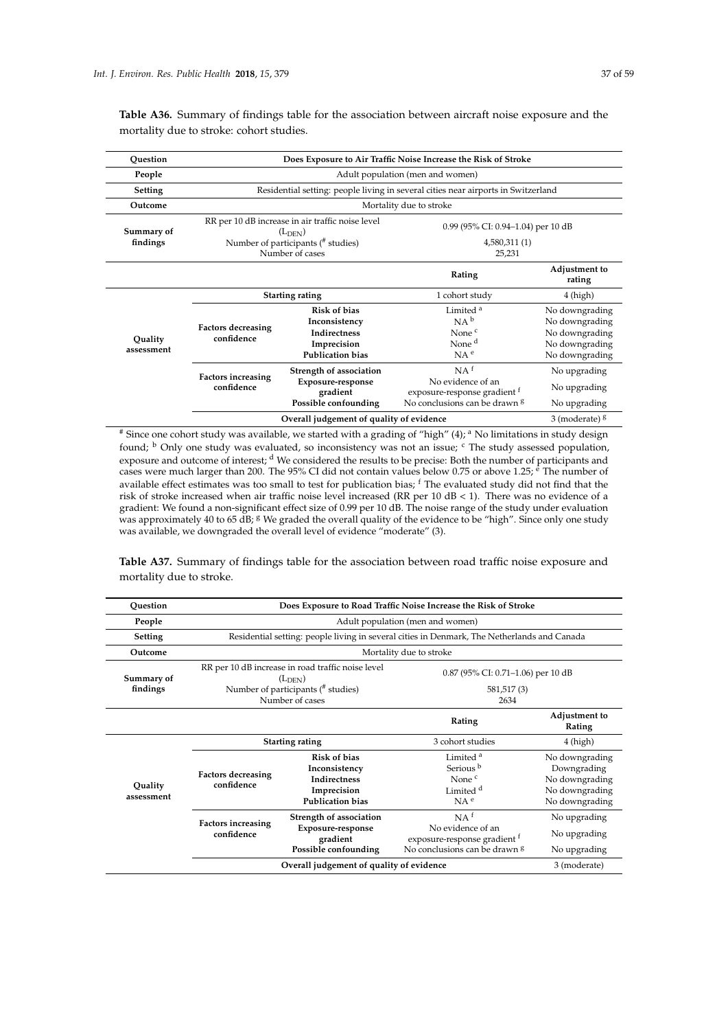**Table A36.** Summary of findings table for the association between aircraft noise exposure and the mortality due to stroke: cohort studies.

| Question | Does Exposure to Air Traffic Noise Increase the Risk of Stroke | | | |
|---|---|---|---|---|
| People | Adult population (men and women) | | | |
| Setting | Residential setting: people living in several cities near airports in Switzerland | | | |
| Outcome | Mortality due to stroke | | | |
| Summary of findings | RR per 10 dB increase in air traffic noise level ($L_{DEN}$) | | 0.99 (95% CI: 0.94–1.04) per 10 dB | |
| | Number of participants (# studies) | | 4,580,311 (1) | |
| | Number of cases | | 25,231 | |
| | | | **Rating** | **Adjustment to rating** |
| Quality assessment | Starting rating | | 1 cohort study | 4 (high) |
| | Factors decreasing confidence | Risk of bias | Limited [a] | No downgrading |
| | | Inconsistency | NA [b] | No downgrading |
| | | Indirectness | None [c] | No downgrading |
| | | Imprecision | None [d] | No downgrading |
| | | Publication bias | NA [e] | No downgrading |
| | Factors increasing confidence | Strength of association | NA [f] | No upgrading |
| | | Exposure-response gradient | No evidence of an exposure-response gradient [f] | No upgrading |
| | | Possible confounding | No conclusions can be drawn [g] | No upgrading |
| | Overall judgement of quality of evidence | | | 3 (moderate) [g] |

# Since one cohort study was available, we started with a grading of "high" (4); [a] No limitations in study design found; [b] Only one study was evaluated, so inconsistency was not an issue; [c] The study assessed population, exposure and outcome of interest; [d] We considered the results to be precise: Both the number of participants and cases were much larger than 200. The 95% CI did not contain values below 0.75 or above 1.25; [e] The number of available effect estimates was too small to test for publication bias; [f] The evaluated study did not find that the risk of stroke increased when air traffic noise level increased (RR per 10 dB < 1). There was no evidence of a gradient: We found a non-significant effect size of 0.99 per 10 dB. The noise range of the study under evaluation was approximately 40 to 65 dB; [g] We graded the overall quality of the evidence to be "high". Since only one study was available, we downgraded the overall level of evidence "moderate" (3).

**Table A37.** Summary of findings table for the association between road traffic noise exposure and mortality due to stroke.

| Question | Does Exposure to Road Traffic Noise Increase the Risk of Stroke | | | |
|---|---|---|---|---|
| People | Adult population (men and women) | | | |
| Setting | Residential setting: people living in several cities in Denmark, The Netherlands and Canada | | | |
| Outcome | Mortality due to stroke | | | |
| Summary of findings | RR per 10 dB increase in road traffic noise level ($L_{DEN}$) | | 0.87 (95% CI: 0.71–1.06) per 10 dB | |
| | Number of participants (# studies) | | 581,517 (3) | |
| | Number of cases | | 2634 | |
| | | | **Rating** | **Adjustment to Rating** |
| Quality assessment | Starting rating | | 3 cohort studies | 4 (high) |
| | Factors decreasing confidence | Risk of bias | Limited [a] | No downgrading |
| | | Inconsistency | Serious [b] | Downgrading |
| | | Indirectness | None [c] | No downgrading |
| | | Imprecision | Limited [d] | No downgrading |
| | | Publication bias | NA [e] | No downgrading |
| | Factors increasing confidence | Strength of association | NA [f] | No upgrading |
| | | Exposure-response gradient | No evidence of an exposure-response gradient [f] | No upgrading |
| | | Possible confounding | No conclusions can be drawn [g] | No upgrading |
| | Overall judgement of quality of evidence | | | 3 (moderate) |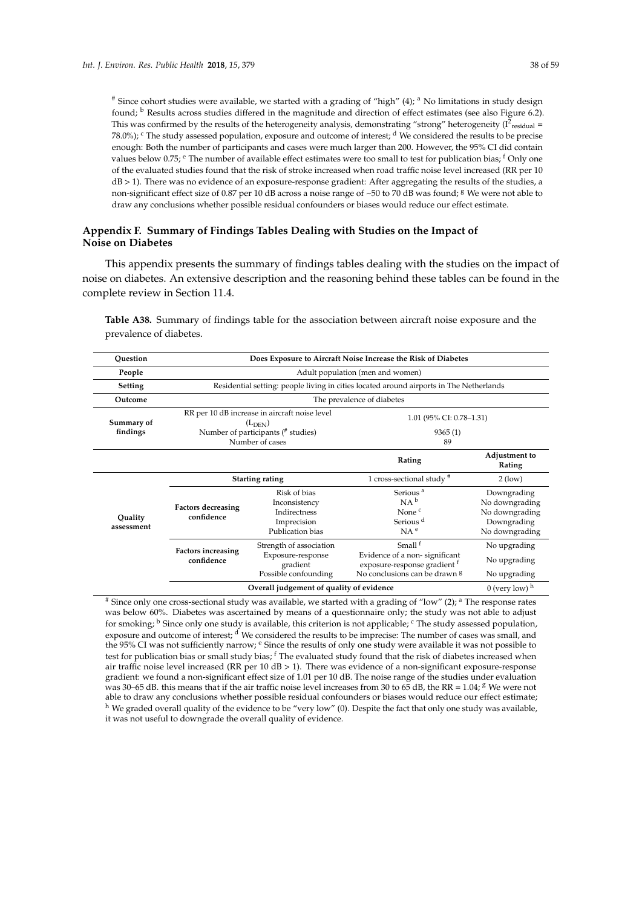[#] Since cohort studies were available, we started with a grading of "high" (4); [a] No limitations in study design found; [b] Results across studies differed in the magnitude and direction of effect estimates (see also Figure 6.2). This was confirmed by the results of the heterogeneity analysis, demonstrating "strong" heterogeneity ($I^2_{residual}$ = 78.0%); [c] The study assessed population, exposure and outcome of interest; [d] We considered the results to be precise enough: Both the number of participants and cases were much larger than 200. However, the 95% CI did contain values below 0.75; [e] The number of available effect estimates were too small to test for publication bias; [f] Only one of the evaluated studies found that the risk of stroke increased when road traffic noise level increased (RR per 10 dB > 1). There was no evidence of an exposure-response gradient: After aggregating the results of the studies, a non-significant effect size of 0.87 per 10 dB across a noise range of ~50 to 70 dB was found; [g] We were not able to draw any conclusions whether possible residual confounders or biases would reduce our effect estimate.

## Appendix F. Summary of Findings Tables Dealing with Studies on the Impact of Noise on Diabetes

This appendix presents the summary of findings tables dealing with the studies on the impact of noise on diabetes. An extensive description and the reasoning behind these tables can be found in the complete review in Section 11.4.

**Table A38.** Summary of findings table for the association between aircraft noise exposure and the prevalence of diabetes.

| **Question** | **Does Exposure to Aircraft Noise Increase the Risk of Diabetes** | | | |
|---|---|---|---|---|
| **People** | Adult population (men and women) | | | |
| **Setting** | Residential setting: people living in cities located around airports in The Netherlands | | | |
| **Outcome** | The prevalence of diabetes | | | |
| **Summary of findings** | RR per 10 dB increase in aircraft noise level ($L_{DEN}$) | | 1.01 (95% CI: 0.78–1.31) | |
| | Number of participants ([#] studies) | | 9365 (1) | |
| | Number of cases | | 89 | |
| | | | **Rating** | **Adjustment to Rating** |
| **Quality assessment** | **Starting rating** | | 1 cross-sectional study [#] | 2 (low) |
| | **Factors decreasing confidence** | Risk of bias | Serious [a] | Downgrading |
| | | Inconsistency | NA [b] | No downgrading |
| | | Indirectness | None [c] | No downgrading |
| | | Imprecision | Serious [d] | Downgrading |
| | | Publication bias | NA [e] | No downgrading |
| | **Factors increasing confidence** | Strength of association | Small [f] | No upgrading |
| | | Exposure-response gradient | Evidence of a non- significant exposure-response gradient [f] | No upgrading |
| | | Possible confounding | No conclusions can be drawn [g] | No upgrading |
| | **Overall judgement of quality of evidence** | | | 0 (very low) [h] |

[#] Since only one cross-sectional study was available, we started with a grading of "low" (2); [a] The response rates was below 60%. Diabetes was ascertained by means of a questionnaire only; the study was not able to adjust for smoking; [b] Since only one study is available, this criterion is not applicable; [c] The study assessed population, exposure and outcome of interest; [d] We considered the results to be imprecise: The number of cases was small, and the 95% CI was not sufficiently narrow; [e] Since the results of only one study were available it was not possible to test for publication bias or small study bias; [f] The evaluated study found that the risk of diabetes increased when air traffic noise level increased (RR per 10 dB > 1). There was evidence of a non-significant exposure-response gradient: we found a non-significant effect size of 1.01 per 10 dB. The noise range of the studies under evaluation was 30–65 dB. this means that if the air traffic noise level increases from 30 to 65 dB, the RR = 1.04; [g] We were not able to draw any conclusions whether possible residual confounders or biases would reduce our effect estimate; [h] We graded overall quality of the evidence to be "very low" (0). Despite the fact that only one study was available, it was not useful to downgrade the overall quality of evidence.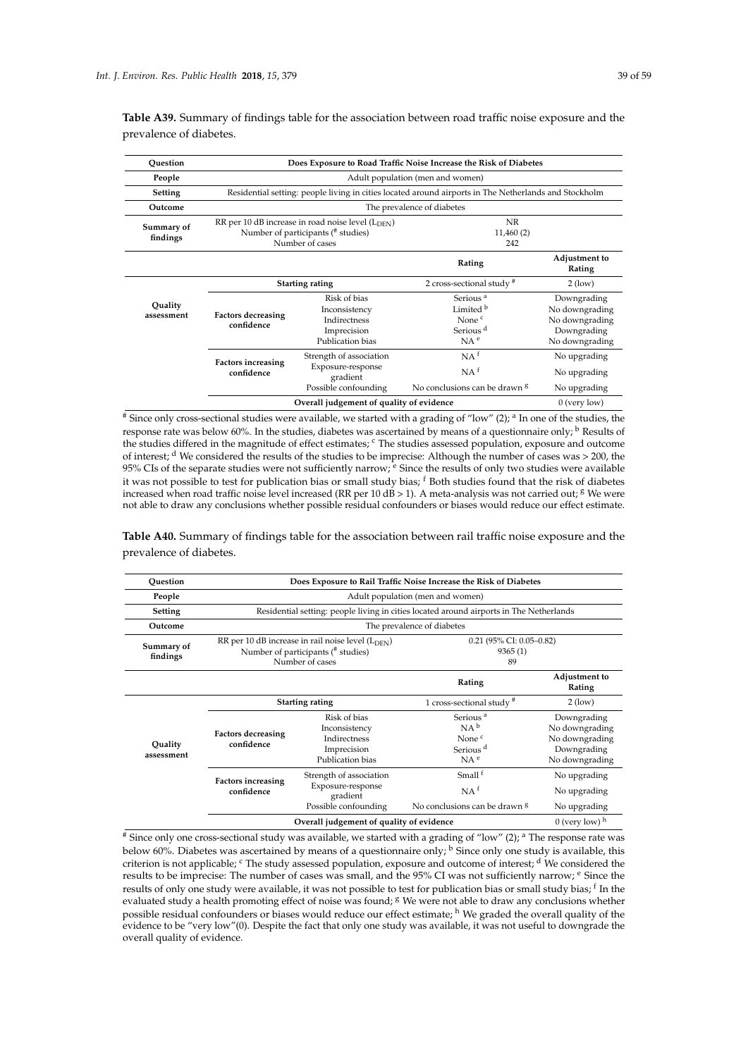**Table A39.** Summary of findings table for the association between road traffic noise exposure and the prevalence of diabetes.

| Question | Does Exposure to Road Traffic Noise Increase the Risk of Diabetes | | | |
|---|---|---|---|---|
| People | Adult population (men and women) | | | |
| Setting | Residential setting: people living in cities located around airports in The Netherlands and Stockholm | | | |
| Outcome | The prevalence of diabetes | | | |
| Summary of findings | RR per 10 dB increase in road noise level ($L_{DEN}$)<br>Number of participants (# studies)<br>Number of cases | | NR<br>11,460 (2)<br>242 | |
| | | | Rating | Adjustment to Rating |
| Quality assessment | Starting rating | | 2 cross-sectional study # | 2 (low) |
| | Factors decreasing confidence | Risk of bias | Serious [a] | Downgrading |
| | | Inconsistency | Limited [b] | No downgrading |
| | | Indirectness | None [c] | No downgrading |
| | | Imprecision | Serious [d] | Downgrading |
| | | Publication bias | NA [e] | No downgrading |
| | Factors increasing confidence | Strength of association | NA [f] | No upgrading |
| | | Exposure-response gradient | NA [f] | No upgrading |
| | | Possible confounding | No conclusions can be drawn [g] | No upgrading |
| | Overall judgement of quality of evidence | | | 0 (very low) |

# Since only cross-sectional studies were available, we started with a grading of "low" (2); [a] In one of the studies, the response rate was below 60%. In the studies, diabetes was ascertained by means of a questionnaire only; [b] Results of the studies differed in the magnitude of effect estimates; [c] The studies assessed population, exposure and outcome of interest; [d] We considered the results of the studies to be imprecise: Although the number of cases was > 200, the 95% CIs of the separate studies were not sufficiently narrow; [e] Since the results of only two studies were available it was not possible to test for publication bias or small study bias; [f] Both studies found that the risk of diabetes increased when road traffic noise level increased (RR per 10 dB > 1). A meta-analysis was not carried out; [g] We were not able to draw any conclusions whether possible residual confounders or biases would reduce our effect estimate.

**Table A40.** Summary of findings table for the association between rail traffic noise exposure and the prevalence of diabetes.

| Question | Does Exposure to Rail Traffic Noise Increase the Risk of Diabetes | | | |
|---|---|---|---|---|
| People | Adult population (men and women) | | | |
| Setting | Residential setting: people living in cities located around airports in The Netherlands | | | |
| Outcome | The prevalence of diabetes | | | |
| Summary of findings | RR per 10 dB increase in rail noise level ($L_{DEN}$)<br>Number of participants (# studies)<br>Number of cases | | 0.21 (95% CI: 0.05–0.82)<br>9365 (1)<br>89 | |
| | | | Rating | Adjustment to Rating |
| Quality assessment | Starting rating | | 1 cross-sectional study # | 2 (low) |
| | Factors decreasing confidence | Risk of bias | Serious [a] | Downgrading |
| | | Inconsistency | NA [b] | No downgrading |
| | | Indirectness | None [c] | No downgrading |
| | | Imprecision | Serious [d] | Downgrading |
| | | Publication bias | NA [e] | No downgrading |
| | Factors increasing confidence | Strength of association | Small [f] | No upgrading |
| | | Exposure-response gradient | NA [f] | No upgrading |
| | | Possible confounding | No conclusions can be drawn [g] | No upgrading |
| | Overall judgement of quality of evidence | | | 0 (very low) [h] |

# Since only one cross-sectional study was available, we started with a grading of "low" (2); [a] The response rate was below 60%. Diabetes was ascertained by means of a questionnaire only; [b] Since only one study is available, this criterion is not applicable; [c] The study assessed population, exposure and outcome of interest; [d] We considered the results to be imprecise: The number of cases was small, and the 95% CI was not sufficiently narrow; [e] Since the results of only one study were available, it was not possible to test for publication bias or small study bias; [f] In the evaluated study a health promoting effect of noise was found; [g] We were not able to draw any conclusions whether possible residual confounders or biases would reduce our effect estimate; [h] We graded the overall quality of the evidence to be "very low"(0). Despite the fact that only one study was available, it was not useful to downgrade the overall quality of evidence.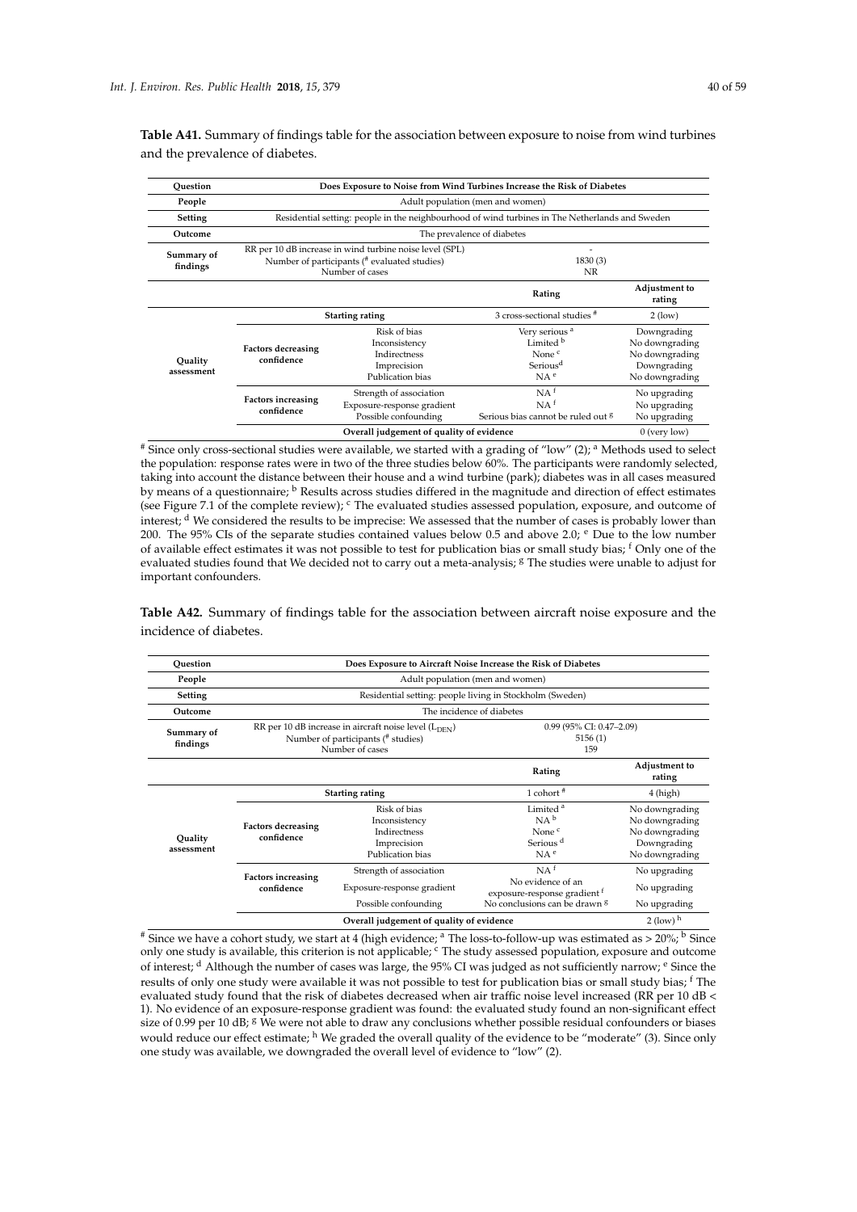**Table A41.** Summary of findings table for the association between exposure to noise from wind turbines and the prevalence of diabetes.

| Question | Does Exposure to Noise from Wind Turbines Increase the Risk of Diabetes | | | |
|---|---|---|---|---|
| People | Adult population (men and women) | | | |
| Setting | Residential setting: people in the neighbourhood of wind turbines in The Netherlands and Sweden | | | |
| Outcome | The prevalence of diabetes | | | |
| Summary of findings | RR per 10 dB increase in wind turbine noise level (SPL)<br>Number of participants (# evaluated studies)<br>Number of cases | | -<br>1830 (3)<br>NR | |
| | | | Rating | Adjustment to rating |
| | Starting rating | | 3 cross-sectional studies # | 2 (low) |
| Quality assessment | Factors decreasing confidence | Risk of bias<br>Inconsistency<br>Indirectness<br>Imprecision<br>Publication bias | Very serious [a]<br>Limited [b]<br>None [c]<br>Serious[d]<br>NA [e] | Downgrading<br>No downgrading<br>No downgrading<br>Downgrading<br>No downgrading |
| | Factors increasing confidence | Strength of association<br>Exposure-response gradient<br>Possible confounding | NA [f]<br>NA [f]<br>Serious bias cannot be ruled out [g] | No upgrading<br>No upgrading<br>No upgrading |
| | Overall judgement of quality of evidence | | | 0 (very low) |

# Since only cross-sectional studies were available, we started with a grading of "low" (2); [a] Methods used to select the population: response rates were in two of the three studies below 60%. The participants were randomly selected, taking into account the distance between their house and a wind turbine (park); diabetes was in all cases measured by means of a questionnaire; [b] Results across studies differed in the magnitude and direction of effect estimates (see Figure 7.1 of the complete review); [c] The evaluated studies assessed population, exposure, and outcome of interest; [d] We considered the results to be imprecise: We assessed that the number of cases is probably lower than 200. The 95% CIs of the separate studies contained values below 0.5 and above 2.0; [e] Due to the low number of available effect estimates it was not possible to test for publication bias or small study bias; [f] Only one of the evaluated studies found that We decided not to carry out a meta-analysis; [g] The studies were unable to adjust for important confounders.

**Table A42.** Summary of findings table for the association between aircraft noise exposure and the incidence of diabetes.

| Question | Does Exposure to Aircraft Noise Increase the Risk of Diabetes | | | |
|---|---|---|---|---|
| People | Adult population (men and women) | | | |
| Setting | Residential setting: people living in Stockholm (Sweden) | | | |
| Outcome | The incidence of diabetes | | | |
| Summary of findings | RR per 10 dB increase in aircraft noise level ($L_{DEN}$)<br>Number of participants (# studies)<br>Number of cases | | 0.99 (95% CI: 0.47–2.09)<br>5156 (1)<br>159 | |
| | | | Rating | Adjustment to rating |
| | Starting rating | | 1 cohort # | 4 (high) |
| Quality assessment | Factors decreasing confidence | Risk of bias<br>Inconsistency<br>Indirectness<br>Imprecision<br>Publication bias | Limited [a]<br>NA [b]<br>None [c]<br>Serious [d]<br>NA [e] | No downgrading<br>No downgrading<br>No downgrading<br>Downgrading<br>No downgrading |
| | Factors increasing confidence | Strength of association<br>Exposure-response gradient<br>Possible confounding | NA [f]<br>No evidence of an exposure-response gradient [f]<br>No conclusions can be drawn [g] | No upgrading<br>No upgrading<br>No upgrading |
| | Overall judgement of quality of evidence | | | 2 (low) [h] |

# Since we have a cohort study, we start at 4 (high evidence; [a] The loss-to-follow-up was estimated as > 20%; [b] Since only one study is available, this criterion is not applicable; [c] The study assessed population, exposure and outcome of interest; [d] Although the number of cases was large, the 95% CI was judged as not sufficiently narrow; [e] Since the results of only one study were available it was not possible to test for publication bias or small study bias; [f] The evaluated study found that the risk of diabetes decreased when air traffic noise level increased (RR per 10 dB < 1). No evidence of an exposure-response gradient was found: the evaluated study found an non-significant effect size of 0.99 per 10 dB; [g] We were not able to draw any conclusions whether possible residual confounders or biases would reduce our effect estimate; [h] We graded the overall quality of the evidence to be "moderate" (3). Since only one study was available, we downgraded the overall level of evidence to "low" (2).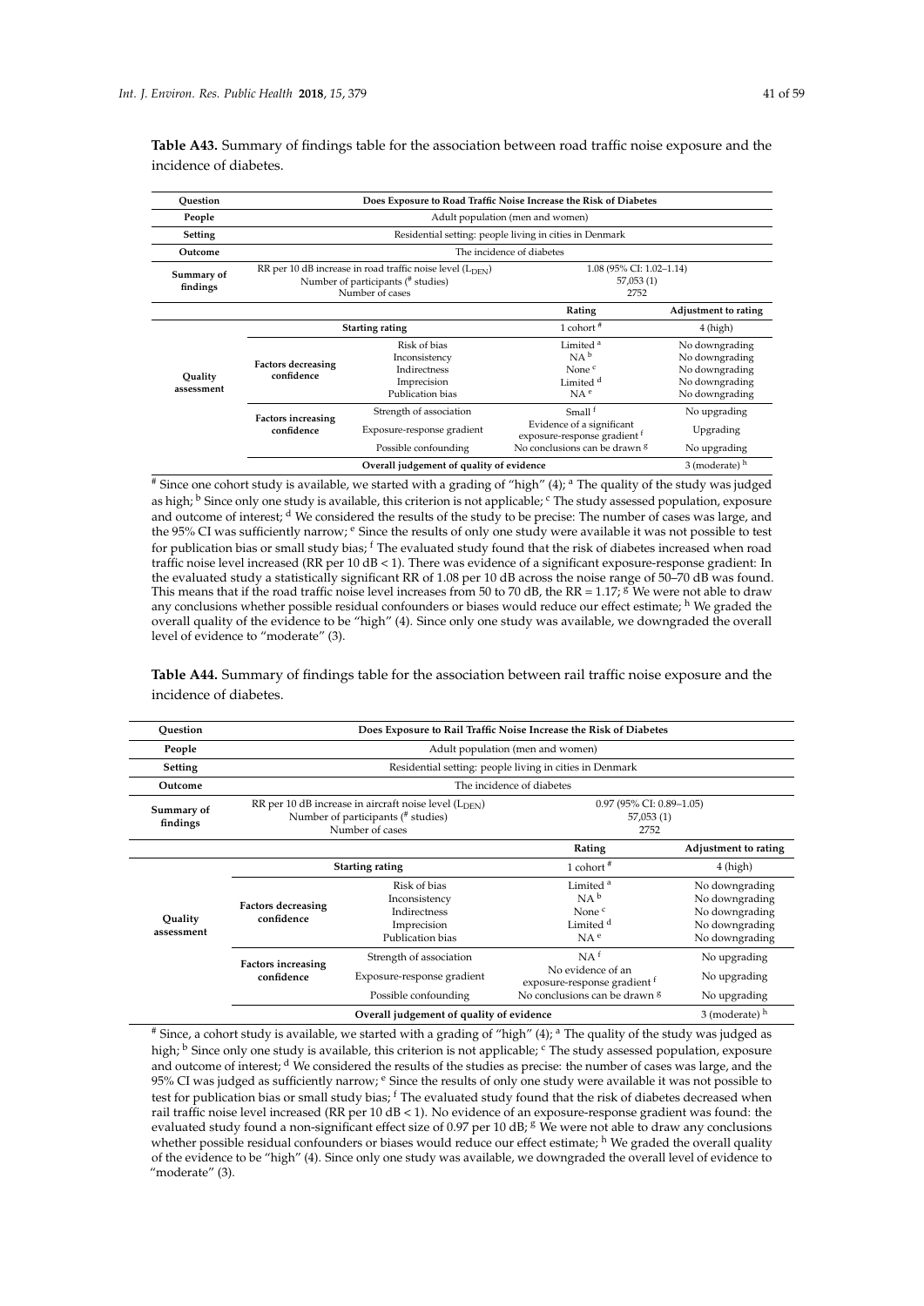**Table A43.** Summary of findings table for the association between road traffic noise exposure and the incidence of diabetes.

| Question | Does Exposure to Road Traffic Noise Increase the Risk of Diabetes | | | |
|---|---|---|---|---|
| People | Adult population (men and women) | | | |
| Setting | Residential setting: people living in cities in Denmark | | | |
| Outcome | The incidence of diabetes | | | |
| Summary of findings | RR per 10 dB increase in road traffic noise level ($L_{DEN}$)<br>Number of participants (# studies)<br>Number of cases | | 1.08 (95% CI: 1.02–1.14)<br>57,053 (1)<br>2752 | |
| | | | Rating | Adjustment to rating |
| Quality assessment | Starting rating | | 1 cohort # | 4 (high) |
| | Factors decreasing confidence | Risk of bias | Limited [a] | No downgrading |
| | | Inconsistency | NA [b] | No downgrading |
| | | Indirectness | None [c] | No downgrading |
| | | Imprecision | Limited [d] | No downgrading |
| | | Publication bias | NA [e] | No downgrading |
| | Factors increasing confidence | Strength of association | Small [f] | No upgrading |
| | | Exposure-response gradient | Evidence of a significant exposure-response gradient [f] | Upgrading |
| | | Possible confounding | No conclusions can be drawn [g] | No upgrading |
| | Overall judgement of quality of evidence | | | 3 (moderate) [h] |

# Since one cohort study is available, we started with a grading of "high" (4); [a] The quality of the study was judged as high; [b] Since only one study is available, this criterion is not applicable; [c] The study assessed population, exposure and outcome of interest; [d] We considered the results of the study to be precise: The number of cases was large, and the 95% CI was sufficiently narrow; [e] Since the results of only one study were available it was not possible to test for publication bias or small study bias; [f] The evaluated study found that the risk of diabetes increased when road traffic noise level increased (RR per 10 dB < 1). There was evidence of a significant exposure-response gradient: In the evaluated study a statistically significant RR of 1.08 per 10 dB across the noise range of 50–70 dB was found. This means that if the road traffic noise level increases from 50 to 70 dB, the RR = 1.17; [g] We were not able to draw any conclusions whether possible residual confounders or biases would reduce our effect estimate; [h] We graded the overall quality of the evidence to be "high" (4). Since only one study was available, we downgraded the overall level of evidence to "moderate" (3).

**Table A44.** Summary of findings table for the association between rail traffic noise exposure and the incidence of diabetes.

| Question | Does Exposure to Rail Traffic Noise Increase the Risk of Diabetes | | | |
|---|---|---|---|---|
| People | Adult population (men and women) | | | |
| Setting | Residential setting: people living in cities in Denmark | | | |
| Outcome | The incidence of diabetes | | | |
| Summary of findings | RR per 10 dB increase in aircraft noise level ($L_{DEN}$)<br>Number of participants (# studies)<br>Number of cases | | 0.97 (95% CI: 0.89–1.05)<br>57,053 (1)<br>2752 | |
| | | | Rating | Adjustment to rating |
| Quality assessment | Starting rating | | 1 cohort # | 4 (high) |
| | Factors decreasing confidence | Risk of bias | Limited [a] | No downgrading |
| | | Inconsistency | NA [b] | No downgrading |
| | | Indirectness | None [c] | No downgrading |
| | | Imprecision | Limited [d] | No downgrading |
| | | Publication bias | NA [e] | No downgrading |
| | Factors increasing confidence | Strength of association | NA [f] | No upgrading |
| | | Exposure-response gradient | No evidence of an exposure-response gradient [f] | No upgrading |
| | | Possible confounding | No conclusions can be drawn [g] | No upgrading |
| | Overall judgement of quality of evidence | | | 3 (moderate) [h] |

# Since, a cohort study is available, we started with a grading of "high" (4); [a] The quality of the study was judged as high; [b] Since only one study is available, this criterion is not applicable; [c] The study assessed population, exposure and outcome of interest; [d] We considered the results of the studies as precise: the number of cases was large, and the 95% CI was judged as sufficiently narrow; [e] Since the results of only one study were available it was not possible to test for publication bias or small study bias; [f] The evaluated study found that the risk of diabetes decreased when rail traffic noise level increased (RR per 10 dB < 1). No evidence of an exposure-response gradient was found: the evaluated study found a non-significant effect size of 0.97 per 10 dB; [g] We were not able to draw any conclusions whether possible residual confounders or biases would reduce our effect estimate; [h] We graded the overall quality of the evidence to be "high" (4). Since only one study was available, we downgraded the overall level of evidence to "moderate" (3).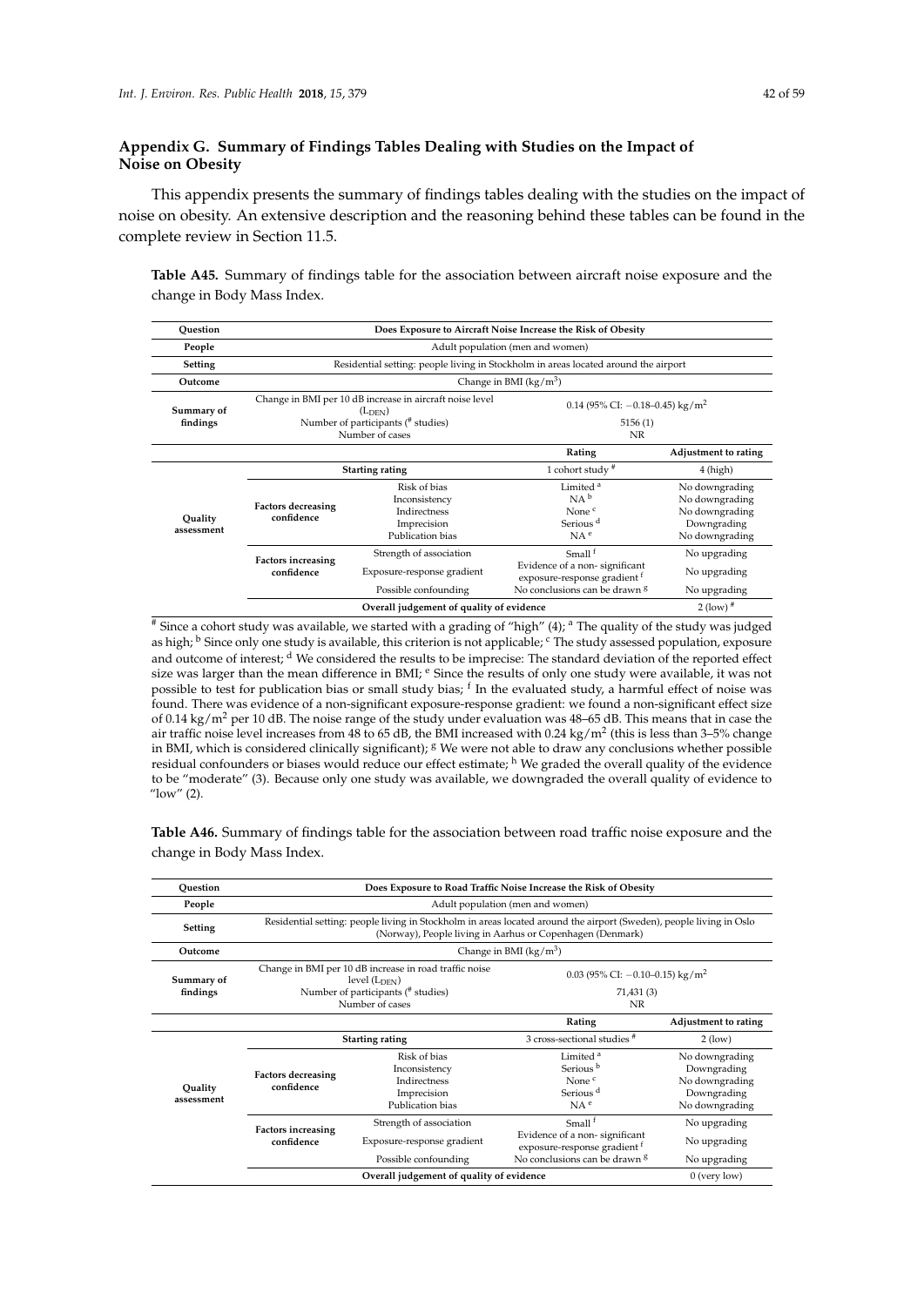## Appendix G. Summary of Findings Tables Dealing with Studies on the Impact of Noise on Obesity

This appendix presents the summary of findings tables dealing with the studies on the impact of noise on obesity. An extensive description and the reasoning behind these tables can be found in the complete review in Section 11.5.

**Table A45.** Summary of findings table for the association between aircraft noise exposure and the change in Body Mass Index.

| **Question** | **Does Exposure to Aircraft Noise Increase the Risk of Obesity** | | | |
|---|---|---|---|---|
| **People** | Adult population (men and women) | | | |
| **Setting** | Residential setting: people living in Stockholm in areas located around the airport | | | |
| **Outcome** | Change in BMI (kg/m$^3$) | | | |
| **Summary of findings** | Change in BMI per 10 dB increase in aircraft noise level ($L_{DEN}$) | | 0.14 (95% CI: −0.18–0.45) kg/m$^2$ | |
| | Number of participants (# studies) | | 5156 (1) | |
| | Number of cases | | NR | |
| | | | **Rating** | **Adjustment to rating** |
| **Quality assessment** | **Starting rating** | | 1 cohort study # | 4 (high) |
| | **Factors decreasing confidence** | Risk of bias | Limited [a] | No downgrading |
| | | Inconsistency | NA [b] | No downgrading |
| | | Indirectness | None [c] | No downgrading |
| | | Imprecision | Serious [d] | Downgrading |
| | | Publication bias | NA [e] | No downgrading |
| | **Factors increasing confidence** | Strength of association | Small [f] | No upgrading |
| | | Exposure-response gradient | Evidence of a non- significant exposure-response gradient [f] | No upgrading |
| | | Possible confounding | No conclusions can be drawn [g] | No upgrading |
| | **Overall judgement of quality of evidence** | | | 2 (low) # |

# Since a cohort study was available, we started with a grading of "high" (4); [a] The quality of the study was judged as high; [b] Since only one study is available, this criterion is not applicable; [c] The study assessed population, exposure and outcome of interest; [d] We considered the results to be imprecise: The standard deviation of the reported effect size was larger than the mean difference in BMI; [e] Since the results of only one study were available, it was not possible to test for publication bias or small study bias; [f] In the evaluated study, a harmful effect of noise was found. There was evidence of a non-significant exposure-response gradient: we found a non-significant effect size of 0.14 kg/m$^2$ per 10 dB. The noise range of the study under evaluation was 48–65 dB. This means that in case the air traffic noise level increases from 48 to 65 dB, the BMI increased with 0.24 kg/m$^2$ (this is less than 3–5% change in BMI, which is considered clinically significant); [g] We were not able to draw any conclusions whether possible residual confounders or biases would reduce our effect estimate; [h] We graded the overall quality of the evidence to be "moderate" (3). Because only one study was available, we downgraded the overall quality of evidence to "low" (2).

**Table A46.** Summary of findings table for the association between road traffic noise exposure and the change in Body Mass Index.

| **Question** | **Does Exposure to Road Traffic Noise Increase the Risk of Obesity** | | | |
|---|---|---|---|---|
| **People** | Adult population (men and women) | | | |
| **Setting** | Residential setting: people living in Stockholm in areas located around the airport (Sweden), people living in Oslo (Norway), People living in Aarhus or Copenhagen (Denmark) | | | |
| **Outcome** | Change in BMI (kg/m$^3$) | | | |
| **Summary of findings** | Change in BMI per 10 dB increase in road traffic noise level ($L_{DEN}$) | | 0.03 (95% CI: −0.10–0.15) kg/m$^2$ | |
| | Number of participants (# studies) | | 71,431 (3) | |
| | Number of cases | | NR | |
| | | | **Rating** | **Adjustment to rating** |
| **Quality assessment** | **Starting rating** | | 3 cross-sectional studies # | 2 (low) |
| | **Factors decreasing confidence** | Risk of bias | Limited [a] | No downgrading |
| | | Inconsistency | Serious [b] | Downgrading |
| | | Indirectness | None [c] | No downgrading |
| | | Imprecision | Serious [d] | Downgrading |
| | | Publication bias | NA [e] | No downgrading |
| | **Factors increasing confidence** | Strength of association | Small [f] | No upgrading |
| | | Exposure-response gradient | Evidence of a non- significant exposure-response gradient [f] | No upgrading |
| | | Possible confounding | No conclusions can be drawn [g] | No upgrading |
| | **Overall judgement of quality of evidence** | | | 0 (very low) |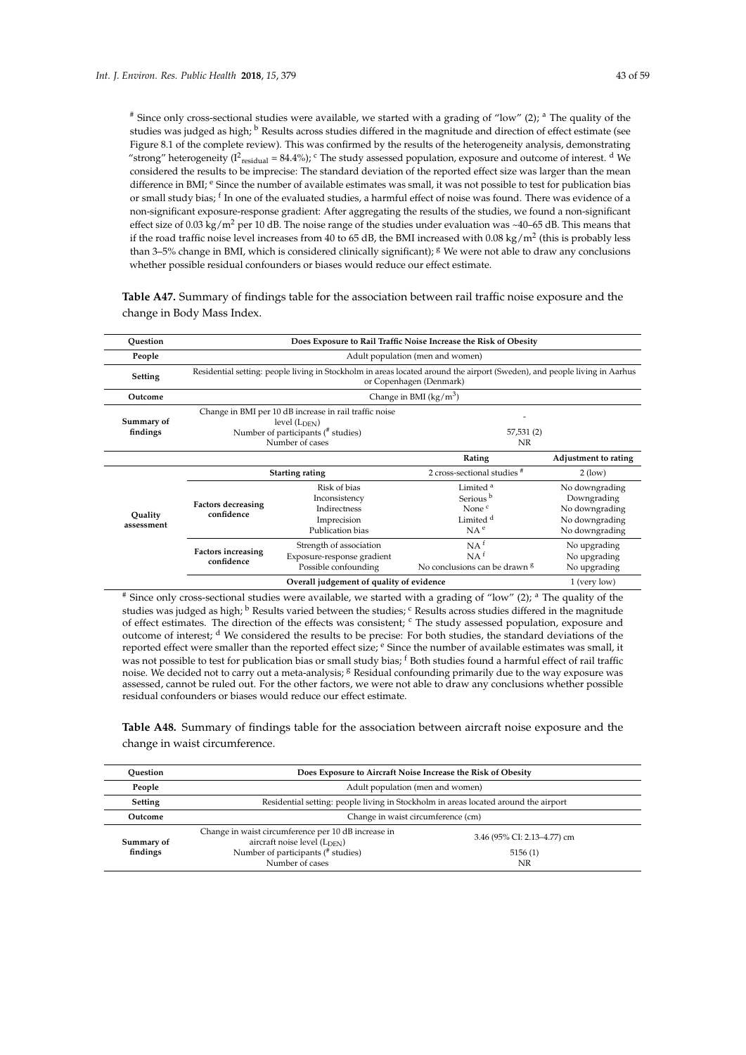[#] Since only cross-sectional studies were available, we started with a grading of "low" (2); [a] The quality of the studies was judged as high; [b] Results across studies differed in the magnitude and direction of effect estimate (see Figure 8.1 of the complete review). This was confirmed by the results of the heterogeneity analysis, demonstrating "strong" heterogeneity ($I^2_{residual}$ = 84.4%); [c] The study assessed population, exposure and outcome of interest. [d] We considered the results to be imprecise: The standard deviation of the reported effect size was larger than the mean difference in BMI; [e] Since the number of available estimates was small, it was not possible to test for publication bias or small study bias; [f] In one of the evaluated studies, a harmful effect of noise was found. There was evidence of a non-significant exposure-response gradient: After aggregating the results of the studies, we found a non-significant effect size of 0.03 kg/m$^2$ per 10 dB. The noise range of the studies under evaluation was ~40–65 dB. This means that if the road traffic noise level increases from 40 to 65 dB, the BMI increased with 0.08 kg/m$^2$ (this is probably less than 3–5% change in BMI, which is considered clinically significant); [g] We were not able to draw any conclusions whether possible residual confounders or biases would reduce our effect estimate.

**Table A47.** Summary of findings table for the association between rail traffic noise exposure and the change in Body Mass Index.

| Question | Does Exposure to Rail Traffic Noise Increase the Risk of Obesity | | | |
|---|---|---|---|---|
| People | Adult population (men and women) | | | |
| Setting | Residential setting: people living in Stockholm in areas located around the airport (Sweden), and people living in Aarhus or Copenhagen (Denmark) | | | |
| Outcome | Change in BMI (kg/m$^3$) | | | |
| Summary of findings | Change in BMI per 10 dB increase in rail traffic noise level ($L_{DEN}$)<br>Number of participants ([#] studies)<br>Number of cases | | -<br>57,531 (2)<br>NR | |
| | | | Rating | Adjustment to rating |
| Quality assessment | Starting rating | | 2 cross-sectional studies [#] | 2 (low) |
| | Factors decreasing confidence | Risk of bias | Limited [a] | No downgrading |
| | | Inconsistency | Serious [b] | Downgrading |
| | | Indirectness | None [c] | No downgrading |
| | | Imprecision | Limited [d] | No downgrading |
| | | Publication bias | NA [e] | No downgrading |
| | Factors increasing confidence | Strength of association | NA [f] | No upgrading |
| | | Exposure-response gradient | NA [f] | No upgrading |
| | | Possible confounding | No conclusions can be drawn [g] | No upgrading |
| | Overall judgement of quality of evidence | | | 1 (very low) |

[#] Since only cross-sectional studies were available, we started with a grading of "low" (2); [a] The quality of the studies was judged as high; [b] Results varied between the studies; [c] Results across studies differed in the magnitude of effect estimates. The direction of the effects was consistent; [c] The study assessed population, exposure and outcome of interest; [d] We considered the results to be precise: For both studies, the standard deviations of the reported effect were smaller than the reported effect size; [e] Since the number of available estimates was small, it was not possible to test for publication bias or small study bias; [f] Both studies found a harmful effect of rail traffic noise. We decided not to carry out a meta-analysis; [g] Residual confounding primarily due to the way exposure was assessed, cannot be ruled out. For the other factors, we were not able to draw any conclusions whether possible residual confounders or biases would reduce our effect estimate.

**Table A48.** Summary of findings table for the association between aircraft noise exposure and the change in waist circumference.

| Question | Does Exposure to Aircraft Noise Increase the Risk of Obesity | |
|---|---|---|
| People | Adult population (men and women) | |
| Setting | Residential setting: people living in Stockholm in areas located around the airport | |
| Outcome | Change in waist circumference (cm) | |
| Summary of findings | Change in waist circumference per 10 dB increase in aircraft noise level ($L_{DEN}$)<br>Number of participants ([#] studies)<br>Number of cases | 3.46 (95% CI: 2.13–4.77) cm<br>5156 (1)<br>NR |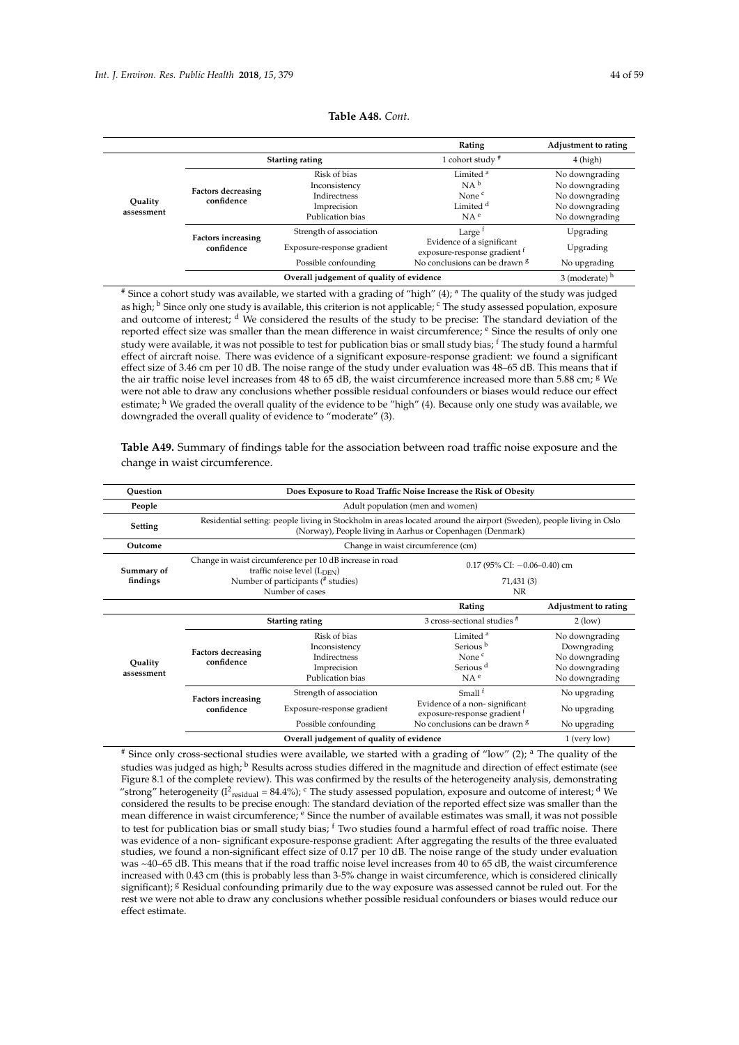**Table A48.** *Cont.*

| | | | Rating | Adjustment to rating |
|---|---|---|---|---|
| Quality assessment | Starting rating | | 1 cohort study # | 4 (high) |
| | Factors decreasing confidence | Risk of bias | Limited [a] | No downgrading |
| | | Inconsistency | NA [b] | No downgrading |
| | | Indirectness | None [c] | No downgrading |
| | | Imprecision | Limited [d] | No downgrading |
| | | Publication bias | NA [e] | No downgrading |
| | Factors increasing confidence | Strength of association | Large [f] | Upgrading |
| | | Exposure-response gradient | Evidence of a significant exposure-response gradient [f] | Upgrading |
| | | Possible confounding | No conclusions can be drawn [g] | No upgrading |
| | Overall judgement of quality of evidence | | | 3 (moderate) [h] |

# Since a cohort study was available, we started with a grading of "high" (4); [a] The quality of the study was judged as high; [b] Since only one study is available, this criterion is not applicable; [c] The study assessed population, exposure and outcome of interest; [d] We considered the results of the study to be precise: The standard deviation of the reported effect size was smaller than the mean difference in waist circumference; [e] Since the results of only one study were available, it was not possible to test for publication bias or small study bias; [f] The study found a harmful effect of aircraft noise. There was evidence of a significant exposure-response gradient: we found a significant effect size of 3.46 cm per 10 dB. The noise range of the study under evaluation was 48–65 dB. This means that if the air traffic noise level increases from 48 to 65 dB, the waist circumference increased more than 5.88 cm; [g] We were not able to draw any conclusions whether possible residual confounders or biases would reduce our effect estimate; [h] We graded the overall quality of the evidence to be "high" (4). Because only one study was available, we downgraded the overall quality of evidence to "moderate" (3).

**Table A49.** Summary of findings table for the association between road traffic noise exposure and the change in waist circumference.

| Question | Does Exposure to Road Traffic Noise Increase the Risk of Obesity | | | |
|---|---|---|---|---|
| People | Adult population (men and women) | | | |
| Setting | Residential setting: people living in Stockholm in areas located around the airport (Sweden), people living in Oslo (Norway), People living in Aarhus or Copenhagen (Denmark) | | | |
| Outcome | Change in waist circumference (cm) | | | |
| Summary of findings | Change in waist circumference per 10 dB increase in road traffic noise level ($L_{DEN}$) | | 0.17 (95% CI: −0.06–0.40) cm | |
| | Number of participants (# studies) | | 71,431 (3) | |
| | Number of cases | | NR | |
| | | | Rating | Adjustment to rating |
| Quality assessment | Starting rating | | 3 cross-sectional studies # | 2 (low) |
| | Factors decreasing confidence | Risk of bias | Limited [a] | No downgrading |
| | | Inconsistency | Serious [b] | Downgrading |
| | | Indirectness | None [c] | No downgrading |
| | | Imprecision | Serious [d] | No downgrading |
| | | Publication bias | NA [e] | No downgrading |
| | Factors increasing confidence | Strength of association | Small [f] | No upgrading |
| | | Exposure-response gradient | Evidence of a non- significant exposure-response gradient [f] | No upgrading |
| | | Possible confounding | No conclusions can be drawn [g] | No upgrading |
| | Overall judgement of quality of evidence | | | 1 (very low) |

# Since only cross-sectional studies were available, we started with a grading of "low" (2); [a] The quality of the studies was judged as high; [b] Results across studies differed in the magnitude and direction of effect estimate (see Figure 8.1 of the complete review). This was confirmed by the results of the heterogeneity analysis, demonstrating "strong" heterogeneity ($I^2_{residual}$ = 84.4%); [c] The study assessed population, exposure and outcome of interest; [d] We considered the results to be precise enough: The standard deviation of the reported effect size was smaller than the mean difference in waist circumference; [e] Since the number of available estimates was small, it was not possible to test for publication bias or small study bias; [f] Two studies found a harmful effect of road traffic noise. There was evidence of a non- significant exposure-response gradient: After aggregating the results of the three evaluated studies, we found a non-significant effect size of 0.17 per 10 dB. The noise range of the study under evaluation was ~40–65 dB. This means that if the road traffic noise level increases from 40 to 65 dB, the waist circumference increased with 0.43 cm (this is probably less than 3-5% change in waist circumference, which is considered clinically significant); [g] Residual confounding primarily due to the way exposure was assessed cannot be ruled out. For the rest we were not able to draw any conclusions whether possible residual confounders or biases would reduce our effect estimate.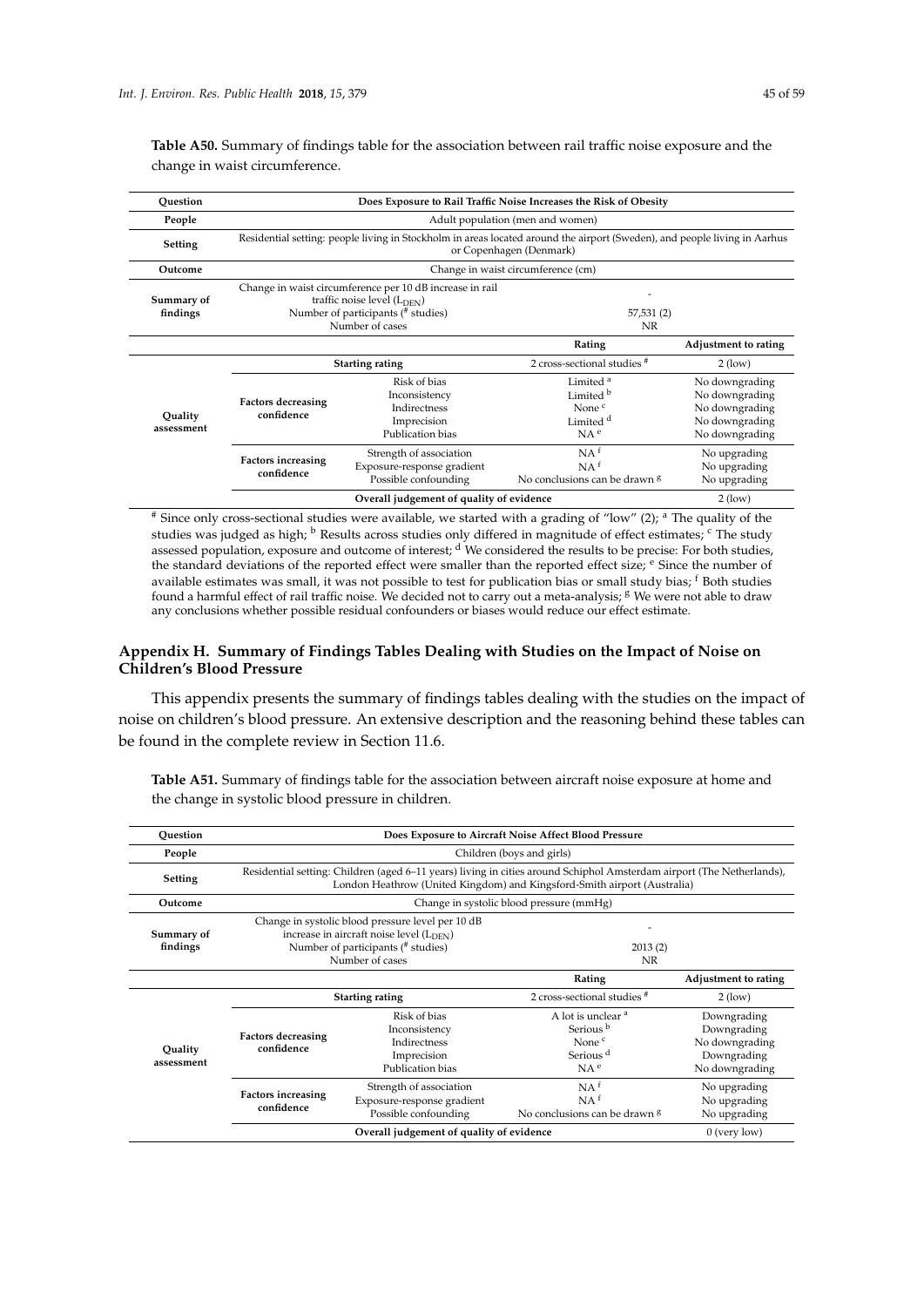**Table A50.** Summary of findings table for the association between rail traffic noise exposure and the change in waist circumference.

| Question | Does Exposure to Rail Traffic Noise Increases the Risk of Obesity | | | |
|---|---|---|---|---|
| People | Adult population (men and women) | | | |
| Setting | Residential setting: people living in Stockholm in areas located around the airport (Sweden), and people living in Aarhus or Copenhagen (Denmark) | | | |
| Outcome | Change in waist circumference (cm) | | | |
| Summary of findings | Change in waist circumference per 10 dB increase in rail traffic noise level ($L_{DEN}$)<br>Number of participants (# studies)<br>Number of cases | | -<br>57,531 (2)<br>NR | |
| | | | Rating | Adjustment to rating |
| Quality assessment | Starting rating | | 2 cross-sectional studies # | 2 (low) |
| | Factors decreasing confidence | Risk of bias | Limited [a] | No downgrading |
| | | Inconsistency | Limited [b] | No downgrading |
| | | Indirectness | None [c] | No downgrading |
| | | Imprecision | Limited [d] | No downgrading |
| | | Publication bias | NA [e] | No downgrading |
| | Factors increasing confidence | Strength of association | NA [f] | No upgrading |
| | | Exposure-response gradient | NA [f] | No upgrading |
| | | Possible confounding | No conclusions can be drawn [g] | No upgrading |
| | Overall judgement of quality of evidence | | | 2 (low) |

# Since only cross-sectional studies were available, we started with a grading of "low" (2); [a] The quality of the studies was judged as high; [b] Results across studies only differed in magnitude of effect estimates; [c] The study assessed population, exposure and outcome of interest; [d] We considered the results to be precise: For both studies, the standard deviations of the reported effect were smaller than the reported effect size; [e] Since the number of available estimates was small, it was not possible to test for publication bias or small study bias; [f] Both studies found a harmful effect of rail traffic noise. We decided not to carry out a meta-analysis; [g] We were not able to draw any conclusions whether possible residual confounders or biases would reduce our effect estimate.

## Appendix H. Summary of Findings Tables Dealing with Studies on the Impact of Noise on Children's Blood Pressure

This appendix presents the summary of findings tables dealing with the studies on the impact of noise on children's blood pressure. An extensive description and the reasoning behind these tables can be found in the complete review in Section 11.6.

**Table A51.** Summary of findings table for the association between aircraft noise exposure at home and the change in systolic blood pressure in children.

| Question | Does Exposure to Aircraft Noise Affect Blood Pressure | | | |
|---|---|---|---|---|
| People | Children (boys and girls) | | | |
| Setting | Residential setting: Children (aged 6–11 years) living in cities around Schiphol Amsterdam airport (The Netherlands), London Heathrow (United Kingdom) and Kingsford-Smith airport (Australia) | | | |
| Outcome | Change in systolic blood pressure (mmHg) | | | |
| Summary of findings | Change in systolic blood pressure level per 10 dB increase in aircraft noise level ($L_{DEN}$)<br>Number of participants (# studies)<br>Number of cases | | -<br>2013 (2)<br>NR | |
| | | | Rating | Adjustment to rating |
| Quality assessment | Starting rating | | 2 cross-sectional studies # | 2 (low) |
| | Factors decreasing confidence | Risk of bias | A lot is unclear [a] | Downgrading |
| | | Inconsistency | Serious [b] | Downgrading |
| | | Indirectness | None [c] | No downgrading |
| | | Imprecision | Serious [d] | Downgrading |
| | | Publication bias | NA [e] | No downgrading |
| | Factors increasing confidence | Strength of association | NA [f] | No upgrading |
| | | Exposure-response gradient | NA [f] | No upgrading |
| | | Possible confounding | No conclusions can be drawn [g] | No upgrading |
| | Overall judgement of quality of evidence | | | 0 (very low) |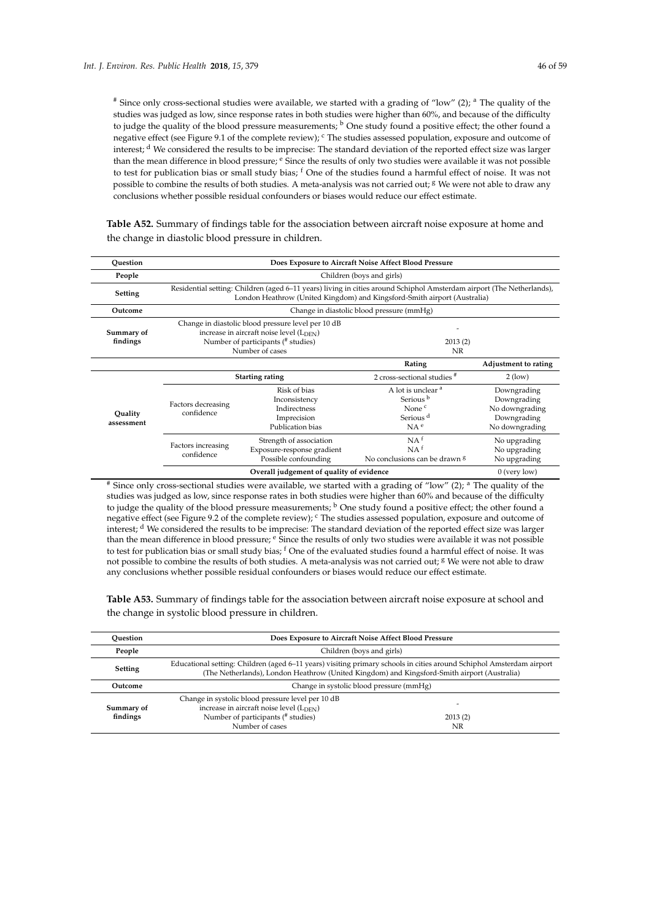[#] Since only cross-sectional studies were available, we started with a grading of "low" (2); [a] The quality of the studies was judged as low, since response rates in both studies were higher than 60%, and because of the difficulty to judge the quality of the blood pressure measurements; [b] One study found a positive effect; the other found a negative effect (see Figure 9.1 of the complete review); [c] The studies assessed population, exposure and outcome of interest; [d] We considered the results to be imprecise: The standard deviation of the reported effect size was larger than the mean difference in blood pressure; [e] Since the results of only two studies were available it was not possible to test for publication bias or small study bias; [f] One of the studies found a harmful effect of noise. It was not possible to combine the results of both studies. A meta-analysis was not carried out; [g] We were not able to draw any conclusions whether possible residual confounders or biases would reduce our effect estimate.

**Table A52.** Summary of findings table for the association between aircraft noise exposure at home and the change in diastolic blood pressure in children.

| Question | Does Exposure to Aircraft Noise Affect Blood Pressure | | | |
|---|---|---|---|---|
| People | Children (boys and girls) | | | |
| Setting | Residential setting: Children (aged 6–11 years) living in cities around Schiphol Amsterdam airport (The Netherlands), London Heathrow (United Kingdom) and Kingsford-Smith airport (Australia) | | | |
| Outcome | Change in diastolic blood pressure (mmHg) | | | |
| Summary of findings | Change in diastolic blood pressure level per 10 dB increase in aircraft noise level ($L_{DEN}$)<br>Number of participants (# studies)<br>Number of cases | | -<br>2013 (2)<br>NR | |
| | | | **Rating** | **Adjustment to rating** |
| Quality assessment | **Starting rating** | | 2 cross-sectional studies [#] | 2 (low) |
| | Factors decreasing confidence | Risk of bias | A lot is unclear [a] | Downgrading |
| | | Inconsistency | Serious [b] | Downgrading |
| | | Indirectness | None [c] | No downgrading |
| | | Imprecision | Serious [d] | Downgrading |
| | | Publication bias | NA [e] | No downgrading |
| | Factors increasing confidence | Strength of association | NA [f] | No upgrading |
| | | Exposure-response gradient | NA [f] | No upgrading |
| | | Possible confounding | No conclusions can be drawn [g] | No upgrading |
| | **Overall judgement of quality of evidence** | | | 0 (very low) |

[#] Since only cross-sectional studies were available, we started with a grading of "low" (2); [a] The quality of the studies was judged as low, since response rates in both studies were higher than 60% and because of the difficulty to judge the quality of the blood pressure measurements; [b] One study found a positive effect; the other found a negative effect (see Figure 9.2 of the complete review); [c] The studies assessed population, exposure and outcome of interest; [d] We considered the results to be imprecise: The standard deviation of the reported effect size was larger than the mean difference in blood pressure; [e] Since the results of only two studies were available it was not possible to test for publication bias or small study bias; [f] One of the evaluated studies found a harmful effect of noise. It was not possible to combine the results of both studies. A meta-analysis was not carried out; [g] We were not able to draw any conclusions whether possible residual confounders or biases would reduce our effect estimate.

**Table A53.** Summary of findings table for the association between aircraft noise exposure at school and the change in systolic blood pressure in children.

| Question | Does Exposure to Aircraft Noise Affect Blood Pressure | |
|---|---|---|
| People | Children (boys and girls) | |
| Setting | Educational setting: Children (aged 6–11 years) visiting primary schools in cities around Schiphol Amsterdam airport (The Netherlands), London Heathrow (United Kingdom) and Kingsford-Smith airport (Australia) | |
| Outcome | Change in systolic blood pressure (mmHg) | |
| Summary of findings | Change in systolic blood pressure level per 10 dB increase in aircraft noise level ($L_{DEN}$)<br>Number of participants (# studies)<br>Number of cases | -<br>2013 (2)<br>NR |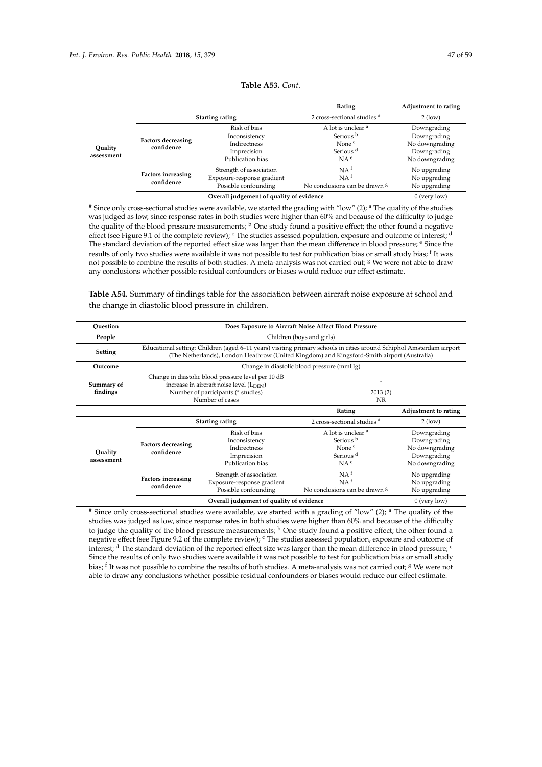**Table A53.** *Cont.*

| | | | Rating | Adjustment to rating |
|---|---|---|---|---|
| Quality assessment | Starting rating | | 2 cross-sectional studies [#] | 2 (low) |
| | Factors decreasing confidence | Risk of bias | A lot is unclear [a] | Downgrading |
| | | Inconsistency | Serious [b] | Downgrading |
| | | Indirectness | None [c] | No downgrading |
| | | Imprecision | Serious [d] | Downgrading |
| | | Publication bias | NA [e] | No downgrading |
| | Factors increasing confidence | Strength of association | NA [f] | No upgrading |
| | | Exposure-response gradient | NA [f] | No upgrading |
| | | Possible confounding | No conclusions can be drawn [g] | No upgrading |
| | Overall judgement of quality of evidence | | | 0 (very low) |

[#] Since only cross-sectional studies were available, we started the grading with "low" (2); [a] The quality of the studies was judged as low, since response rates in both studies were higher than 60% and because of the difficulty to judge the quality of the blood pressure measurements; [b] One study found a positive effect; the other found a negative effect (see Figure 9.1 of the complete review); [c] The studies assessed population, exposure and outcome of interest; [d] The standard deviation of the reported effect size was larger than the mean difference in blood pressure; [e] Since the results of only two studies were available it was not possible to test for publication bias or small study bias; [f] It was not possible to combine the results of both studies. A meta-analysis was not carried out; [g] We were not able to draw any conclusions whether possible residual confounders or biases would reduce our effect estimate.

**Table A54.** Summary of findings table for the association between aircraft noise exposure at school and the change in diastolic blood pressure in children.

| Question | Does Exposure to Aircraft Noise Affect Blood Pressure | | | |
|---|---|---|---|---|
| People | Children (boys and girls) | | | |
| Setting | Educational setting: Children (aged 6–11 years) visiting primary schools in cities around Schiphol Amsterdam airport (The Netherlands), London Heathrow (United Kingdom) and Kingsford-Smith airport (Australia) | | | |
| Outcome | Change in diastolic blood pressure (mmHg) | | | |
| Summary of findings | Change in diastolic blood pressure level per 10 dB increase in aircraft noise level ($L_{DEN}$) | | - | |
| | Number of participants ([#] studies) | | 2013 (2) | |
| | Number of cases | | NR | |
| | | | **Rating** | **Adjustment to rating** |
| Quality assessment | Starting rating | | 2 cross-sectional studies [#] | 2 (low) |
| | Factors decreasing confidence | Risk of bias | A lot is unclear [a] | Downgrading |
| | | Inconsistency | Serious [b] | Downgrading |
| | | Indirectness | None [c] | No downgrading |
| | | Imprecision | Serious [d] | Downgrading |
| | | Publication bias | NA [e] | No downgrading |
| | Factors increasing confidence | Strength of association | NA [f] | No upgrading |
| | | Exposure-response gradient | NA [f] | No upgrading |
| | | Possible confounding | No conclusions can be drawn [g] | No upgrading |
| | Overall judgement of quality of evidence | | | 0 (very low) |

[#] Since only cross-sectional studies were available, we started with a grading of "low" (2); [a] The quality of the studies was judged as low, since response rates in both studies were higher than 60% and because of the difficulty to judge the quality of the blood pressure measurements; [b] One study found a positive effect; the other found a negative effect (see Figure 9.2 of the complete review); [c] The studies assessed population, exposure and outcome of interest; [d] The standard deviation of the reported effect size was larger than the mean difference in blood pressure; [e] Since the results of only two studies were available it was not possible to test for publication bias or small study bias; [f] It was not possible to combine the results of both studies. A meta-analysis was not carried out; [g] We were not able to draw any conclusions whether possible residual confounders or biases would reduce our effect estimate.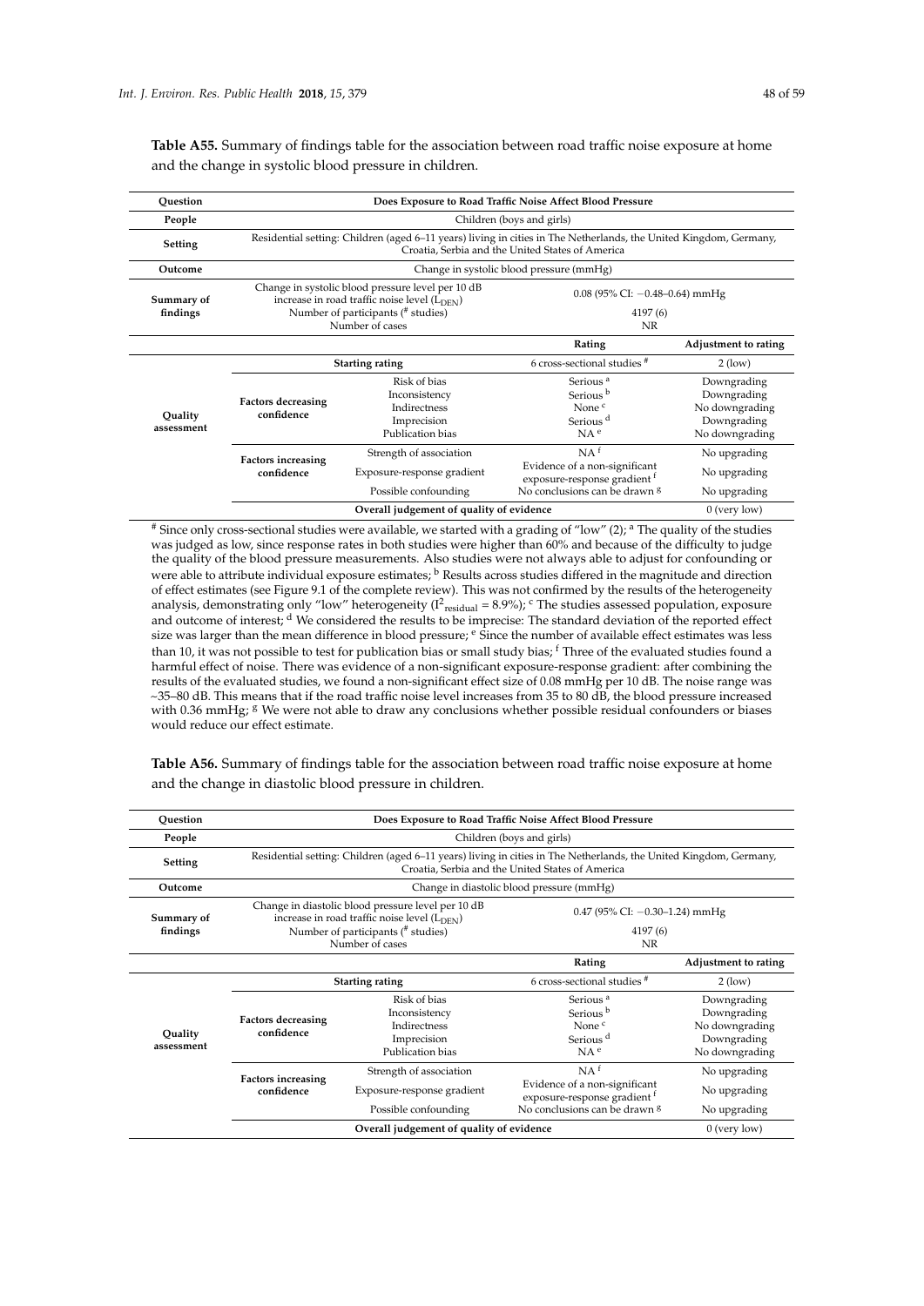**Table A55.** Summary of findings table for the association between road traffic noise exposure at home and the change in systolic blood pressure in children.

| Question | Does Exposure to Road Traffic Noise Affect Blood Pressure | | | |
|---|---|---|---|---|
| People | Children (boys and girls) | | | |
| Setting | Residential setting: Children (aged 6–11 years) living in cities in The Netherlands, the United Kingdom, Germany, Croatia, Serbia and the United States of America | | | |
| Outcome | Change in systolic blood pressure (mmHg) | | | |
| Summary of findings | Change in systolic blood pressure level per 10 dB increase in road traffic noise level ($L_{DEN}$)<br>Number of participants (# studies)<br>Number of cases | | 0.08 (95% CI: −0.48–0.64) mmHg<br>4197 (6)<br>NR | |
| | | | Rating | Adjustment to rating |
| Quality assessment | Starting rating | | 6 cross-sectional studies # | 2 (low) |
| | Factors decreasing confidence | Risk of bias | Serious [a] | Downgrading |
| | | Inconsistency | Serious [b] | Downgrading |
| | | Indirectness | None [c] | No downgrading |
| | | Imprecision | Serious [d] | Downgrading |
| | | Publication bias | NA [e] | No downgrading |
| | Factors increasing confidence | Strength of association | NA [f] | No upgrading |
| | | Exposure-response gradient | Evidence of a non-significant exposure-response gradient [f] | No upgrading |
| | | Possible confounding | No conclusions can be drawn [g] | No upgrading |
| | Overall judgement of quality of evidence | | | 0 (very low) |

# Since only cross-sectional studies were available, we started with a grading of "low" (2); [a] The quality of the studies was judged as low, since response rates in both studies were higher than 60% and because of the difficulty to judge the quality of the blood pressure measurements. Also studies were not always able to adjust for confounding or were able to attribute individual exposure estimates; [b] Results across studies differed in the magnitude and direction of effect estimates (see Figure 9.1 of the complete review). This was not confirmed by the results of the heterogeneity analysis, demonstrating only "low" heterogeneity ($I^2_{residual}$ = 8.9%); [c] The studies assessed population, exposure and outcome of interest; [d] We considered the results to be imprecise: The standard deviation of the reported effect size was larger than the mean difference in blood pressure; [e] Since the number of available effect estimates was less than 10, it was not possible to test for publication bias or small study bias; [f] Three of the evaluated studies found a harmful effect of noise. There was evidence of a non-significant exposure-response gradient: after combining the results of the evaluated studies, we found a non-significant effect size of 0.08 mmHg per 10 dB. The noise range was ~35–80 dB. This means that if the road traffic noise level increases from 35 to 80 dB, the blood pressure increased with 0.36 mmHg; [g] We were not able to draw any conclusions whether possible residual confounders or biases would reduce our effect estimate.

**Table A56.** Summary of findings table for the association between road traffic noise exposure at home and the change in diastolic blood pressure in children.

| Question | Does Exposure to Road Traffic Noise Affect Blood Pressure | | | |
|---|---|---|---|---|
| People | Children (boys and girls) | | | |
| Setting | Residential setting: Children (aged 6–11 years) living in cities in The Netherlands, the United Kingdom, Germany, Croatia, Serbia and the United States of America | | | |
| Outcome | Change in diastolic blood pressure (mmHg) | | | |
| Summary of findings | Change in diastolic blood pressure level per 10 dB increase in road traffic noise level ($L_{DEN}$)<br>Number of participants (# studies)<br>Number of cases | | 0.47 (95% CI: −0.30–1.24) mmHg<br>4197 (6)<br>NR | |
| | | | Rating | Adjustment to rating |
| Quality assessment | Starting rating | | 6 cross-sectional studies # | 2 (low) |
| | Factors decreasing confidence | Risk of bias | Serious [a] | Downgrading |
| | | Inconsistency | Serious [b] | Downgrading |
| | | Indirectness | None [c] | No downgrading |
| | | Imprecision | Serious [d] | Downgrading |
| | | Publication bias | NA [e] | No downgrading |
| | Factors increasing confidence | Strength of association | NA [f] | No upgrading |
| | | Exposure-response gradient | Evidence of a non-significant exposure-response gradient [f] | No upgrading |
| | | Possible confounding | No conclusions can be drawn [g] | No upgrading |
| | Overall judgement of quality of evidence | | | 0 (very low) |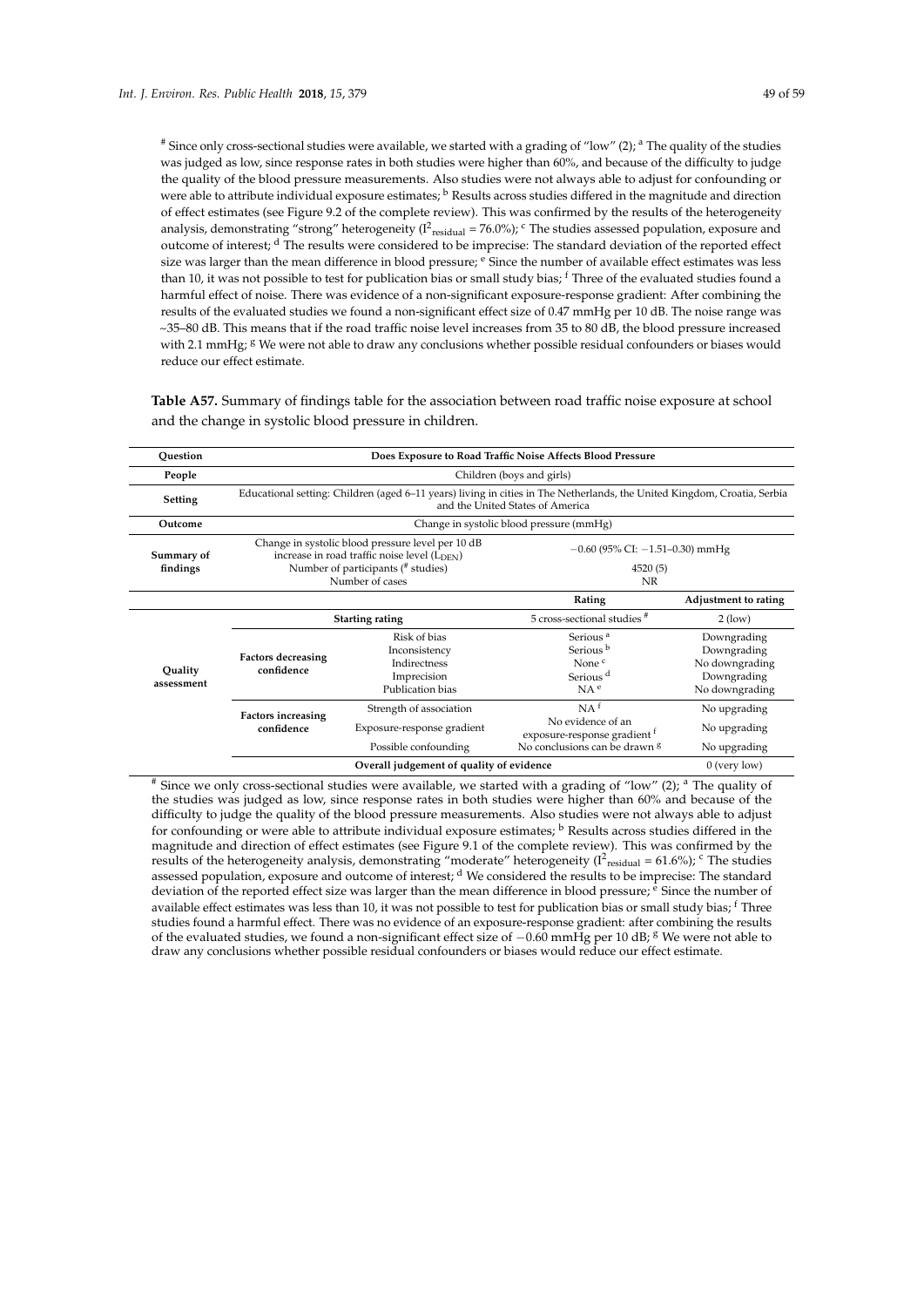[#] Since only cross-sectional studies were available, we started with a grading of "low" (2); [a] The quality of the studies was judged as low, since response rates in both studies were higher than 60%, and because of the difficulty to judge the quality of the blood pressure measurements. Also studies were not always able to adjust for confounding or were able to attribute individual exposure estimates; [b] Results across studies differed in the magnitude and direction of effect estimates (see Figure 9.2 of the complete review). This was confirmed by the results of the heterogeneity analysis, demonstrating "strong" heterogeneity ($I^2_{residual}$ = 76.0%); [c] The studies assessed population, exposure and outcome of interest; [d] The results were considered to be imprecise: The standard deviation of the reported effect size was larger than the mean difference in blood pressure; [e] Since the number of available effect estimates was less than 10, it was not possible to test for publication bias or small study bias; [f] Three of the evaluated studies found a harmful effect of noise. There was evidence of a non-significant exposure-response gradient: After combining the results of the evaluated studies we found a non-significant effect size of 0.47 mmHg per 10 dB. The noise range was ~35–80 dB. This means that if the road traffic noise level increases from 35 to 80 dB, the blood pressure increased with 2.1 mmHg; [g] We were not able to draw any conclusions whether possible residual confounders or biases would reduce our effect estimate.

**Table A57.** Summary of findings table for the association between road traffic noise exposure at school and the change in systolic blood pressure in children.

| **Question** | **Does Exposure to Road Traffic Noise Affects Blood Pressure** | | | |
|---|---|---|---|---|
| **People** | Children (boys and girls) | | | |
| **Setting** | Educational setting: Children (aged 6–11 years) living in cities in The Netherlands, the United Kingdom, Croatia, Serbia and the United States of America | | | |
| **Outcome** | Change in systolic blood pressure (mmHg) | | | |
| **Summary of findings** | Change in systolic blood pressure level per 10 dB increase in road traffic noise level ($L_{DEN}$) | | −0.60 (95% CI: −1.51–0.30) mmHg | |
| | Number of participants (# studies) | | 4520 (5) | |
| | Number of cases | | NR | |
| | | | **Rating** | **Adjustment to rating** |
| **Quality assessment** | **Starting rating** | | 5 cross-sectional studies [#] | 2 (low) |
| | **Factors decreasing confidence** | Risk of bias | Serious [a] | Downgrading |
| | | Inconsistency | Serious [b] | Downgrading |
| | | Indirectness | None [c] | No downgrading |
| | | Imprecision | Serious [d] | Downgrading |
| | | Publication bias | NA [e] | No downgrading |
| | **Factors increasing confidence** | Strength of association | NA [f] | No upgrading |
| | | Exposure-response gradient | No evidence of an exposure-response gradient [f] | No upgrading |
| | | Possible confounding | No conclusions can be drawn [g] | No upgrading |
| | **Overall judgement of quality of evidence** | | | 0 (very low) |

[#] Since we only cross-sectional studies were available, we started with a grading of "low" (2); [a] The quality of the studies was judged as low, since response rates in both studies were higher than 60% and because of the difficulty to judge the quality of the blood pressure measurements. Also studies were not always able to adjust for confounding or were able to attribute individual exposure estimates; [b] Results across studies differed in the magnitude and direction of effect estimates (see Figure 9.1 of the complete review). This was confirmed by the results of the heterogeneity analysis, demonstrating "moderate" heterogeneity ($I^2_{residual}$ = 61.6%); [c] The studies assessed population, exposure and outcome of interest; [d] We considered the results to be imprecise: The standard deviation of the reported effect size was larger than the mean difference in blood pressure; [e] Since the number of available effect estimates was less than 10, it was not possible to test for publication bias or small study bias; [f] Three studies found a harmful effect. There was no evidence of an exposure-response gradient: after combining the results of the evaluated studies, we found a non-significant effect size of −0.60 mmHg per 10 dB; [g] We were not able to draw any conclusions whether possible residual confounders or biases would reduce our effect estimate.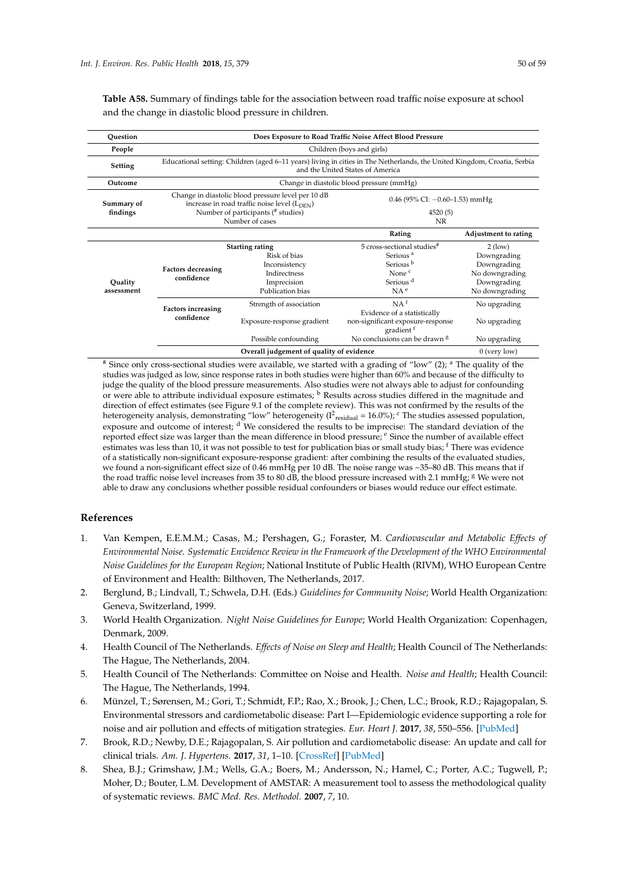**Table A58.** Summary of findings table for the association between road traffic noise exposure at school and the change in diastolic blood pressure in children.

| Question | Does Exposure to Road Traffic Noise Affect Blood Pressure | | | |
|---|---|---|---|---|
| People | Children (boys and girls) | | | |
| Setting | Educational setting: Children (aged 6–11 years) living in cities in The Netherlands, the United Kingdom, Croatia, Serbia and the United States of America | | | |
| Outcome | Change in diastolic blood pressure (mmHg) | | | |
| Summary of findings | Change in diastolic blood pressure level per 10 dB increase in road traffic noise level ($L_{DEN}$) | | 0.46 (95% CI: −0.60–1.53) mmHg | |
| | Number of participants (# studies) | | 4520 (5) | |
| | Number of cases | | NR | |
| | | | **Rating** | **Adjustment to rating** |
| Quality assessment | Starting rating | | 5 cross-sectional studies[#] | 2 (low) |
| | Factors decreasing confidence | Risk of bias | Serious [a] | Downgrading |
| | | Inconsistency | Serious [b] | Downgrading |
| | | Indirectness | None [c] | No downgrading |
| | | Imprecision | Serious [d] | Downgrading |
| | | Publication bias | NA [e] | No downgrading |
| | Factors increasing confidence | Strength of association | NA [f] | No upgrading |
| | | Exposure-response gradient | Evidence of a statistically non-significant exposure-response gradient [f] | No upgrading |
| | | Possible confounding | No conclusions can be drawn [g] | No upgrading |
| | Overall judgement of quality of evidence | | | 0 (very low) |

[#] Since only cross-sectional studies were available, we started with a grading of "low" (2); [a] The quality of the studies was judged as low, since response rates in both studies were higher than 60% and because of the difficulty to judge the quality of the blood pressure measurements. Also studies were not always able to adjust for confounding or were able to attribute individual exposure estimates; [b] Results across studies differed in the magnitude and direction of effect estimates (see Figure 9.1 of the complete review). This was not confirmed by the results of the heterogeneity analysis, demonstrating "low" heterogeneity ($I^2_{residual}$ = 16.0%); [c] The studies assessed population, exposure and outcome of interest; [d] We considered the results to be imprecise: The standard deviation of the reported effect size was larger than the mean difference in blood pressure; [e] Since the number of available effect estimates was less than 10, it was not possible to test for publication bias or small study bias; [f] There was evidence of a statistically non-significant exposure-response gradient: after combining the results of the evaluated studies, we found a non-significant effect size of 0.46 mmHg per 10 dB. The noise range was ~35–80 dB. This means that if the road traffic noise level increases from 35 to 80 dB, the blood pressure increased with 2.1 mmHg; [g] We were not able to draw any conclusions whether possible residual confounders or biases would reduce our effect estimate.

## References

1. Van Kempen, E.E.M.M.; Casas, M.; Pershagen, G.; Foraster, M. *Cardiovascular and Metabolic Effects of Environmental Noise. Systematic Evidence Review in the Framework of the Development of the WHO Environmental Noise Guidelines for the European Region*; National Institute of Public Health (RIVM), WHO European Centre of Environment and Health: Bilthoven, The Netherlands, 2017.
2. Berglund, B.; Lindvall, T.; Schwela, D.H. (Eds.) *Guidelines for Community Noise*; World Health Organization: Geneva, Switzerland, 1999.
3. World Health Organization. *Night Noise Guidelines for Europe*; World Health Organization: Copenhagen, Denmark, 2009.
4. Health Council of The Netherlands. *Effects of Noise on Sleep and Health*; Health Council of The Netherlands: The Hague, The Netherlands, 2004.
5. Health Council of The Netherlands: Committee on Noise and Health. *Noise and Health*; Health Council: The Hague, The Netherlands, 1994.
6. Münzel, T.; Sørensen, M.; Gori, T.; Schmidt, F.P.; Rao, X.; Brook, J.; Chen, L.C.; Brook, R.D.; Rajagopalan, S. Environmental stressors and cardiometabolic disease: Part I—Epidemiologic evidence supporting a role for noise and air pollution and effects of mitigation strategies. *Eur. Heart J.* **2017**, *38*, 550–556. [PubMed]
7. Brook, R.D.; Newby, D.E.; Rajagopalan, S. Air pollution and cardiometabolic disease: An update and call for clinical trials. *Am. J. Hypertens.* **2017**, *31*, 1–10. [CrossRef] [PubMed]
8. Shea, B.J.; Grimshaw, J.M.; Wells, G.A.; Boers, M.; Andersson, N.; Hamel, C.; Porter, A.C.; Tugwell, P.; Moher, D.; Bouter, L.M. Development of AMSTAR: A measurement tool to assess the methodological quality of systematic reviews. *BMC Med. Res. Methodol.* **2007**, *7*, 10.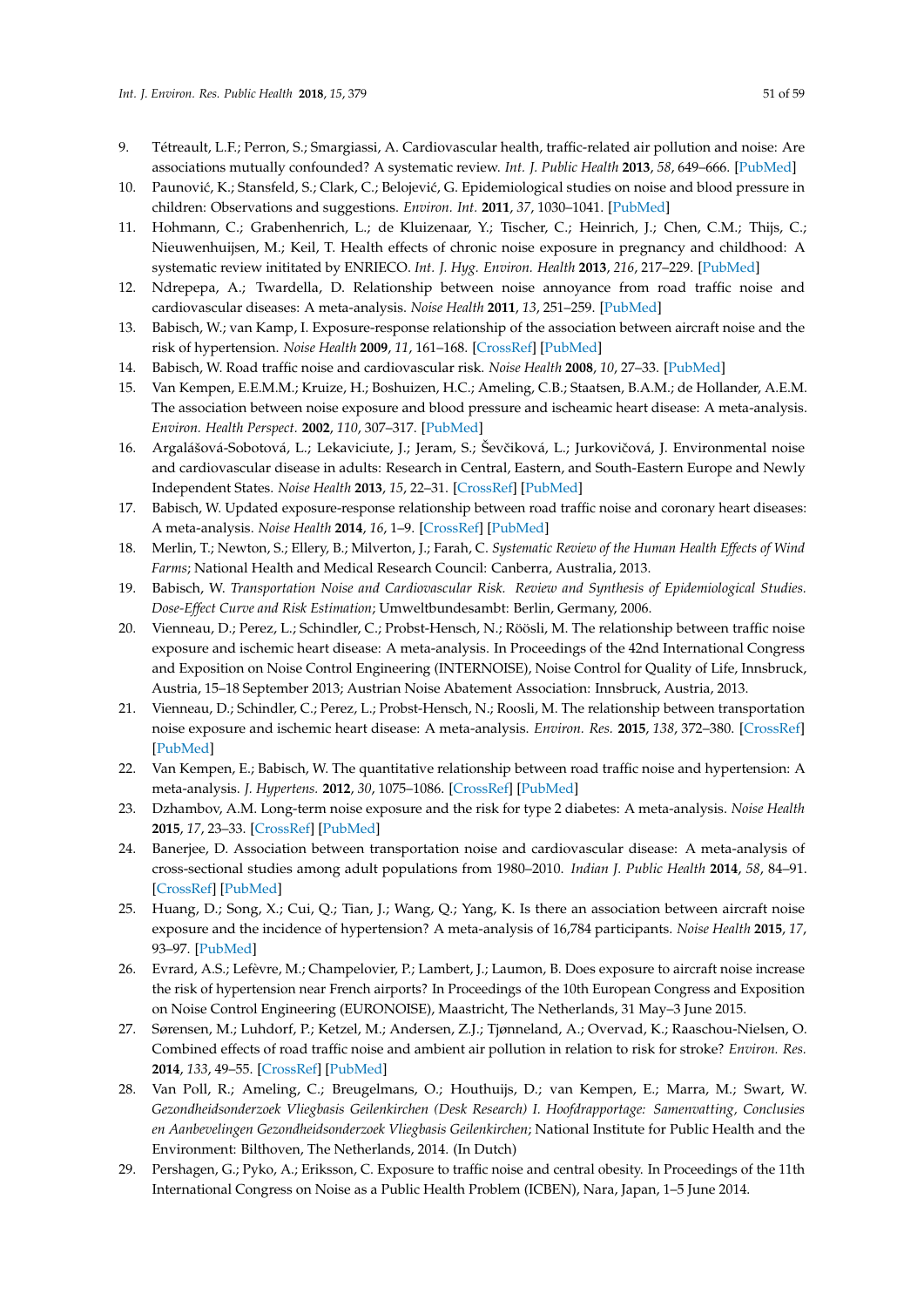9. Tétreault, L.F.; Perron, S.; Smargiassi, A. Cardiovascular health, traffic-related air pollution and noise: Are associations mutually confounded? A systematic review. *Int. J. Public Health* **2013**, *58*, 649–666. [PubMed]
10. Paunović, K.; Stansfeld, S.; Clark, C.; Belojević, G. Epidemiological studies on noise and blood pressure in children: Observations and suggestions. *Environ. Int.* **2011**, *37*, 1030–1041. [PubMed]
11. Hohmann, C.; Grabenhenrich, L.; de Kluizenaar, Y.; Tischer, C.; Heinrich, J.; Chen, C.M.; Thijs, C.; Nieuwenhuijsen, M.; Keil, T. Health effects of chronic noise exposure in pregnancy and childhood: A systematic review initiated by ENRIECO. *Int. J. Hyg. Environ. Health* **2013**, *216*, 217–229. [PubMed]
12. Ndrepepa, A.; Twardella, D. Relationship between noise annoyance from road traffic noise and cardiovascular diseases: A meta-analysis. *Noise Health* **2011**, *13*, 251–259. [PubMed]
13. Babisch, W.; van Kamp, I. Exposure-response relationship of the association between aircraft noise and the risk of hypertension. *Noise Health* **2009**, *11*, 161–168. [CrossRef] [PubMed]
14. Babisch, W. Road traffic noise and cardiovascular risk. *Noise Health* **2008**, *10*, 27–33. [PubMed]
15. Van Kempen, E.E.M.M.; Kruize, H.; Boshuizen, H.C.; Ameling, C.B.; Staatsen, B.A.M.; de Hollander, A.E.M. The association between noise exposure and blood pressure and ischeamic heart disease: A meta-analysis. *Environ. Health Perspect.* **2002**, *110*, 307–317. [PubMed]
16. Argalášová-Sobotová, L.; Lekaviciute, J.; Jeram, S.; Ševčiková, L.; Jurkovičová, J. Environmental noise and cardiovascular disease in adults: Research in Central, Eastern, and South-Eastern Europe and Newly Independent States. *Noise Health* **2013**, *15*, 22–31. [CrossRef] [PubMed]
17. Babisch, W. Updated exposure-response relationship between road traffic noise and coronary heart diseases: A meta-analysis. *Noise Health* **2014**, *16*, 1–9. [CrossRef] [PubMed]
18. Merlin, T.; Newton, S.; Ellery, B.; Milverton, J.; Farah, C. *Systematic Review of the Human Health Effects of Wind Farms*; National Health and Medical Research Council: Canberra, Australia, 2013.
19. Babisch, W. *Transportation Noise and Cardiovascular Risk. Review and Synthesis of Epidemiological Studies. Dose-Effect Curve and Risk Estimation*; Umweltbundesambt: Berlin, Germany, 2006.
20. Vienneau, D.; Perez, L.; Schindler, C.; Probst-Hensch, N.; Röösli, M. The relationship between traffic noise exposure and ischemic heart disease: A meta-analysis. In Proceedings of the 42nd International Congress and Exposition on Noise Control Engineering (INTERNOISE), Noise Control for Quality of Life, Innsbruck, Austria, 15–18 September 2013; Austrian Noise Abatement Association: Innsbruck, Austria, 2013.
21. Vienneau, D.; Schindler, C.; Perez, L.; Probst-Hensch, N.; Roosli, M. The relationship between transportation noise exposure and ischemic heart disease: A meta-analysis. *Environ. Res.* **2015**, *138*, 372–380. [CrossRef] [PubMed]
22. Van Kempen, E.; Babisch, W. The quantitative relationship between road traffic noise and hypertension: A meta-analysis. *J. Hypertens.* **2012**, *30*, 1075–1086. [CrossRef] [PubMed]
23. Dzhambov, A.M. Long-term noise exposure and the risk for type 2 diabetes: A meta-analysis. *Noise Health* **2015**, *17*, 23–33. [CrossRef] [PubMed]
24. Banerjee, D. Association between transportation noise and cardiovascular disease: A meta-analysis of cross-sectional studies among adult populations from 1980–2010. *Indian J. Public Health* **2014**, *58*, 84–91. [CrossRef] [PubMed]
25. Huang, D.; Song, X.; Cui, Q.; Tian, J.; Wang, Q.; Yang, K. Is there an association between aircraft noise exposure and the incidence of hypertension? A meta-analysis of 16,784 participants. *Noise Health* **2015**, *17*, 93–97. [PubMed]
26. Evrard, A.S.; Lefèvre, M.; Champelovier, P.; Lambert, J.; Laumon, B. Does exposure to aircraft noise increase the risk of hypertension near French airports? In Proceedings of the 10th European Congress and Exposition on Noise Control Engineering (EURONOISE), Maastricht, The Netherlands, 31 May–3 June 2015.
27. Sørensen, M.; Luhdorf, P.; Ketzel, M.; Andersen, Z.J.; Tjønneland, A.; Overvad, K.; Raaschou-Nielsen, O. Combined effects of road traffic noise and ambient air pollution in relation to risk for stroke? *Environ. Res.* **2014**, *133*, 49–55. [CrossRef] [PubMed]
28. Van Poll, R.; Ameling, C.; Breugelmans, O.; Houthuijs, D.; van Kempen, E.; Marra, M.; Swart, W. *Gezondheidsonderzoek Vliegbasis Geilenkirchen (Desk Research) I. Hoofdrapportage: Samenvatting, Conclusies en Aanbevelingen Gezondheidsonderzoek Vliegbasis Geilenkirchen*; National Institute for Public Health and the Environment: Bilthoven, The Netherlands, 2014. (In Dutch)
29. Pershagen, G.; Pyko, A.; Eriksson, C. Exposure to traffic noise and central obesity. In Proceedings of the 11th International Congress on Noise as a Public Health Problem (ICBEN), Nara, Japan, 1–5 June 2014.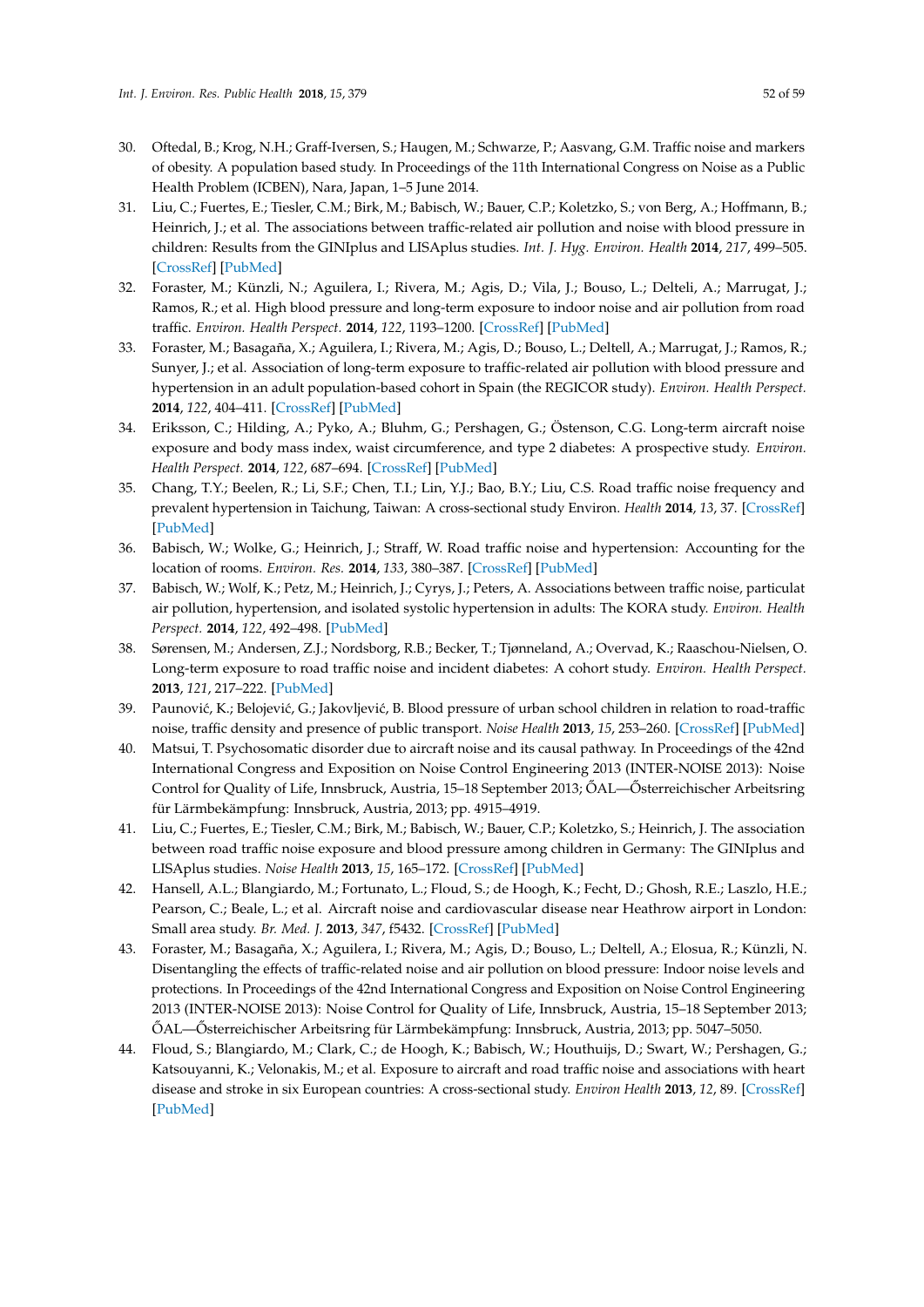30. Oftedal, B.; Krog, N.H.; Graff-Iversen, S.; Haugen, M.; Schwarze, P.; Aasvang, G.M. Traffic noise and markers of obesity. A population based study. In Proceedings of the 11th International Congress on Noise as a Public Health Problem (ICBEN), Nara, Japan, 1–5 June 2014.
31. Liu, C.; Fuertes, E.; Tiesler, C.M.; Birk, M.; Babisch, W.; Bauer, C.P.; Koletzko, S.; von Berg, A.; Hoffmann, B.; Heinrich, J.; et al. The associations between traffic-related air pollution and noise with blood pressure in children: Results from the GINIplus and LISAplus studies. *Int. J. Hyg. Environ. Health* **2014**, *217*, 499–505. [CrossRef] [PubMed]
32. Foraster, M.; Künzli, N.; Aguilera, I.; Rivera, M.; Agis, D.; Vila, J.; Bouso, L.; Delteli, A.; Marrugat, J.; Ramos, R.; et al. High blood pressure and long-term exposure to indoor noise and air pollution from road traffic. *Environ. Health Perspect.* **2014**, *122*, 1193–1200. [CrossRef] [PubMed]
33. Foraster, M.; Basagaña, X.; Aguilera, I.; Rivera, M.; Agis, D.; Bouso, L.; Deltell, A.; Marrugat, J.; Ramos, R.; Sunyer, J.; et al. Association of long-term exposure to traffic-related air pollution with blood pressure and hypertension in an adult population-based cohort in Spain (the REGICOR study). *Environ. Health Perspect.* **2014**, *122*, 404–411. [CrossRef] [PubMed]
34. Eriksson, C.; Hilding, A.; Pyko, A.; Bluhm, G.; Pershagen, G.; Östenson, C.G. Long-term aircraft noise exposure and body mass index, waist circumference, and type 2 diabetes: A prospective study. *Environ. Health Perspect.* **2014**, *122*, 687–694. [CrossRef] [PubMed]
35. Chang, T.Y.; Beelen, R.; Li, S.F.; Chen, T.I.; Lin, Y.J.; Bao, B.Y.; Liu, C.S. Road traffic noise frequency and prevalent hypertension in Taichung, Taiwan: A cross-sectional study Environ. *Health* **2014**, *13*, 37. [CrossRef] [PubMed]
36. Babisch, W.; Wolke, G.; Heinrich, J.; Straff, W. Road traffic noise and hypertension: Accounting for the location of rooms. *Environ. Res.* **2014**, *133*, 380–387. [CrossRef] [PubMed]
37. Babisch, W.; Wolf, K.; Petz, M.; Heinrich, J.; Cyrys, J.; Peters, A. Associations between traffic noise, particulat air pollution, hypertension, and isolated systolic hypertension in adults: The KORA study. *Environ. Health Perspect.* **2014**, *122*, 492–498. [PubMed]
38. Sørensen, M.; Andersen, Z.J.; Nordsborg, R.B.; Becker, T.; Tjønneland, A.; Overvad, K.; Raaschou-Nielsen, O. Long-term exposure to road traffic noise and incident diabetes: A cohort study. *Environ. Health Perspect.* **2013**, *121*, 217–222. [PubMed]
39. Paunović, K.; Belojević, G.; Jakovljević, B. Blood pressure of urban school children in relation to road-traffic noise, traffic density and presence of public transport. *Noise Health* **2013**, *15*, 253–260. [CrossRef] [PubMed]
40. Matsui, T. Psychosomatic disorder due to aircraft noise and its causal pathway. In Proceedings of the 42nd International Congress and Exposition on Noise Control Engineering 2013 (INTER-NOISE 2013): Noise Control for Quality of Life, Innsbruck, Austria, 15–18 September 2013; ŐAL—Ősterreichischer Arbeitsring für Lärmbekämpfung: Innsbruck, Austria, 2013; pp. 4915–4919.
41. Liu, C.; Fuertes, E.; Tiesler, C.M.; Birk, M.; Babisch, W.; Bauer, C.P.; Koletzko, S.; Heinrich, J. The association between road traffic noise exposure and blood pressure among children in Germany: The GINIplus and LISAplus studies. *Noise Health* **2013**, *15*, 165–172. [CrossRef] [PubMed]
42. Hansell, A.L.; Blangiardo, M.; Fortunato, L.; Floud, S.; de Hoogh, K.; Fecht, D.; Ghosh, R.E.; Laszlo, H.E.; Pearson, C.; Beale, L.; et al. Aircraft noise and cardiovascular disease near Heathrow airport in London: Small area study. *Br. Med. J.* **2013**, *347*, f5432. [CrossRef] [PubMed]
43. Foraster, M.; Basagaña, X.; Aguilera, I.; Rivera, M.; Agis, D.; Bouso, L.; Deltell, A.; Elosua, R.; Künzli, N. Disentangling the effects of traffic-related noise and air pollution on blood pressure: Indoor noise levels and protections. In Proceedings of the 42nd International Congress and Exposition on Noise Control Engineering 2013 (INTER-NOISE 2013): Noise Control for Quality of Life, Innsbruck, Austria, 15–18 September 2013; ŐAL—Ősterreichischer Arbeitsring für Lärmbekämpfung: Innsbruck, Austria, 2013; pp. 5047–5050.
44. Floud, S.; Blangiardo, M.; Clark, C.; de Hoogh, K.; Babisch, W.; Houthuijs, D.; Swart, W.; Pershagen, G.; Katsouyanni, K.; Velonakis, M.; et al. Exposure to aircraft and road traffic noise and associations with heart disease and stroke in six European countries: A cross-sectional study. *Environ Health* **2013**, *12*, 89. [CrossRef] [PubMed]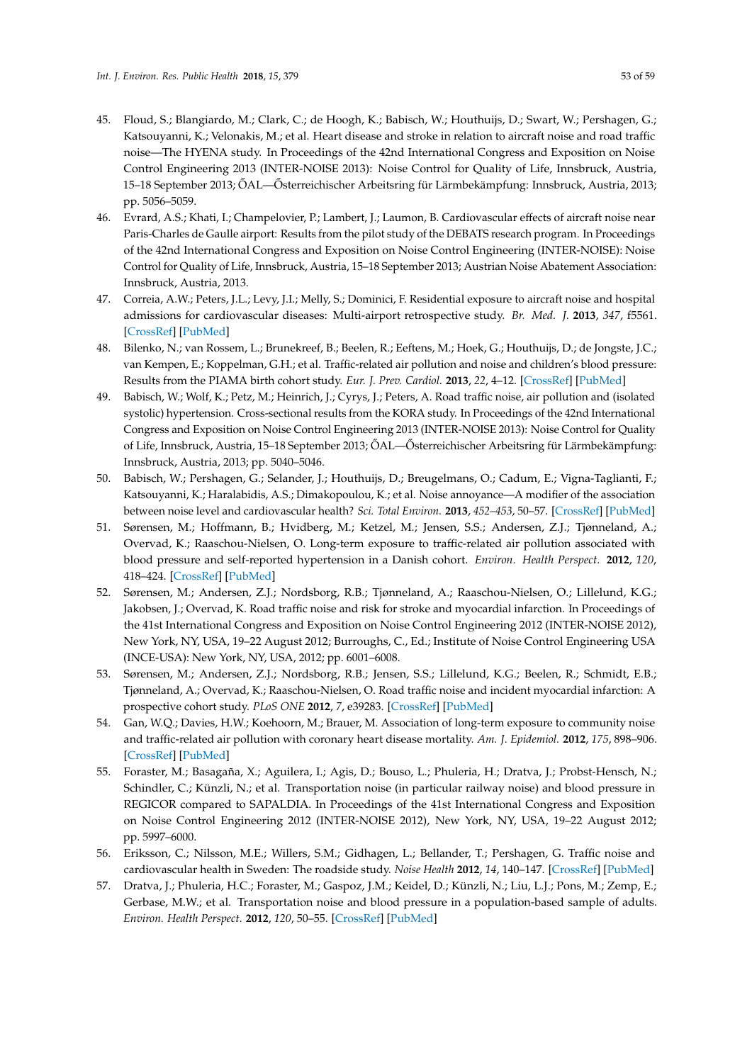45. Floud, S.; Blangiardo, M.; Clark, C.; de Hoogh, K.; Babisch, W.; Houthuijs, D.; Swart, W.; Pershagen, G.; Katsouyanni, K.; Velonakis, M.; et al. Heart disease and stroke in relation to aircraft noise and road traffic noise—The HYENA study. In Proceedings of the 42nd International Congress and Exposition on Noise Control Engineering 2013 (INTER-NOISE 2013): Noise Control for Quality of Life, Innsbruck, Austria, 15–18 September 2013; ŐAL—Ősterreichischer Arbeitsring für Lärmbekämpfung: Innsbruck, Austria, 2013; pp. 5056–5059.
46. Evrard, A.S.; Khati, I.; Champelovier, P.; Lambert, J.; Laumon, B. Cardiovascular effects of aircraft noise near Paris-Charles de Gaulle airport: Results from the pilot study of the DEBATS research program. In Proceedings of the 42nd International Congress and Exposition on Noise Control Engineering (INTER-NOISE): Noise Control for Quality of Life, Innsbruck, Austria, 15–18 September 2013; Austrian Noise Abatement Association: Innsbruck, Austria, 2013.
47. Correia, A.W.; Peters, J.L.; Levy, J.I.; Melly, S.; Dominici, F. Residential exposure to aircraft noise and hospital admissions for cardiovascular diseases: Multi-airport retrospective study. *Br. Med. J.* **2013**, *347*, f5561. [CrossRef] [PubMed]
48. Bilenko, N.; van Rossem, L.; Brunekreef, B.; Beelen, R.; Eeftens, M.; Hoek, G.; Houthuijs, D.; de Jongste, J.C.; van Kempen, E.; Koppelman, G.H.; et al. Traffic-related air pollution and noise and children's blood pressure: Results from the PIAMA birth cohort study. *Eur. J. Prev. Cardiol.* **2013**, *22*, 4–12. [CrossRef] [PubMed]
49. Babisch, W.; Wolf, K.; Petz, M.; Heinrich, J.; Cyrys, J.; Peters, A. Road traffic noise, air pollution and (isolated systolic) hypertension. Cross-sectional results from the KORA study. In Proceedings of the 42nd International Congress and Exposition on Noise Control Engineering 2013 (INTER-NOISE 2013): Noise Control for Quality of Life, Innsbruck, Austria, 15–18 September 2013; ŐAL—Ősterreichischer Arbeitsring für Lärmbekämpfung: Innsbruck, Austria, 2013; pp. 5040–5046.
50. Babisch, W.; Pershagen, G.; Selander, J.; Houthuijs, D.; Breugelmans, O.; Cadum, E.; Vigna-Taglianti, F.; Katsouyanni, K.; Haralabidis, A.S.; Dimakopoulou, K.; et al. Noise annoyance—A modifier of the association between noise level and cardiovascular health? *Sci. Total Environ.* **2013**, *452–453*, 50–57. [CrossRef] [PubMed]
51. Sørensen, M.; Hoffmann, B.; Hvidberg, M.; Ketzel, M.; Jensen, S.S.; Andersen, Z.J.; Tjønneland, A.; Overvad, K.; Raaschou-Nielsen, O. Long-term exposure to traffic-related air pollution associated with blood pressure and self-reported hypertension in a Danish cohort. *Environ. Health Perspect.* **2012**, *120*, 418–424. [CrossRef] [PubMed]
52. Sørensen, M.; Andersen, Z.J.; Nordsborg, R.B.; Tjønneland, A.; Raaschou-Nielsen, O.; Lillelund, K.G.; Jakobsen, J.; Overvad, K. Road traffic noise and risk for stroke and myocardial infarction. In Proceedings of the 41st International Congress and Exposition on Noise Control Engineering 2012 (INTER-NOISE 2012), New York, NY, USA, 19–22 August 2012; Burroughs, C., Ed.; Institute of Noise Control Engineering USA (INCE-USA): New York, NY, USA, 2012; pp. 6001–6008.
53. Sørensen, M.; Andersen, Z.J.; Nordsborg, R.B.; Jensen, S.S.; Lillelund, K.G.; Beelen, R.; Schmidt, E.B.; Tjønneland, A.; Overvad, K.; Raaschou-Nielsen, O. Road traffic noise and incident myocardial infarction: A prospective cohort study. *PLoS ONE* **2012**, *7*, e39283. [CrossRef] [PubMed]
54. Gan, W.Q.; Davies, H.W.; Koehoorn, M.; Brauer, M. Association of long-term exposure to community noise and traffic-related air pollution with coronary heart disease mortality. *Am. J. Epidemiol.* **2012**, *175*, 898–906. [CrossRef] [PubMed]
55. Foraster, M.; Basagaña, X.; Aguilera, I.; Agis, D.; Bouso, L.; Phuleria, H.; Dratva, J.; Probst-Hensch, N.; Schindler, C.; Künzli, N.; et al. Transportation noise (in particular railway noise) and blood pressure in REGICOR compared to SAPALDIA. In Proceedings of the 41st International Congress and Exposition on Noise Control Engineering 2012 (INTER-NOISE 2012), New York, NY, USA, 19–22 August 2012; pp. 5997–6000.
56. Eriksson, C.; Nilsson, M.E.; Willers, S.M.; Gidhagen, L.; Bellander, T.; Pershagen, G. Traffic noise and cardiovascular health in Sweden: The roadside study. *Noise Health* **2012**, *14*, 140–147. [CrossRef] [PubMed]
57. Dratva, J.; Phuleria, H.C.; Foraster, M.; Gaspoz, J.M.; Keidel, D.; Künzli, N.; Liu, L.J.; Pons, M.; Zemp, E.; Gerbase, M.W.; et al. Transportation noise and blood pressure in a population-based sample of adults. *Environ. Health Perspect.* **2012**, *120*, 50–55. [CrossRef] [PubMed]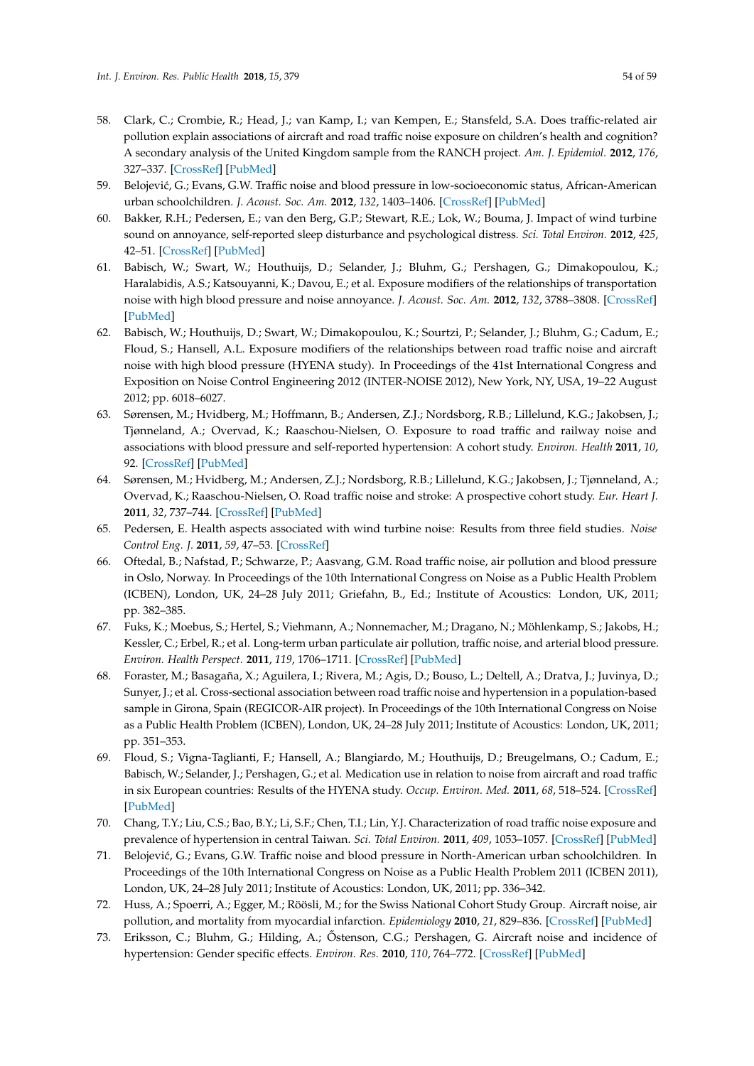58. Clark, C.; Crombie, R.; Head, J.; van Kamp, I.; van Kempen, E.; Stansfeld, S.A. Does traffic-related air pollution explain associations of aircraft and road traffic noise exposure on children's health and cognition? A secondary analysis of the United Kingdom sample from the RANCH project. *Am. J. Epidemiol.* **2012**, *176*, 327–337. [CrossRef] [PubMed]
59. Belojević, G.; Evans, G.W. Traffic noise and blood pressure in low-socioeconomic status, African-American urban schoolchildren. *J. Acoust. Soc. Am.* **2012**, *132*, 1403–1406. [CrossRef] [PubMed]
60. Bakker, R.H.; Pedersen, E.; van den Berg, G.P.; Stewart, R.E.; Lok, W.; Bouma, J. Impact of wind turbine sound on annoyance, self-reported sleep disturbance and psychological distress. *Sci. Total Environ.* **2012**, *425*, 42–51. [CrossRef] [PubMed]
61. Babisch, W.; Swart, W.; Houthuijs, D.; Selander, J.; Bluhm, G.; Pershagen, G.; Dimakopoulou, K.; Haralabidis, A.S.; Katsouyanni, K.; Davou, E.; et al. Exposure modifiers of the relationships of transportation noise with high blood pressure and noise annoyance. *J. Acoust. Soc. Am.* **2012**, *132*, 3788–3808. [CrossRef] [PubMed]
62. Babisch, W.; Houthuijs, D.; Swart, W.; Dimakopoulou, K.; Sourtzi, P.; Selander, J.; Bluhm, G.; Cadum, E.; Floud, S.; Hansell, A.L. Exposure modifiers of the relationships between road traffic noise and aircraft noise with high blood pressure (HYENA study). In Proceedings of the 41st International Congress and Exposition on Noise Control Engineering 2012 (INTER-NOISE 2012), New York, NY, USA, 19–22 August 2012; pp. 6018–6027.
63. Sørensen, M.; Hvidberg, M.; Hoffmann, B.; Andersen, Z.J.; Nordsborg, R.B.; Lillelund, K.G.; Jakobsen, J.; Tjønneland, A.; Overvad, K.; Raaschou-Nielsen, O. Exposure to road traffic and railway noise and associations with blood pressure and self-reported hypertension: A cohort study. *Environ. Health* **2011**, *10*, 92. [CrossRef] [PubMed]
64. Sørensen, M.; Hvidberg, M.; Andersen, Z.J.; Nordsborg, R.B.; Lillelund, K.G.; Jakobsen, J.; Tjønneland, A.; Overvad, K.; Raaschou-Nielsen, O. Road traffic noise and stroke: A prospective cohort study. *Eur. Heart J.* **2011**, *32*, 737–744. [CrossRef] [PubMed]
65. Pedersen, E. Health aspects associated with wind turbine noise: Results from three field studies. *Noise Control Eng. J.* **2011**, *59*, 47–53. [CrossRef]
66. Oftedal, B.; Nafstad, P.; Schwarze, P.; Aasvang, G.M. Road traffic noise, air pollution and blood pressure in Oslo, Norway. In Proceedings of the 10th International Congress on Noise as a Public Health Problem (ICBEN), London, UK, 24–28 July 2011; Griefahn, B., Ed.; Institute of Acoustics: London, UK, 2011; pp. 382–385.
67. Fuks, K.; Moebus, S.; Hertel, S.; Viehmann, A.; Nonnemacher, M.; Dragano, N.; Möhlenkamp, S.; Jakobs, H.; Kessler, C.; Erbel, R.; et al. Long-term urban particulate air pollution, traffic noise, and arterial blood pressure. *Environ. Health Perspect.* **2011**, *119*, 1706–1711. [CrossRef] [PubMed]
68. Foraster, M.; Basagaña, X.; Aguilera, I.; Rivera, M.; Agis, D.; Bouso, L.; Deltell, A.; Dratva, J.; Juvinya, D.; Sunyer, J.; et al. Cross-sectional association between road traffic noise and hypertension in a population-based sample in Girona, Spain (REGICOR-AIR project). In Proceedings of the 10th International Congress on Noise as a Public Health Problem (ICBEN), London, UK, 24–28 July 2011; Institute of Acoustics: London, UK, 2011; pp. 351–353.
69. Floud, S.; Vigna-Taglianti, F.; Hansell, A.; Blangiardo, M.; Houthuijs, D.; Breugelmans, O.; Cadum, E.; Babisch, W.; Selander, J.; Pershagen, G.; et al. Medication use in relation to noise from aircraft and road traffic in six European countries: Results of the HYENA study. *Occup. Environ. Med.* **2011**, *68*, 518–524. [CrossRef] [PubMed]
70. Chang, T.Y.; Liu, C.S.; Bao, B.Y.; Li, S.F.; Chen, T.I.; Lin, Y.J. Characterization of road traffic noise exposure and prevalence of hypertension in central Taiwan. *Sci. Total Environ.* **2011**, *409*, 1053–1057. [CrossRef] [PubMed]
71. Belojević, G.; Evans, G.W. Traffic noise and blood pressure in North-American urban schoolchildren. In Proceedings of the 10th International Congress on Noise as a Public Health Problem 2011 (ICBEN 2011), London, UK, 24–28 July 2011; Institute of Acoustics: London, UK, 2011; pp. 336–342.
72. Huss, A.; Spoerri, A.; Egger, M.; Röösli, M.; for the Swiss National Cohort Study Group. Aircraft noise, air pollution, and mortality from myocardial infarction. *Epidemiology* **2010**, *21*, 829–836. [CrossRef] [PubMed]
73. Eriksson, C.; Bluhm, G.; Hilding, A.; Őstenson, C.G.; Pershagen, G. Aircraft noise and incidence of hypertension: Gender specific effects. *Environ. Res.* **2010**, *110*, 764–772. [CrossRef] [PubMed]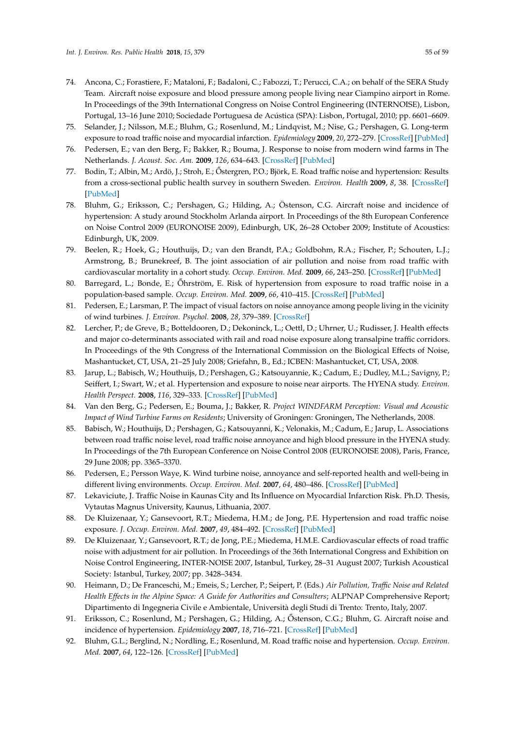74. Ancona, C.; Forastiere, F.; Mataloni, F.; Badaloni, C.; Fabozzi, T.; Perucci, C.A.; on behalf of the SERA Study Team. Aircraft noise exposure and blood pressure among people living near Ciampino airport in Rome. In Proceedings of the 39th International Congress on Noise Control Engineering (INTERNOISE), Lisbon, Portugal, 13–16 June 2010; Sociedade Portuguesa de Acústica (SPA): Lisbon, Portugal, 2010; pp. 6601–6609.
75. Selander, J.; Nilsson, M.E.; Bluhm, G.; Rosenlund, M.; Lindqvist, M.; Nise, G.; Pershagen, G. Long-term exposure to road traffic noise and myocardial infarction. *Epidemiology* **2009**, *20*, 272–279. [CrossRef] [PubMed]
76. Pedersen, E.; van den Berg, F.; Bakker, R.; Bouma, J. Response to noise from modern wind farms in The Netherlands. *J. Acoust. Soc. Am.* **2009**, *126*, 634–643. [CrossRef] [PubMed]
77. Bodin, T.; Albin, M.; Ardö, J.; Stroh, E.; Őstergren, P.O.; Björk, E. Road traffic noise and hypertension: Results from a cross-sectional public health survey in southern Sweden. *Environ. Health* **2009**, *8*, 38. [CrossRef] [PubMed]
78. Bluhm, G.; Eriksson, C.; Pershagen, G.; Hilding, A.; Östenson, C.G. Aircraft noise and incidence of hypertension: A study around Stockholm Arlanda airport. In Proceedings of the 8th European Conference on Noise Control 2009 (EURONOISE 2009), Edinburgh, UK, 26–28 October 2009; Institute of Acoustics: Edinburgh, UK, 2009.
79. Beelen, R.; Hoek, G.; Houthuijs, D.; van den Brandt, P.A.; Goldbohm, R.A.; Fischer, P.; Schouten, L.J.; Armstrong, B.; Brunekreef, B. The joint association of air pollution and noise from road traffic with cardiovascular mortality in a cohort study. *Occup. Environ. Med.* **2009**, *66*, 243–250. [CrossRef] [PubMed]
80. Barregard, L.; Bonde, E.; Őhrström, E. Risk of hypertension from exposure to road traffic noise in a population-based sample. *Occup. Environ. Med.* **2009**, *66*, 410–415. [CrossRef] [PubMed]
81. Pedersen, E.; Larsman, P. The impact of visual factors on noise annoyance among people living in the vicinity of wind turbines. *J. Environ. Psychol.* **2008**, *28*, 379–389. [CrossRef]
82. Lercher, P.; de Greve, B.; Botteldooren, D.; Dekoninck, L.; Oettl, D.; Uhrner, U.; Rudisser, J. Health effects and major co-determinants associated with rail and road noise exposure along transalpine traffic corridors. In Proceedings of the 9th Congress of the International Commission on the Biological Effects of Noise, Mashantucket, CT, USA, 21–25 July 2008; Griefahn, B., Ed.; ICBEN: Mashantucket, CT, USA, 2008.
83. Jarup, L.; Babisch, W.; Houthuijs, D.; Pershagen, G.; Katsouyannie, K.; Cadum, E.; Dudley, M.L.; Savigny, P.; Seiffert, I.; Swart, W.; et al. Hypertension and exposure to noise near airports. The HYENA study. *Environ. Health Perspect.* **2008**, *116*, 329–333. [CrossRef] [PubMed]
84. Van den Berg, G.; Pedersen, E.; Bouma, J.; Bakker, R. *Project WINDFARM Perception: Visual and Acoustic Impact of Wind Turbine Farms on Residents*; University of Groningen: Groningen, The Netherlands, 2008.
85. Babisch, W.; Houthuijs, D.; Pershagen, G.; Katsouyanni, K.; Velonakis, M.; Cadum, E.; Jarup, L. Associations between road traffic noise level, road traffic noise annoyance and high blood pressure in the HYENA study. In Proceedings of the 7th European Conference on Noise Control 2008 (EURONOISE 2008), Paris, France, 29 June 2008; pp. 3365–3370.
86. Pedersen, E.; Persson Waye, K. Wind turbine noise, annoyance and self-reported health and well-being in different living environments. *Occup. Environ. Med.* **2007**, *64*, 480–486. [CrossRef] [PubMed]
87. Lekaviciute, J. Traffic Noise in Kaunas City and Its Influence on Myocardial Infarction Risk. Ph.D. Thesis, Vytautas Magnus University, Kaunas, Lithuania, 2007.
88. De Kluizenaar, Y.; Gansevoort, R.T.; Miedema, H.M.; de Jong, P.E. Hypertension and road traffic noise exposure. *J. Occup. Environ. Med.* **2007**, *49*, 484–492. [CrossRef] [PubMed]
89. De Kluizenaar, Y.; Gansevoort, R.T.; de Jong, P.E.; Miedema, H.M.E. Cardiovascular effects of road traffic noise with adjustment for air pollution. In Proceedings of the 36th International Congress and Exhibition on Noise Control Engineering, INTER-NOISE 2007, Istanbul, Turkey, 28–31 August 2007; Turkish Acoustical Society: Istanbul, Turkey, 2007; pp. 3428–3434.
90. Heimann, D.; De Franceschi, M.; Emeis, S.; Lercher, P.; Seipert, P. (Eds.) *Air Pollution, Traffic Noise and Related Health Effects in the Alpine Space: A Guide for Authorities and Consulters*; ALPNAP Comprehensive Report; Dipartimento di Ingegneria Civile e Ambientale, Università degli Studi di Trento: Trento, Italy, 2007.
91. Eriksson, C.; Rosenlund, M.; Pershagen, G.; Hilding, A.; Őstenson, C.G.; Bluhm, G. Aircraft noise and incidence of hypertension. *Epidemiology* **2007**, *18*, 716–721. [CrossRef] [PubMed]
92. Bluhm, G.L.; Berglind, N.; Nordling, E.; Rosenlund, M. Road traffic noise and hypertension. *Occup. Environ. Med.* **2007**, *64*, 122–126. [CrossRef] [PubMed]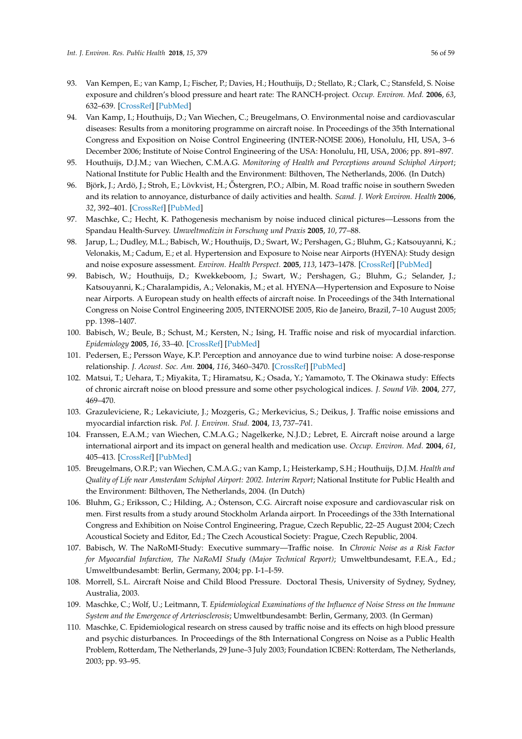93. Van Kempen, E.; van Kamp, I.; Fischer, P.; Davies, H.; Houthuijs, D.; Stellato, R.; Clark, C.; Stansfeld, S. Noise exposure and children's blood pressure and heart rate: The RANCH-project. *Occup. Environ. Med.* **2006**, *63*, 632–639. [CrossRef] [PubMed]
94. Van Kamp, I.; Houthuijs, D.; Van Wiechen, C.; Breugelmans, O. Environmental noise and cardiovascular diseases: Results from a monitoring programme on aircraft noise. In Proceedings of the 35th International Congress and Exposition on Noise Control Engineering (INTER-NOISE 2006), Honolulu, HI, USA, 3–6 December 2006; Institute of Noise Control Engineering of the USA: Honolulu, HI, USA, 2006; pp. 891–897.
95. Houthuijs, D.J.M.; van Wiechen, C.M.A.G. *Monitoring of Health and Perceptions around Schiphol Airport*; National Institute for Public Health and the Environment: Bilthoven, The Netherlands, 2006. (In Dutch)
96. Björk, J.; Ardö, J.; Stroh, E.; Lövkvist, H.; Őstergren, P.O.; Albin, M. Road traffic noise in southern Sweden and its relation to annoyance, disturbance of daily activities and health. *Scand. J. Work Environ. Health* **2006**, *32*, 392–401. [CrossRef] [PubMed]
97. Maschke, C.; Hecht, K. Pathogenesis mechanism by noise induced clinical pictures—Lessons from the Spandau Health-Survey. *Umweltmedizin in Forschung und Praxis* **2005**, *10*, 77–88.
98. Jarup, L.; Dudley, M.L.; Babisch, W.; Houthuijs, D.; Swart, W.; Pershagen, G.; Bluhm, G.; Katsouyanni, K.; Velonakis, M.; Cadum, E.; et al. Hypertension and Exposure to Noise near Airports (HYENA): Study design and noise exposure assessment. *Environ. Health Perspect.* **2005**, *113*, 1473–1478. [CrossRef] [PubMed]
99. Babisch, W.; Houthuijs, D.; Kwekkeboom, J.; Swart, W.; Pershagen, G.; Bluhm, G.; Selander, J.; Katsouyanni, K.; Charalampidis, A.; Velonakis, M.; et al. HYENA—Hypertension and Exposure to Noise near Airports. A European study on health effects of aircraft noise. In Proceedings of the 34th International Congress on Noise Control Engineering 2005, INTERNOISE 2005, Rio de Janeiro, Brazil, 7–10 August 2005; pp. 1398–1407.
100. Babisch, W.; Beule, B.; Schust, M.; Kersten, N.; Ising, H. Traffic noise and risk of myocardial infarction. *Epidemiology* **2005**, *16*, 33–40. [CrossRef] [PubMed]
101. Pedersen, E.; Persson Waye, K.P. Perception and annoyance due to wind turbine noise: A dose-response relationship. *J. Acoust. Soc. Am.* **2004**, *116*, 3460–3470. [CrossRef] [PubMed]
102. Matsui, T.; Uehara, T.; Miyakita, T.; Hiramatsu, K.; Osada, Y.; Yamamoto, T. The Okinawa study: Effects of chronic aircraft noise on blood pressure and some other psychological indices. *J. Sound Vib.* **2004**, *277*, 469–470.
103. Grazuleviciene, R.; Lekaviciute, J.; Mozgeris, G.; Merkevicius, S.; Deikus, J. Traffic noise emissions and myocardial infarction risk. *Pol. J. Environ. Stud.* **2004**, *13*, 737–741.
104. Franssen, E.A.M.; van Wiechen, C.M.A.G.; Nagelkerke, N.J.D.; Lebret, E. Aircraft noise around a large international airport and its impact on general health and medication use. *Occup. Environ. Med.* **2004**, *61*, 405–413. [CrossRef] [PubMed]
105. Breugelmans, O.R.P.; van Wiechen, C.M.A.G.; van Kamp, I.; Heisterkamp, S.H.; Houthuijs, D.J.M. *Health and Quality of Life near Amsterdam Schiphol Airport: 2002. Interim Report*; National Institute for Public Health and the Environment: Bilthoven, The Netherlands, 2004. (In Dutch)
106. Bluhm, G.; Eriksson, C.; Hilding, A.; Östenson, C.G. Aircraft noise exposure and cardiovascular risk on men. First results from a study around Stockholm Arlanda airport. In Proceedings of the 33th International Congress and Exhibition on Noise Control Engineering, Prague, Czech Republic, 22–25 August 2004; Czech Acoustical Society and Editor, Ed.; The Czech Acoustical Society: Prague, Czech Republic, 2004.
107. Babisch, W. The NaRoMI-Study: Executive summary—Traffic noise. In *Chronic Noise as a Risk Factor for Myocardial Infarction, The NaRoMI Study (Major Technical Report)*; Umweltbundesamt, F.E.A., Ed.; Umweltbundesambt: Berlin, Germany, 2004; pp. I-1–I-59.
108. Morrell, S.L. Aircraft Noise and Child Blood Pressure. Doctoral Thesis, University of Sydney, Sydney, Australia, 2003.
109. Maschke, C.; Wolf, U.; Leitmann, T. *Epidemiological Examinations of the Influence of Noise Stress on the Immune System and the Emergence of Arteriosclerosis*; Umweltbundesambt: Berlin, Germany, 2003. (In German)
110. Maschke, C. Epidemiological research on stress caused by traffic noise and its effects on high blood pressure and psychic disturbances. In Proceedings of the 8th International Congress on Noise as a Public Health Problem, Rotterdam, The Netherlands, 29 June–3 July 2003; Foundation ICBEN: Rotterdam, The Netherlands, 2003; pp. 93–95.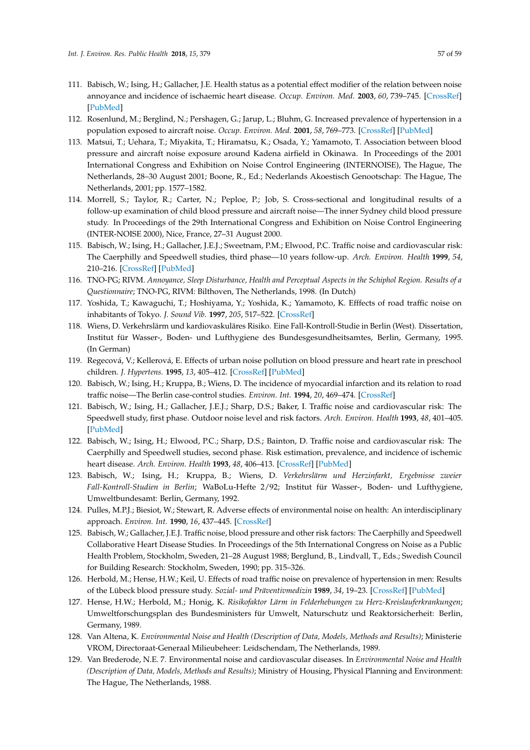111. Babisch, W.; Ising, H.; Gallacher, J.E. Health status as a potential effect modifier of the relation between noise annoyance and incidence of ischaemic heart disease. *Occup. Environ. Med.* **2003**, *60*, 739–745. [CrossRef] [PubMed]
112. Rosenlund, M.; Berglind, N.; Pershagen, G.; Jarup, L.; Bluhm, G. Increased prevalence of hypertension in a population exposed to aircraft noise. *Occup. Environ. Med.* **2001**, *58*, 769–773. [CrossRef] [PubMed]
113. Matsui, T.; Uehara, T.; Miyakita, T.; Hiramatsu, K.; Osada, Y.; Yamamoto, T. Association between blood pressure and aircraft noise exposure around Kadena airfield in Okinawa. In Proceedings of the 2001 International Congress and Exhibition on Noise Control Engineering (INTERNOISE), The Hague, The Netherlands, 28–30 August 2001; Boone, R., Ed.; Nederlands Akoestisch Genootschap: The Hague, The Netherlands, 2001; pp. 1577–1582.
114. Morrell, S.; Taylor, R.; Carter, N.; Peploe, P.; Job, S. Cross-sectional and longitudinal results of a follow-up examination of child blood pressure and aircraft noise—The inner Sydney child blood pressure study. In Proceedings of the 29th International Congress and Exhibition on Noise Control Engineering (INTER-NOISE 2000), Nice, France, 27–31 August 2000.
115. Babisch, W.; Ising, H.; Gallacher, J.E.J.; Sweetnam, P.M.; Elwood, P.C. Traffic noise and cardiovascular risk: The Caerphilly and Speedwell studies, third phase—10 years follow-up. *Arch. Environ. Health* **1999**, *54*, 210–216. [CrossRef] [PubMed]
116. TNO-PG; RIVM. *Annoyance, Sleep Disturbance, Health and Perceptual Aspects in the Schiphol Region. Results of a Questionnaire*; TNO-PG, RIVM: Bilthoven, The Netherlands, 1998. (In Dutch)
117. Yoshida, T.; Kawaguchi, T.; Hoshiyama, Y.; Yoshida, K.; Yamamoto, K. Efffects of road traffic noise on inhabitants of Tokyo. *J. Sound Vib.* **1997**, *205*, 517–522. [CrossRef]
118. Wiens, D. Verkehrslärm und kardiovaskuläres Risiko. Eine Fall-Kontroll-Studie in Berlin (West). Dissertation, Institut für Wasser-, Boden- und Lufthygiene des Bundesgesundheitsamtes, Berlin, Germany, 1995. (In German)
119. Regecová, V.; Kellerová, E. Effects of urban noise pollution on blood pressure and heart rate in preschool children. *J. Hypertens.* **1995**, *13*, 405–412. [CrossRef] [PubMed]
120. Babisch, W.; Ising, H.; Kruppa, B.; Wiens, D. The incidence of myocardial infarction and its relation to road traffic noise—The Berlin case-control studies. *Environ. Int.* **1994**, *20*, 469–474. [CrossRef]
121. Babisch, W.; Ising, H.; Gallacher, J.E.J.; Sharp, D.S.; Baker, I. Traffic noise and cardiovascular risk: The Speedwell study, first phase. Outdoor noise level and risk factors. *Arch. Environ. Health* **1993**, *48*, 401–405. [PubMed]
122. Babisch, W.; Ising, H.; Elwood, P.C.; Sharp, D.S.; Bainton, D. Traffic noise and cardiovascular risk: The Caerphilly and Speedwell studies, second phase. Risk estimation, prevalence, and incidence of ischemic heart disease. *Arch. Environ. Health* **1993**, *48*, 406–413. [CrossRef] [PubMed]
123. Babisch, W.; Ising, H.; Kruppa, B.; Wiens, D. *Verkehrslärm und Herzinfarkt, Ergebnisse zweier Fall-Kontroll-Studien in Berlin*; WaBoLu-Hefte 2/92; Institut für Wasser-, Boden- und Lufthygiene, Umweltbundesamt: Berlin, Germany, 1992.
124. Pulles, M.P.J.; Biesiot, W.; Stewart, R. Adverse effects of environmental noise on health: An interdisciplinary approach. *Environ. Int.* **1990**, *16*, 437–445. [CrossRef]
125. Babisch, W.; Gallacher, J.E.J. Traffic noise, blood pressure and other risk factors: The Caerphilly and Speedwell Collaborative Heart Disease Studies. In Proceedings of the 5th International Congress on Noise as a Public Health Problem, Stockholm, Sweden, 21–28 August 1988; Berglund, B., Lindvall, T., Eds.; Swedish Council for Building Research: Stockholm, Sweden, 1990; pp. 315–326.
126. Herbold, M.; Hense, H.W.; Keil, U. Effects of road traffic noise on prevalence of hypertension in men: Results of the Lübeck blood pressure study. *Sozial- und Präventivmedizin* **1989**, *34*, 19–23. [CrossRef] [PubMed]
127. Hense, H.W.; Herbold, M.; Honig, K. *Risikofaktor Lärm in Felderhebungen zu Herz-Kreislauferkrankungen*; Umweltforschungsplan des Bundesministers für Umwelt, Naturschutz und Reaktorsicherheit: Berlin, Germany, 1989.
128. Van Altena, K. *Environmental Noise and Health (Description of Data, Models, Methods and Results)*; Ministerie VROM, Directoraat-Generaal Milieubeheer: Leidschendam, The Netherlands, 1989.
129. Van Brederode, N.E. 7. Environmental noise and cardiovascular diseases. In *Environmental Noise and Health (Description of Data, Models, Methods and Results)*; Ministry of Housing, Physical Planning and Environment: The Hague, The Netherlands, 1988.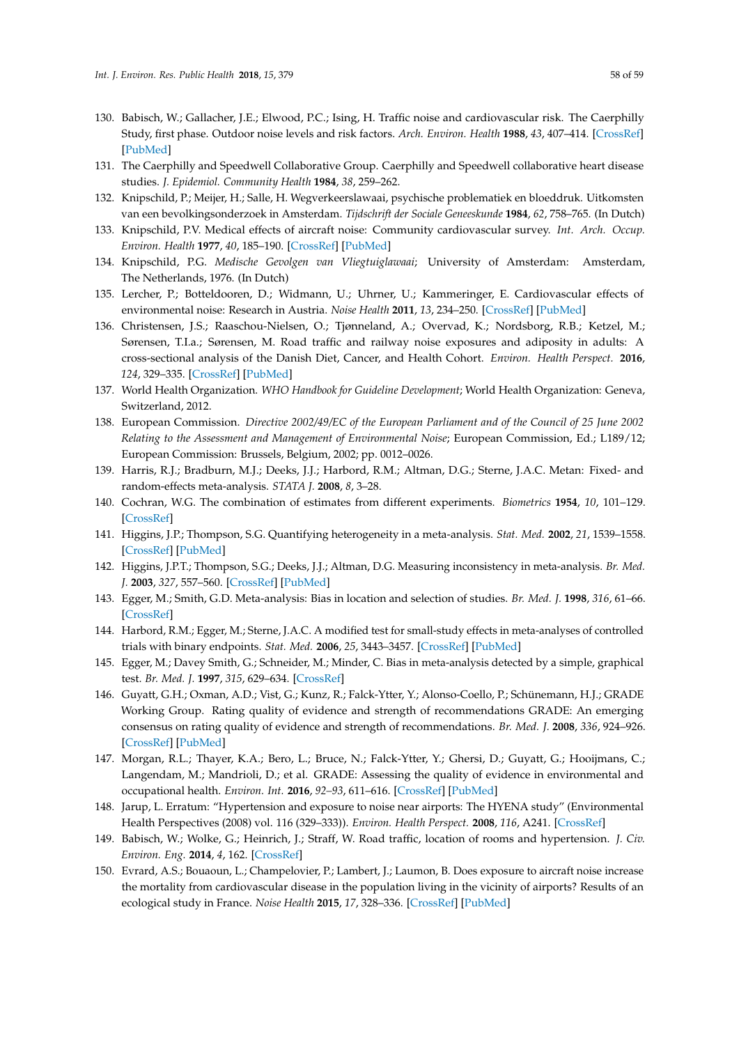130. Babisch, W.; Gallacher, J.E.; Elwood, P.C.; Ising, H. Traffic noise and cardiovascular risk. The Caerphilly Study, first phase. Outdoor noise levels and risk factors. *Arch. Environ. Health* **1988**, *43*, 407–414. [CrossRef] [PubMed]
131. The Caerphilly and Speedwell Collaborative Group. Caerphilly and Speedwell collaborative heart disease studies. *J. Epidemiol. Community Health* **1984**, *38*, 259–262.
132. Knipschild, P.; Meijer, H.; Salle, H. Wegverkeerslawaai, psychische problematiek en bloeddruk. Uitkomsten van een bevolkingsonderzoek in Amsterdam. *Tijdschrift der Sociale Geneeskunde* **1984**, *62*, 758–765. (In Dutch)
133. Knipschild, P.V. Medical effects of aircraft noise: Community cardiovascular survey. *Int. Arch. Occup. Environ. Health* **1977**, *40*, 185–190. [CrossRef] [PubMed]
134. Knipschild, P.G. *Medische Gevolgen van Vliegtuiglawaai*; University of Amsterdam: Amsterdam, The Netherlands, 1976. (In Dutch)
135. Lercher, P.; Botteldooren, D.; Widmann, U.; Uhrner, U.; Kammeringer, E. Cardiovascular effects of environmental noise: Research in Austria. *Noise Health* **2011**, *13*, 234–250. [CrossRef] [PubMed]
136. Christensen, J.S.; Raaschou-Nielsen, O.; Tjønneland, A.; Overvad, K.; Nordsborg, R.B.; Ketzel, M.; Sørensen, T.I.a.; Sørensen, M. Road traffic and railway noise exposures and adiposity in adults: A cross-sectional analysis of the Danish Diet, Cancer, and Health Cohort. *Environ. Health Perspect.* **2016**, *124*, 329–335. [CrossRef] [PubMed]
137. World Health Organization. *WHO Handbook for Guideline Development*; World Health Organization: Geneva, Switzerland, 2012.
138. European Commission. *Directive 2002/49/EC of the European Parliament and of the Council of 25 June 2002 Relating to the Assessment and Management of Environmental Noise*; European Commission, Ed.; L189/12; European Commission: Brussels, Belgium, 2002; pp. 0012–0026.
139. Harris, R.J.; Bradburn, M.J.; Deeks, J.J.; Harbord, R.M.; Altman, D.G.; Sterne, J.A.C. Metan: Fixed- and random-effects meta-analysis. *STATA J.* **2008**, *8*, 3–28.
140. Cochran, W.G. The combination of estimates from different experiments. *Biometrics* **1954**, *10*, 101–129. [CrossRef]
141. Higgins, J.P.; Thompson, S.G. Quantifying heterogeneity in a meta-analysis. *Stat. Med.* **2002**, *21*, 1539–1558. [CrossRef] [PubMed]
142. Higgins, J.P.T.; Thompson, S.G.; Deeks, J.J.; Altman, D.G. Measuring inconsistency in meta-analysis. *Br. Med. J.* **2003**, *327*, 557–560. [CrossRef] [PubMed]
143. Egger, M.; Smith, G.D. Meta-analysis: Bias in location and selection of studies. *Br. Med. J.* **1998**, *316*, 61–66. [CrossRef]
144. Harbord, R.M.; Egger, M.; Sterne, J.A.C. A modified test for small-study effects in meta-analyses of controlled trials with binary endpoints. *Stat. Med.* **2006**, *25*, 3443–3457. [CrossRef] [PubMed]
145. Egger, M.; Davey Smith, G.; Schneider, M.; Minder, C. Bias in meta-analysis detected by a simple, graphical test. *Br. Med. J.* **1997**, *315*, 629–634. [CrossRef]
146. Guyatt, G.H.; Oxman, A.D.; Vist, G.; Kunz, R.; Falck-Ytter, Y.; Alonso-Coello, P.; Schünemann, H.J.; GRADE Working Group. Rating quality of evidence and strength of recommendations GRADE: An emerging consensus on rating quality of evidence and strength of recommendations. *Br. Med. J.* **2008**, *336*, 924–926. [CrossRef] [PubMed]
147. Morgan, R.L.; Thayer, K.A.; Bero, L.; Bruce, N.; Falck-Ytter, Y.; Ghersi, D.; Guyatt, G.; Hooijmans, C.; Langendam, M.; Mandrioli, D.; et al. GRADE: Assessing the quality of evidence in environmental and occupational health. *Environ. Int.* **2016**, *92–93*, 611–616. [CrossRef] [PubMed]
148. Jarup, L. Erratum: "Hypertension and exposure to noise near airports: The HYENA study" (Environmental Health Perspectives (2008) vol. 116 (329–333)). *Environ. Health Perspect.* **2008**, *116*, A241. [CrossRef]
149. Babisch, W.; Wolke, G.; Heinrich, J.; Straff, W. Road traffic, location of rooms and hypertension. *J. Civ. Environ. Eng.* **2014**, *4*, 162. [CrossRef]
150. Evrard, A.S.; Bouaoun, L.; Champelovier, P.; Lambert, J.; Laumon, B. Does exposure to aircraft noise increase the mortality from cardiovascular disease in the population living in the vicinity of airports? Results of an ecological study in France. *Noise Health* **2015**, *17*, 328–336. [CrossRef] [PubMed]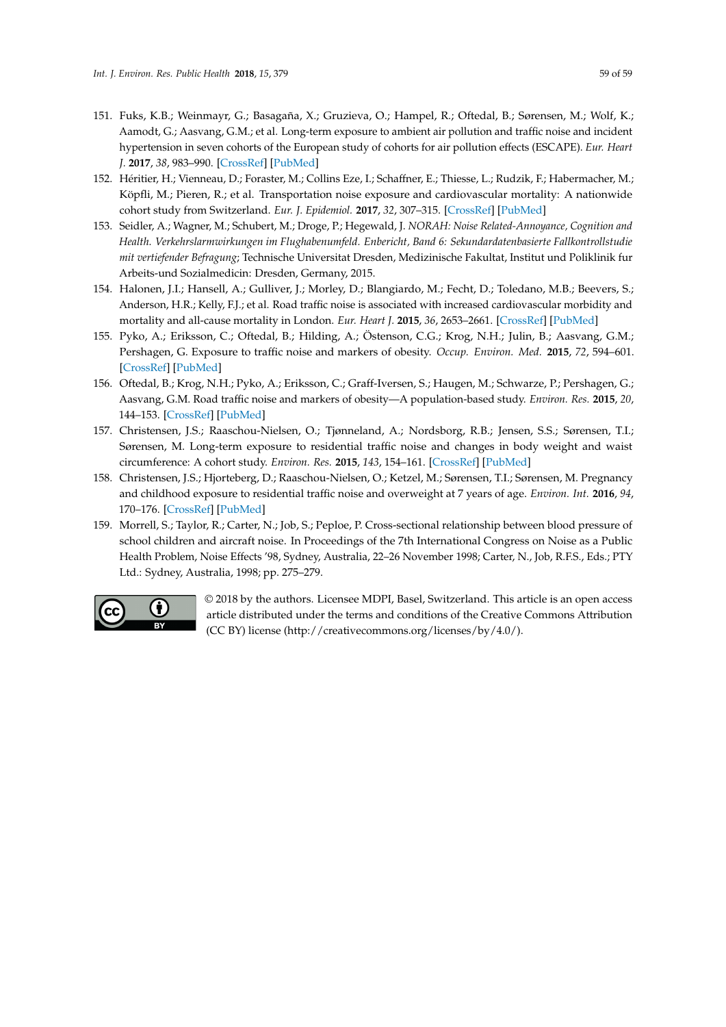151. Fuks, K.B.; Weinmayr, G.; Basagaña, X.; Gruzieva, O.; Hampel, R.; Oftedal, B.; Sørensen, M.; Wolf, K.; Aamodt, G.; Aasvang, G.M.; et al. Long-term exposure to ambient air pollution and traffic noise and incident hypertension in seven cohorts of the European study of cohorts for air pollution effects (ESCAPE). *Eur. Heart J.* **2017**, *38*, 983–990. [CrossRef] [PubMed]
152. Héritier, H.; Vienneau, D.; Foraster, M.; Collins Eze, I.; Schaffner, E.; Thiesse, L.; Rudzik, F.; Habermacher, M.; Köpfli, M.; Pieren, R.; et al. Transportation noise exposure and cardiovascular mortality: A nationwide cohort study from Switzerland. *Eur. J. Epidemiol.* **2017**, *32*, 307–315. [CrossRef] [PubMed]
153. Seidler, A.; Wagner, M.; Schubert, M.; Droge, P.; Hegewald, J. *NORAH: Noise Related-Annoyance, Cognition and Health. Verkehrslarmwirkungen im Flughabenumfeld. Enbericht, Band 6: Sekundardatenbasierte Fallkontrollstudie mit vertiefender Befragung*; Technische Universitat Dresden, Medizinische Fakultat, Institut und Poliklinik fur Arbeits-und Sozialmedicin: Dresden, Germany, 2015.
154. Halonen, J.I.; Hansell, A.; Gulliver, J.; Morley, D.; Blangiardo, M.; Fecht, D.; Toledano, M.B.; Beevers, S.; Anderson, H.R.; Kelly, F.J.; et al. Road traffic noise is associated with increased cardiovascular morbidity and mortality and all-cause mortality in London. *Eur. Heart J.* **2015**, *36*, 2653–2661. [CrossRef] [PubMed]
155. Pyko, A.; Eriksson, C.; Oftedal, B.; Hilding, A.; Östenson, C.G.; Krog, N.H.; Julin, B.; Aasvang, G.M.; Pershagen, G. Exposure to traffic noise and markers of obesity. *Occup. Environ. Med.* **2015**, *72*, 594–601. [CrossRef] [PubMed]
156. Oftedal, B.; Krog, N.H.; Pyko, A.; Eriksson, C.; Graff-Iversen, S.; Haugen, M.; Schwarze, P.; Pershagen, G.; Aasvang, G.M. Road traffic noise and markers of obesity—A population-based study. *Environ. Res.* **2015**, *20*, 144–153. [CrossRef] [PubMed]
157. Christensen, J.S.; Raaschou-Nielsen, O.; Tjønneland, A.; Nordsborg, R.B.; Jensen, S.S.; Sørensen, T.I.; Sørensen, M. Long-term exposure to residential traffic noise and changes in body weight and waist circumference: A cohort study. *Environ. Res.* **2015**, *143*, 154–161. [CrossRef] [PubMed]
158. Christensen, J.S.; Hjorteberg, D.; Raaschou-Nielsen, O.; Ketzel, M.; Sørensen, T.I.; Sørensen, M. Pregnancy and childhood exposure to residential traffic noise and overweight at 7 years of age. *Environ. Int.* **2016**, *94*, 170–176. [CrossRef] [PubMed]
159. Morrell, S.; Taylor, R.; Carter, N.; Job, S.; Peploe, P. Cross-sectional relationship between blood pressure of school children and aircraft noise. In Proceedings of the 7th International Congress on Noise as a Public Health Problem, Noise Effects '98, Sydney, Australia, 22–26 November 1998; Carter, N., Job, R.F.S., Eds.; PTY Ltd.: Sydney, Australia, 1998; pp. 275–279.

© 2018 by the authors. Licensee MDPI, Basel, Switzerland. This article is an open access article distributed under the terms and conditions of the Creative Commons Attribution (CC BY) license (http://creativecommons.org/licenses/by/4.0/).